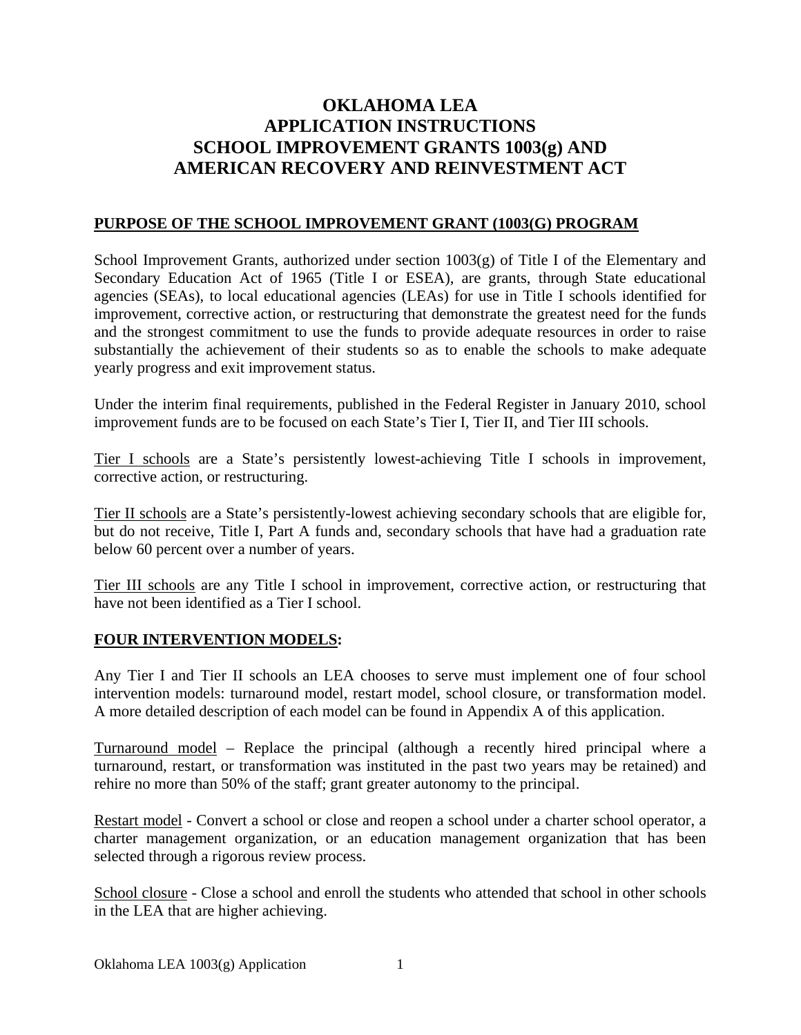# OKLAHOMA LEA
# APPLICATION INSTRUCTIONS
# SCHOOL IMPROVEMENT GRANTS 1003(g) AND
# AMERICAN RECOVERY AND REINVESTMENT ACT

## PURPOSE OF THE SCHOOL IMPROVEMENT GRANT (1003(G) PROGRAM

School Improvement Grants, authorized under section 1003(g) of Title I of the Elementary and Secondary Education Act of 1965 (Title I or ESEA), are grants, through State educational agencies (SEAs), to local educational agencies (LEAs) for use in Title I schools identified for improvement, corrective action, or restructuring that demonstrate the greatest need for the funds and the strongest commitment to use the funds to provide adequate resources in order to raise substantially the achievement of their students so as to enable the schools to make adequate yearly progress and exit improvement status.

Under the interim final requirements, published in the Federal Register in January 2010, school improvement funds are to be focused on each State's Tier I, Tier II, and Tier III schools.

Tier I schools are a State's persistently lowest-achieving Title I schools in improvement, corrective action, or restructuring.

Tier II schools are a State's persistently-lowest achieving secondary schools that are eligible for, but do not receive, Title I, Part A funds and, secondary schools that have had a graduation rate below 60 percent over a number of years.

Tier III schools are any Title I school in improvement, corrective action, or restructuring that have not been identified as a Tier I school.

## FOUR INTERVENTION MODELS:

Any Tier I and Tier II schools an LEA chooses to serve must implement one of four school intervention models: turnaround model, restart model, school closure, or transformation model. A more detailed description of each model can be found in Appendix A of this application.

Turnaround model – Replace the principal (although a recently hired principal where a turnaround, restart, or transformation was instituted in the past two years may be retained) and rehire no more than 50% of the staff; grant greater autonomy to the principal.

Restart model - Convert a school or close and reopen a school under a charter school operator, a charter management organization, or an education management organization that has been selected through a rigorous review process.

School closure - Close a school and enroll the students who attended that school in other schools in the LEA that are higher achieving.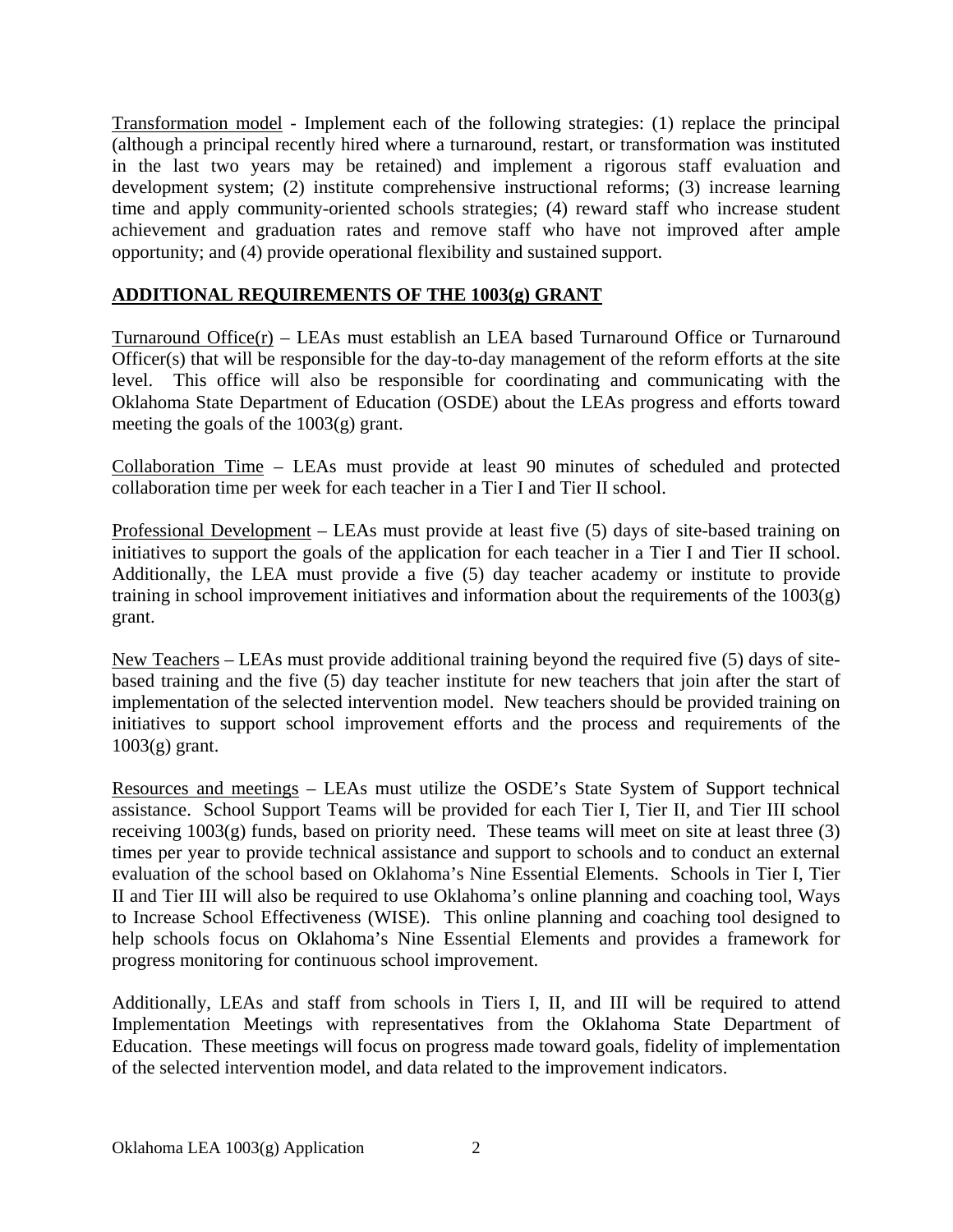Transformation model - Implement each of the following strategies: (1) replace the principal (although a principal recently hired where a turnaround, restart, or transformation was instituted in the last two years may be retained) and implement a rigorous staff evaluation and development system; (2) institute comprehensive instructional reforms; (3) increase learning time and apply community-oriented schools strategies; (4) reward staff who increase student achievement and graduation rates and remove staff who have not improved after ample opportunity; and (4) provide operational flexibility and sustained support.

## ADDITIONAL REQUIREMENTS OF THE 1003(g) GRANT

Turnaround Office(r) – LEAs must establish an LEA based Turnaround Office or Turnaround Officer(s) that will be responsible for the day-to-day management of the reform efforts at the site level. This office will also be responsible for coordinating and communicating with the Oklahoma State Department of Education (OSDE) about the LEAs progress and efforts toward meeting the goals of the 1003(g) grant.

Collaboration Time – LEAs must provide at least 90 minutes of scheduled and protected collaboration time per week for each teacher in a Tier I and Tier II school.

Professional Development – LEAs must provide at least five (5) days of site-based training on initiatives to support the goals of the application for each teacher in a Tier I and Tier II school. Additionally, the LEA must provide a five (5) day teacher academy or institute to provide training in school improvement initiatives and information about the requirements of the 1003(g) grant.

New Teachers – LEAs must provide additional training beyond the required five (5) days of site-based training and the five (5) day teacher institute for new teachers that join after the start of implementation of the selected intervention model. New teachers should be provided training on initiatives to support school improvement efforts and the process and requirements of the 1003(g) grant.

Resources and meetings – LEAs must utilize the OSDE's State System of Support technical assistance. School Support Teams will be provided for each Tier I, Tier II, and Tier III school receiving 1003(g) funds, based on priority need. These teams will meet on site at least three (3) times per year to provide technical assistance and support to schools and to conduct an external evaluation of the school based on Oklahoma's Nine Essential Elements. Schools in Tier I, Tier II and Tier III will also be required to use Oklahoma's online planning and coaching tool, Ways to Increase School Effectiveness (WISE). This online planning and coaching tool designed to help schools focus on Oklahoma's Nine Essential Elements and provides a framework for progress monitoring for continuous school improvement.

Additionally, LEAs and staff from schools in Tiers I, II, and III will be required to attend Implementation Meetings with representatives from the Oklahoma State Department of Education. These meetings will focus on progress made toward goals, fidelity of implementation of the selected intervention model, and data related to the improvement indicators.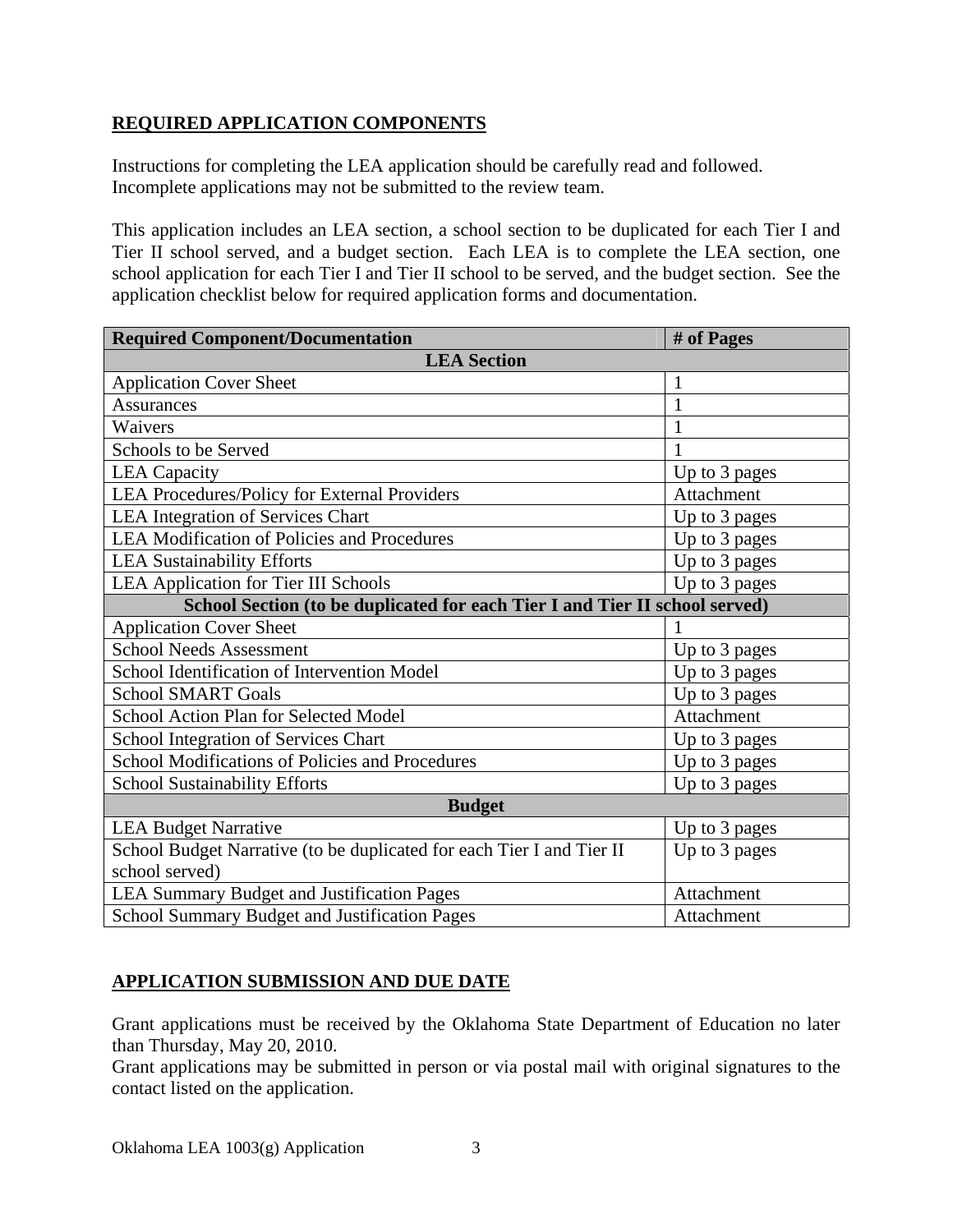## REQUIRED APPLICATION COMPONENTS

Instructions for completing the LEA application should be carefully read and followed. Incomplete applications may not be submitted to the review team.

This application includes an LEA section, a school section to be duplicated for each Tier I and Tier II school served, and a budget section. Each LEA is to complete the LEA section, one school application for each Tier I and Tier II school to be served, and the budget section. See the application checklist below for required application forms and documentation.

| Required Component/Documentation | # of Pages |
|---|---|
| **LEA Section** | |
| Application Cover Sheet | 1 |
| Assurances | 1 |
| Waivers | 1 |
| Schools to be Served | 1 |
| LEA Capacity | Up to 3 pages |
| LEA Procedures/Policy for External Providers | Attachment |
| LEA Integration of Services Chart | Up to 3 pages |
| LEA Modification of Policies and Procedures | Up to 3 pages |
| LEA Sustainability Efforts | Up to 3 pages |
| LEA Application for Tier III Schools | Up to 3 pages |
| **School Section (to be duplicated for each Tier I and Tier II school served)** | |
| Application Cover Sheet | 1 |
| School Needs Assessment | Up to 3 pages |
| School Identification of Intervention Model | Up to 3 pages |
| School SMART Goals | Up to 3 pages |
| School Action Plan for Selected Model | Attachment |
| School Integration of Services Chart | Up to 3 pages |
| School Modifications of Policies and Procedures | Up to 3 pages |
| School Sustainability Efforts | Up to 3 pages |
| **Budget** | |
| LEA Budget Narrative | Up to 3 pages |
| School Budget Narrative (to be duplicated for each Tier I and Tier II school served) | Up to 3 pages |
| LEA Summary Budget and Justification Pages | Attachment |
| School Summary Budget and Justification Pages | Attachment |

## APPLICATION SUBMISSION AND DUE DATE

Grant applications must be received by the Oklahoma State Department of Education no later than Thursday, May 20, 2010.

Grant applications may be submitted in person or via postal mail with original signatures to the contact listed on the application.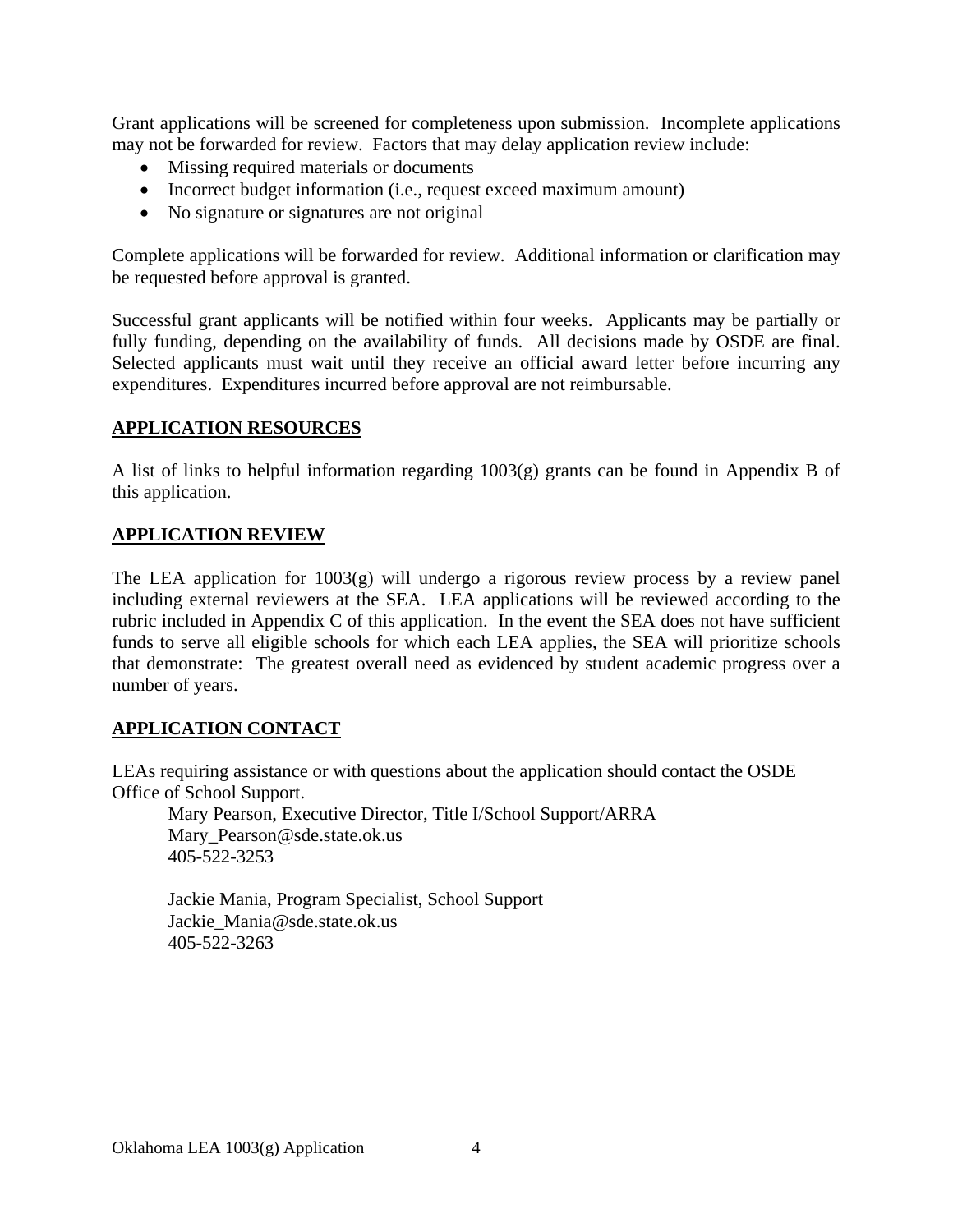Grant applications will be screened for completeness upon submission. Incomplete applications may not be forwarded for review. Factors that may delay application review include:

- Missing required materials or documents
- Incorrect budget information (i.e., request exceed maximum amount)
- No signature or signatures are not original

Complete applications will be forwarded for review. Additional information or clarification may be requested before approval is granted.

Successful grant applicants will be notified within four weeks. Applicants may be partially or fully funding, depending on the availability of funds. All decisions made by OSDE are final. Selected applicants must wait until they receive an official award letter before incurring any expenditures. Expenditures incurred before approval are not reimbursable.

## APPLICATION RESOURCES

A list of links to helpful information regarding 1003(g) grants can be found in Appendix B of this application.

## APPLICATION REVIEW

The LEA application for 1003(g) will undergo a rigorous review process by a review panel including external reviewers at the SEA. LEA applications will be reviewed according to the rubric included in Appendix C of this application. In the event the SEA does not have sufficient funds to serve all eligible schools for which each LEA applies, the SEA will prioritize schools that demonstrate: The greatest overall need as evidenced by student academic progress over a number of years.

## APPLICATION CONTACT

LEAs requiring assistance or with questions about the application should contact the OSDE Office of School Support.

Mary Pearson, Executive Director, Title I/School Support/ARRA
Mary_Pearson@sde.state.ok.us
405-522-3253

Jackie Mania, Program Specialist, School Support
Jackie_Mania@sde.state.ok.us
405-522-3263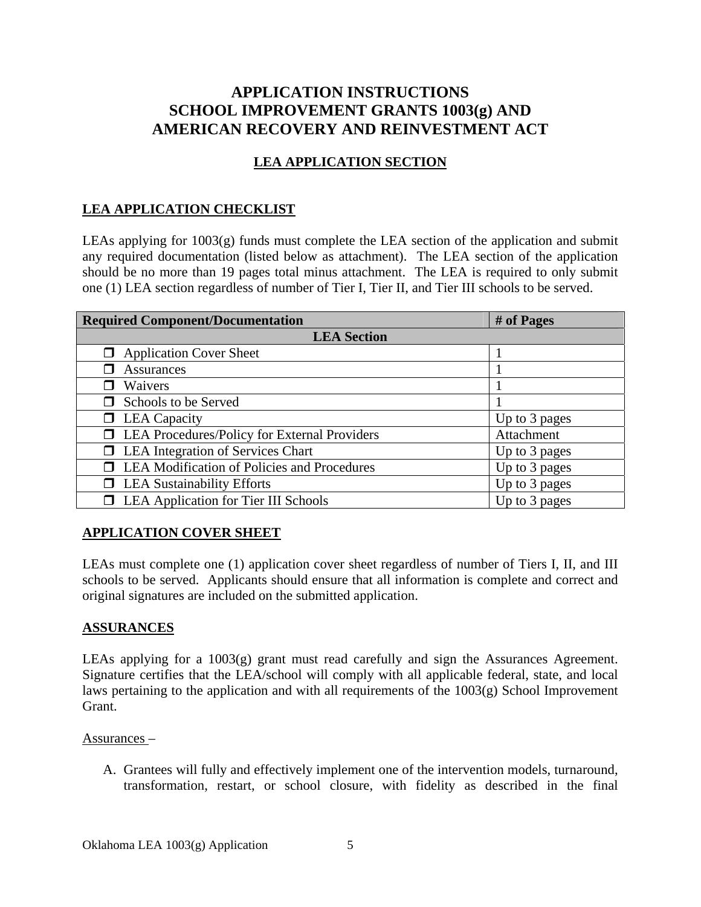# APPLICATION INSTRUCTIONS
# SCHOOL IMPROVEMENT GRANTS 1003(g) AND AMERICAN RECOVERY AND REINVESTMENT ACT

## LEA APPLICATION SECTION

### LEA APPLICATION CHECKLIST

LEAs applying for 1003(g) funds must complete the LEA section of the application and submit any required documentation (listed below as attachment). The LEA section of the application should be no more than 19 pages total minus attachment. The LEA is required to only submit one (1) LEA section regardless of number of Tier I, Tier II, and Tier III schools to be served.

| Required Component/Documentation | # of Pages |
|---|---|
| **LEA Section** | |
| ❒ Application Cover Sheet | 1 |
| ❒ Assurances | 1 |
| ❒ Waivers | 1 |
| ❒ Schools to be Served | 1 |
| ❒ LEA Capacity | Up to 3 pages |
| ❒ LEA Procedures/Policy for External Providers | Attachment |
| ❒ LEA Integration of Services Chart | Up to 3 pages |
| ❒ LEA Modification of Policies and Procedures | Up to 3 pages |
| ❒ LEA Sustainability Efforts | Up to 3 pages |
| ❒ LEA Application for Tier III Schools | Up to 3 pages |

### APPLICATION COVER SHEET

LEAs must complete one (1) application cover sheet regardless of number of Tiers I, II, and III schools to be served. Applicants should ensure that all information is complete and correct and original signatures are included on the submitted application.

### ASSURANCES

LEAs applying for a 1003(g) grant must read carefully and sign the Assurances Agreement. Signature certifies that the LEA/school will comply with all applicable federal, state, and local laws pertaining to the application and with all requirements of the 1003(g) School Improvement Grant.

Assurances –

A. Grantees will fully and effectively implement one of the intervention models, turnaround, transformation, restart, or school closure, with fidelity as described in the final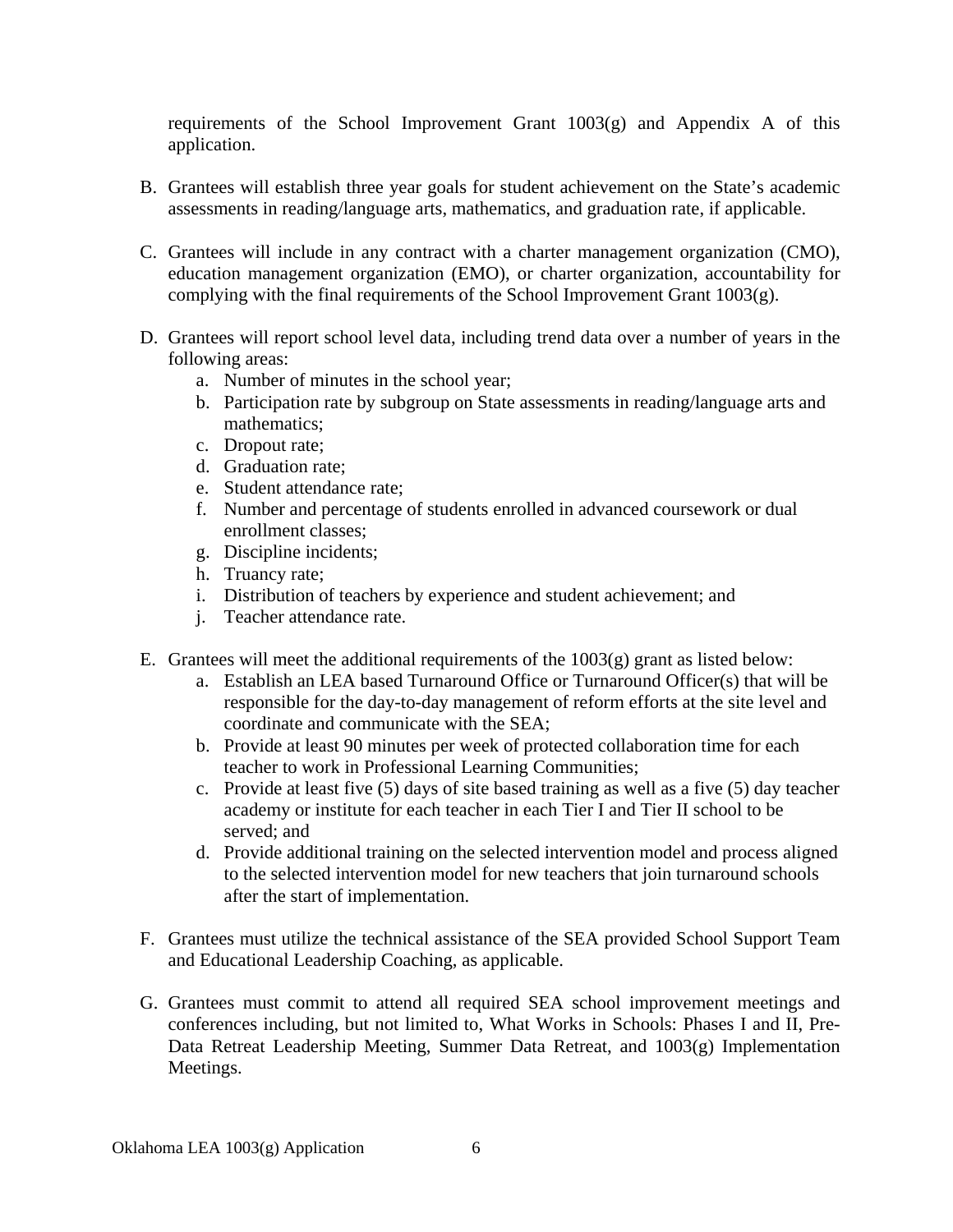requirements of the School Improvement Grant 1003(g) and Appendix A of this application.

B. Grantees will establish three year goals for student achievement on the State's academic assessments in reading/language arts, mathematics, and graduation rate, if applicable.

C. Grantees will include in any contract with a charter management organization (CMO), education management organization (EMO), or charter organization, accountability for complying with the final requirements of the School Improvement Grant 1003(g).

D. Grantees will report school level data, including trend data over a number of years in the following areas:
   a. Number of minutes in the school year;
   b. Participation rate by subgroup on State assessments in reading/language arts and mathematics;
   c. Dropout rate;
   d. Graduation rate;
   e. Student attendance rate;
   f. Number and percentage of students enrolled in advanced coursework or dual enrollment classes;
   g. Discipline incidents;
   h. Truancy rate;
   i. Distribution of teachers by experience and student achievement; and
   j. Teacher attendance rate.

E. Grantees will meet the additional requirements of the 1003(g) grant as listed below:
   a. Establish an LEA based Turnaround Office or Turnaround Officer(s) that will be responsible for the day-to-day management of reform efforts at the site level and coordinate and communicate with the SEA;
   b. Provide at least 90 minutes per week of protected collaboration time for each teacher to work in Professional Learning Communities;
   c. Provide at least five (5) days of site based training as well as a five (5) day teacher academy or institute for each teacher in each Tier I and Tier II school to be served; and
   d. Provide additional training on the selected intervention model and process aligned to the selected intervention model for new teachers that join turnaround schools after the start of implementation.

F. Grantees must utilize the technical assistance of the SEA provided School Support Team and Educational Leadership Coaching, as applicable.

G. Grantees must commit to attend all required SEA school improvement meetings and conferences including, but not limited to, What Works in Schools: Phases I and II, Pre-Data Retreat Leadership Meeting, Summer Data Retreat, and 1003(g) Implementation Meetings.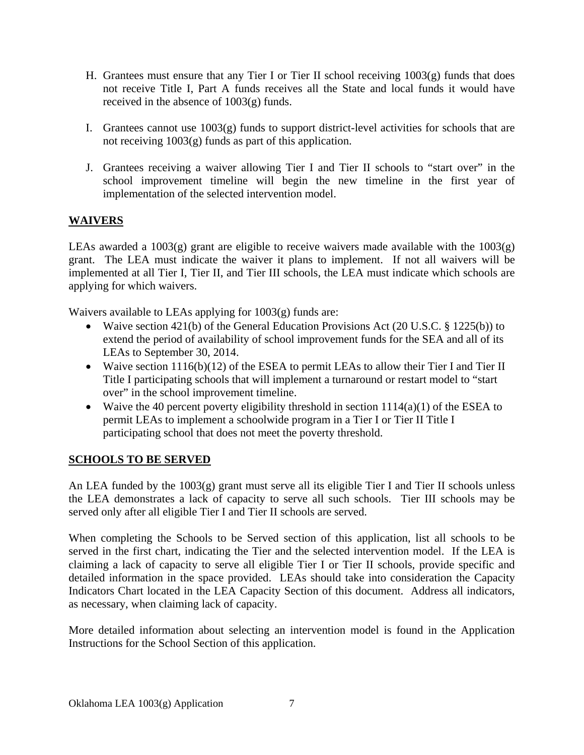H. Grantees must ensure that any Tier I or Tier II school receiving 1003(g) funds that does not receive Title I, Part A funds receives all the State and local funds it would have received in the absence of 1003(g) funds.

I. Grantees cannot use 1003(g) funds to support district-level activities for schools that are not receiving 1003(g) funds as part of this application.

J. Grantees receiving a waiver allowing Tier I and Tier II schools to "start over" in the school improvement timeline will begin the new timeline in the first year of implementation of the selected intervention model.

## WAIVERS

LEAs awarded a 1003(g) grant are eligible to receive waivers made available with the 1003(g) grant. The LEA must indicate the waiver it plans to implement. If not all waivers will be implemented at all Tier I, Tier II, and Tier III schools, the LEA must indicate which schools are applying for which waivers.

Waivers available to LEAs applying for 1003(g) funds are:

- Waive section 421(b) of the General Education Provisions Act (20 U.S.C. § 1225(b)) to extend the period of availability of school improvement funds for the SEA and all of its LEAs to September 30, 2014.
- Waive section 1116(b)(12) of the ESEA to permit LEAs to allow their Tier I and Tier II Title I participating schools that will implement a turnaround or restart model to "start over" in the school improvement timeline.
- Waive the 40 percent poverty eligibility threshold in section 1114(a)(1) of the ESEA to permit LEAs to implement a schoolwide program in a Tier I or Tier II Title I participating school that does not meet the poverty threshold.

## SCHOOLS TO BE SERVED

An LEA funded by the 1003(g) grant must serve all its eligible Tier I and Tier II schools unless the LEA demonstrates a lack of capacity to serve all such schools. Tier III schools may be served only after all eligible Tier I and Tier II schools are served.

When completing the Schools to be Served section of this application, list all schools to be served in the first chart, indicating the Tier and the selected intervention model. If the LEA is claiming a lack of capacity to serve all eligible Tier I or Tier II schools, provide specific and detailed information in the space provided. LEAs should take into consideration the Capacity Indicators Chart located in the LEA Capacity Section of this document. Address all indicators, as necessary, when claiming lack of capacity.

More detailed information about selecting an intervention model is found in the Application Instructions for the School Section of this application.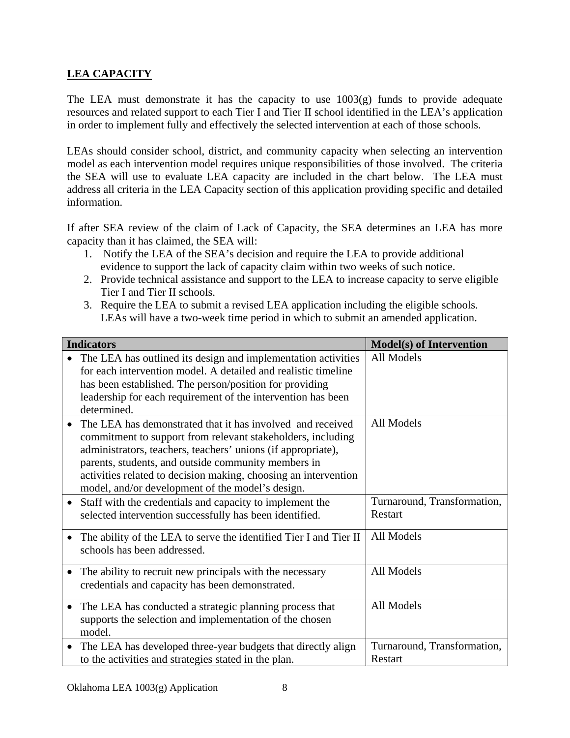## LEA CAPACITY

The LEA must demonstrate it has the capacity to use 1003(g) funds to provide adequate resources and related support to each Tier I and Tier II school identified in the LEA's application in order to implement fully and effectively the selected intervention at each of those schools.

LEAs should consider school, district, and community capacity when selecting an intervention model as each intervention model requires unique responsibilities of those involved. The criteria the SEA will use to evaluate LEA capacity are included in the chart below. The LEA must address all criteria in the LEA Capacity section of this application providing specific and detailed information.

If after SEA review of the claim of Lack of Capacity, the SEA determines an LEA has more capacity than it has claimed, the SEA will:

1. Notify the LEA of the SEA's decision and require the LEA to provide additional evidence to support the lack of capacity claim within two weeks of such notice.
2. Provide technical assistance and support to the LEA to increase capacity to serve eligible Tier I and Tier II schools.
3. Require the LEA to submit a revised LEA application including the eligible schools. LEAs will have a two-week time period in which to submit an amended application.

| Indicators | Model(s) of Intervention |
|---|---|
| • The LEA has outlined its design and implementation activities for each intervention model. A detailed and realistic timeline has been established. The person/position for providing leadership for each requirement of the intervention has been determined. | All Models |
| • The LEA has demonstrated that it has involved and received commitment to support from relevant stakeholders, including administrators, teachers, teachers' unions (if appropriate), parents, students, and outside community members in activities related to decision making, choosing an intervention model, and/or development of the model's design. | All Models |
| • Staff with the credentials and capacity to implement the selected intervention successfully has been identified. | Turnaround, Transformation, Restart |
| • The ability of the LEA to serve the identified Tier I and Tier II schools has been addressed. | All Models |
| • The ability to recruit new principals with the necessary credentials and capacity has been demonstrated. | All Models |
| • The LEA has conducted a strategic planning process that supports the selection and implementation of the chosen model. | All Models |
| • The LEA has developed three-year budgets that directly align to the activities and strategies stated in the plan. | Turnaround, Transformation, Restart |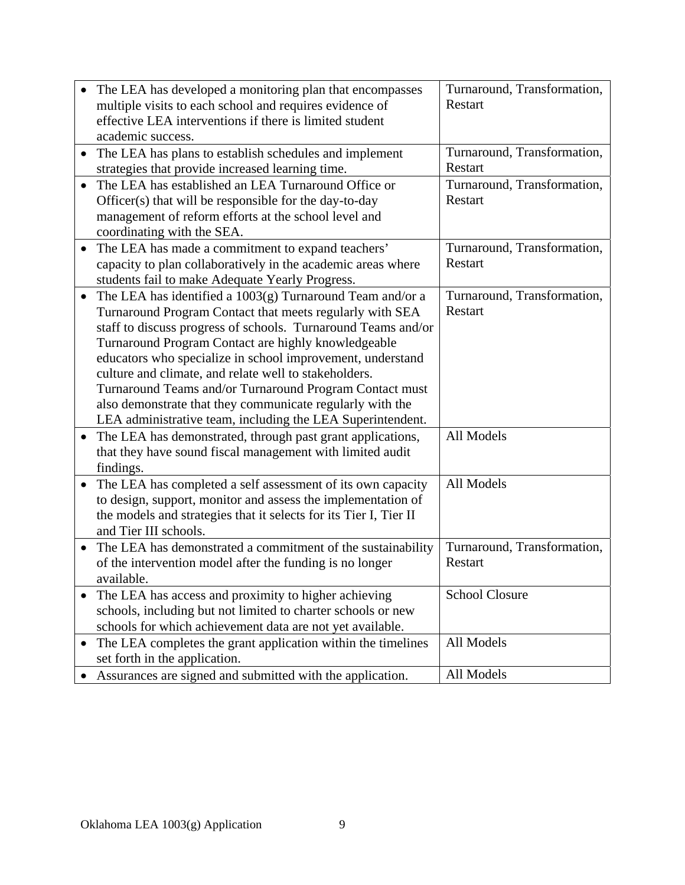| | |
|---|---|
| • The LEA has developed a monitoring plan that encompasses multiple visits to each school and requires evidence of effective LEA interventions if there is limited student academic success. | Turnaround, Transformation, Restart |
| • The LEA has plans to establish schedules and implement strategies that provide increased learning time. | Turnaround, Transformation, Restart |
| • The LEA has established an LEA Turnaround Office or Officer(s) that will be responsible for the day-to-day management of reform efforts at the school level and coordinating with the SEA. | Turnaround, Transformation, Restart |
| • The LEA has made a commitment to expand teachers' capacity to plan collaboratively in the academic areas where students fail to make Adequate Yearly Progress. | Turnaround, Transformation, Restart |
| • The LEA has identified a 1003(g) Turnaround Team and/or a Turnaround Program Contact that meets regularly with SEA staff to discuss progress of schools. Turnaround Teams and/or Turnaround Program Contact are highly knowledgeable educators who specialize in school improvement, understand culture and climate, and relate well to stakeholders. Turnaround Teams and/or Turnaround Program Contact must also demonstrate that they communicate regularly with the LEA administrative team, including the LEA Superintendent. | Turnaround, Transformation, Restart |
| • The LEA has demonstrated, through past grant applications, that they have sound fiscal management with limited audit findings. | All Models |
| • The LEA has completed a self assessment of its own capacity to design, support, monitor and assess the implementation of the models and strategies that it selects for its Tier I, Tier II and Tier III schools. | All Models |
| • The LEA has demonstrated a commitment of the sustainability of the intervention model after the funding is no longer available. | Turnaround, Transformation, Restart |
| • The LEA has access and proximity to higher achieving schools, including but not limited to charter schools or new schools for which achievement data are not yet available. | School Closure |
| • The LEA completes the grant application within the timelines set forth in the application. | All Models |
| • Assurances are signed and submitted with the application. | All Models |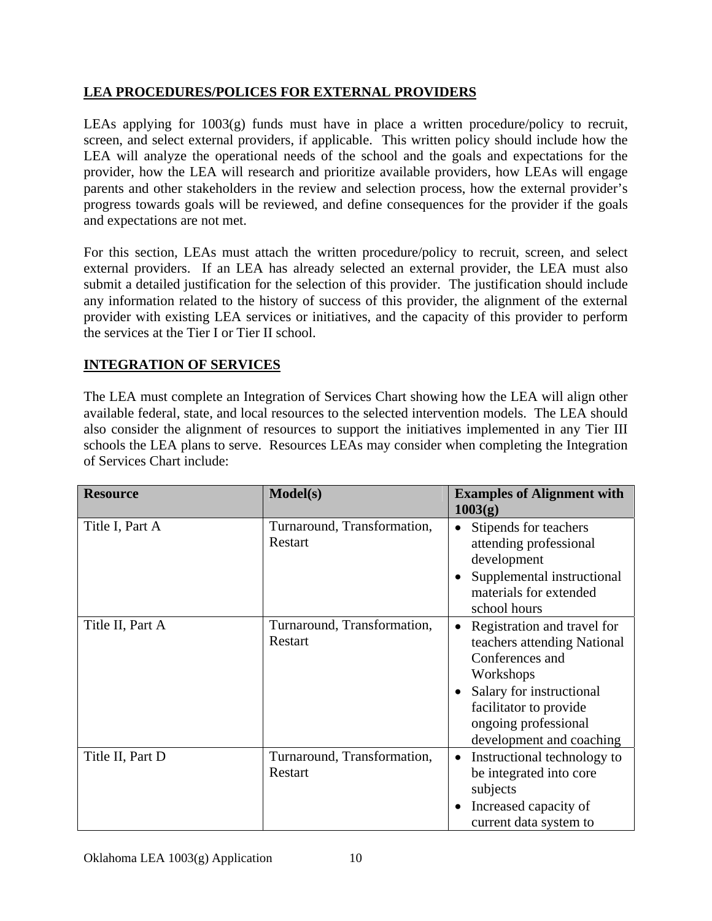## LEA PROCEDURES/POLICES FOR EXTERNAL PROVIDERS

LEAs applying for 1003(g) funds must have in place a written procedure/policy to recruit, screen, and select external providers, if applicable. This written policy should include how the LEA will analyze the operational needs of the school and the goals and expectations for the provider, how the LEA will research and prioritize available providers, how LEAs will engage parents and other stakeholders in the review and selection process, how the external provider's progress towards goals will be reviewed, and define consequences for the provider if the goals and expectations are not met.

For this section, LEAs must attach the written procedure/policy to recruit, screen, and select external providers. If an LEA has already selected an external provider, the LEA must also submit a detailed justification for the selection of this provider. The justification should include any information related to the history of success of this provider, the alignment of the external provider with existing LEA services or initiatives, and the capacity of this provider to perform the services at the Tier I or Tier II school.

## INTEGRATION OF SERVICES

The LEA must complete an Integration of Services Chart showing how the LEA will align other available federal, state, and local resources to the selected intervention models. The LEA should also consider the alignment of resources to support the initiatives implemented in any Tier III schools the LEA plans to serve. Resources LEAs may consider when completing the Integration of Services Chart include:

| Resource | Model(s) | Examples of Alignment with 1003(g) |
|---|---|---|
| Title I, Part A | Turnaround, Transformation, Restart | • Stipends for teachers attending professional development<br>• Supplemental instructional materials for extended school hours |
| Title II, Part A | Turnaround, Transformation, Restart | • Registration and travel for teachers attending National Conferences and Workshops<br>• Salary for instructional facilitator to provide ongoing professional development and coaching |
| Title II, Part D | Turnaround, Transformation, Restart | • Instructional technology to be integrated into core subjects<br>• Increased capacity of current data system to |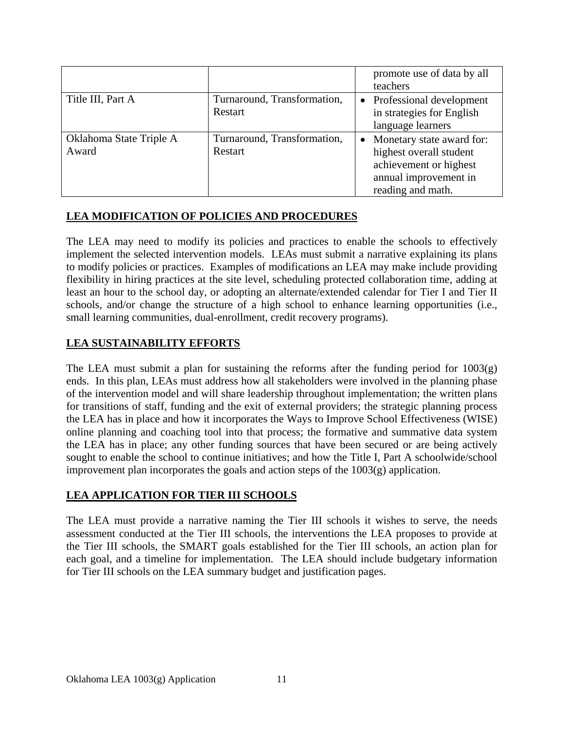| | | |
|---|---|---|
| | | promote use of data by all teachers |
| Title III, Part A | Turnaround, Transformation, Restart | • Professional development in strategies for English language learners |
| Oklahoma State Triple A Award | Turnaround, Transformation, Restart | • Monetary state award for: highest overall student achievement or highest annual improvement in reading and math. |

**LEA MODIFICATION OF POLICIES AND PROCEDURES**

The LEA may need to modify its policies and practices to enable the schools to effectively implement the selected intervention models. LEAs must submit a narrative explaining its plans to modify policies or practices. Examples of modifications an LEA may make include providing flexibility in hiring practices at the site level, scheduling protected collaboration time, adding at least an hour to the school day, or adopting an alternate/extended calendar for Tier I and Tier II schools, and/or change the structure of a high school to enhance learning opportunities (i.e., small learning communities, dual-enrollment, credit recovery programs).

**LEA SUSTAINABILITY EFFORTS**

The LEA must submit a plan for sustaining the reforms after the funding period for 1003(g) ends. In this plan, LEAs must address how all stakeholders were involved in the planning phase of the intervention model and will share leadership throughout implementation; the written plans for transitions of staff, funding and the exit of external providers; the strategic planning process the LEA has in place and how it incorporates the Ways to Improve School Effectiveness (WISE) online planning and coaching tool into that process; the formative and summative data system the LEA has in place; any other funding sources that have been secured or are being actively sought to enable the school to continue initiatives; and how the Title I, Part A schoolwide/school improvement plan incorporates the goals and action steps of the 1003(g) application.

**LEA APPLICATION FOR TIER III SCHOOLS**

The LEA must provide a narrative naming the Tier III schools it wishes to serve, the needs assessment conducted at the Tier III schools, the interventions the LEA proposes to provide at the Tier III schools, the SMART goals established for the Tier III schools, an action plan for each goal, and a timeline for implementation. The LEA should include budgetary information for Tier III schools on the LEA summary budget and justification pages.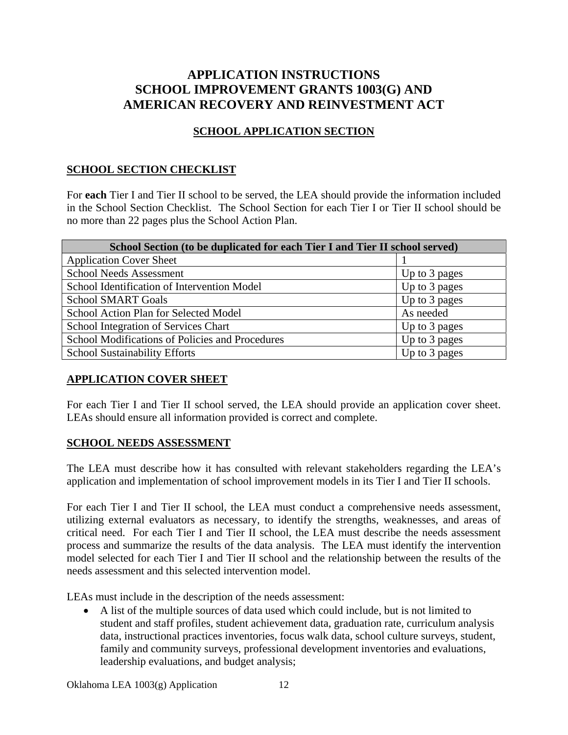# APPLICATION INSTRUCTIONS SCHOOL IMPROVEMENT GRANTS 1003(G) AND AMERICAN RECOVERY AND REINVESTMENT ACT

## SCHOOL APPLICATION SECTION

### SCHOOL SECTION CHECKLIST

For **each** Tier I and Tier II school to be served, the LEA should provide the information included in the School Section Checklist. The School Section for each Tier I or Tier II school should be no more than 22 pages plus the School Action Plan.

| School Section (to be duplicated for each Tier I and Tier II school served) | |
|---|---|
| Application Cover Sheet | 1 |
| School Needs Assessment | Up to 3 pages |
| School Identification of Intervention Model | Up to 3 pages |
| School SMART Goals | Up to 3 pages |
| School Action Plan for Selected Model | As needed |
| School Integration of Services Chart | Up to 3 pages |
| School Modifications of Policies and Procedures | Up to 3 pages |
| School Sustainability Efforts | Up to 3 pages |

### APPLICATION COVER SHEET

For each Tier I and Tier II school served, the LEA should provide an application cover sheet. LEAs should ensure all information provided is correct and complete.

### SCHOOL NEEDS ASSESSMENT

The LEA must describe how it has consulted with relevant stakeholders regarding the LEA's application and implementation of school improvement models in its Tier I and Tier II schools.

For each Tier I and Tier II school, the LEA must conduct a comprehensive needs assessment, utilizing external evaluators as necessary, to identify the strengths, weaknesses, and areas of critical need. For each Tier I and Tier II school, the LEA must describe the needs assessment process and summarize the results of the data analysis. The LEA must identify the intervention model selected for each Tier I and Tier II school and the relationship between the results of the needs assessment and this selected intervention model.

LEAs must include in the description of the needs assessment:

- A list of the multiple sources of data used which could include, but is not limited to student and staff profiles, student achievement data, graduation rate, curriculum analysis data, instructional practices inventories, focus walk data, school culture surveys, student, family and community surveys, professional development inventories and evaluations, leadership evaluations, and budget analysis;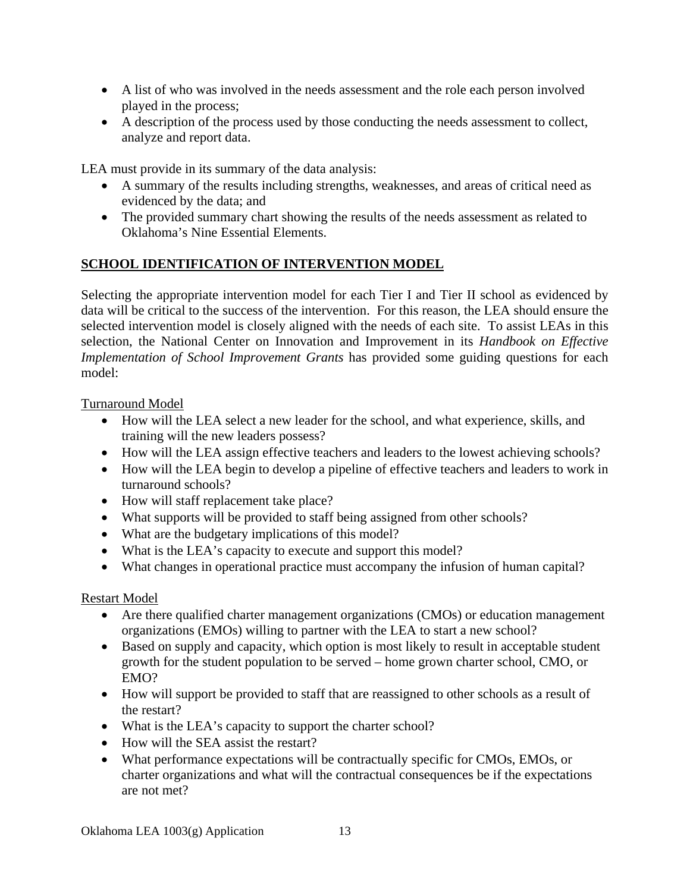- A list of who was involved in the needs assessment and the role each person involved played in the process;
- A description of the process used by those conducting the needs assessment to collect, analyze and report data.

LEA must provide in its summary of the data analysis:

- A summary of the results including strengths, weaknesses, and areas of critical need as evidenced by the data; and
- The provided summary chart showing the results of the needs assessment as related to Oklahoma's Nine Essential Elements.

## SCHOOL IDENTIFICATION OF INTERVENTION MODEL

Selecting the appropriate intervention model for each Tier I and Tier II school as evidenced by data will be critical to the success of the intervention. For this reason, the LEA should ensure the selected intervention model is closely aligned with the needs of each site. To assist LEAs in this selection, the National Center on Innovation and Improvement in its *Handbook on Effective Implementation of School Improvement Grants* has provided some guiding questions for each model:

### Turnaround Model

- How will the LEA select a new leader for the school, and what experience, skills, and training will the new leaders possess?
- How will the LEA assign effective teachers and leaders to the lowest achieving schools?
- How will the LEA begin to develop a pipeline of effective teachers and leaders to work in turnaround schools?
- How will staff replacement take place?
- What supports will be provided to staff being assigned from other schools?
- What are the budgetary implications of this model?
- What is the LEA's capacity to execute and support this model?
- What changes in operational practice must accompany the infusion of human capital?

### Restart Model

- Are there qualified charter management organizations (CMOs) or education management organizations (EMOs) willing to partner with the LEA to start a new school?
- Based on supply and capacity, which option is most likely to result in acceptable student growth for the student population to be served – home grown charter school, CMO, or EMO?
- How will support be provided to staff that are reassigned to other schools as a result of the restart?
- What is the LEA's capacity to support the charter school?
- How will the SEA assist the restart?
- What performance expectations will be contractually specific for CMOs, EMOs, or charter organizations and what will the contractual consequences be if the expectations are not met?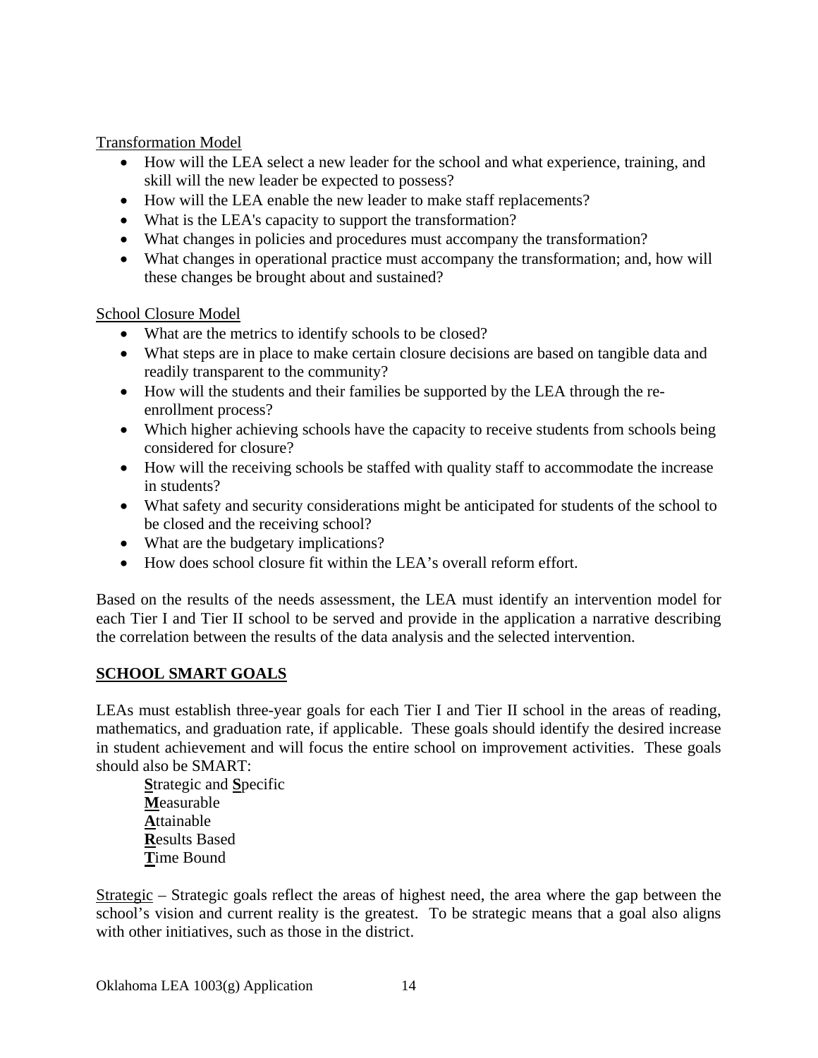Transformation Model

- How will the LEA select a new leader for the school and what experience, training, and skill will the new leader be expected to possess?
- How will the LEA enable the new leader to make staff replacements?
- What is the LEA's capacity to support the transformation?
- What changes in policies and procedures must accompany the transformation?
- What changes in operational practice must accompany the transformation; and, how will these changes be brought about and sustained?

School Closure Model

- What are the metrics to identify schools to be closed?
- What steps are in place to make certain closure decisions are based on tangible data and readily transparent to the community?
- How will the students and their families be supported by the LEA through the re-enrollment process?
- Which higher achieving schools have the capacity to receive students from schools being considered for closure?
- How will the receiving schools be staffed with quality staff to accommodate the increase in students?
- What safety and security considerations might be anticipated for students of the school to be closed and the receiving school?
- What are the budgetary implications?
- How does school closure fit within the LEA's overall reform effort.

Based on the results of the needs assessment, the LEA must identify an intervention model for each Tier I and Tier II school to be served and provide in the application a narrative describing the correlation between the results of the data analysis and the selected intervention.

## SCHOOL SMART GOALS

LEAs must establish three-year goals for each Tier I and Tier II school in the areas of reading, mathematics, and graduation rate, if applicable. These goals should identify the desired increase in student achievement and will focus the entire school on improvement activities. These goals should also be SMART:

**S**trategic and **S**pecific
**M**easurable
**A**ttainable
**R**esults Based
**T**ime Bound

Strategic – Strategic goals reflect the areas of highest need, the area where the gap between the school's vision and current reality is the greatest. To be strategic means that a goal also aligns with other initiatives, such as those in the district.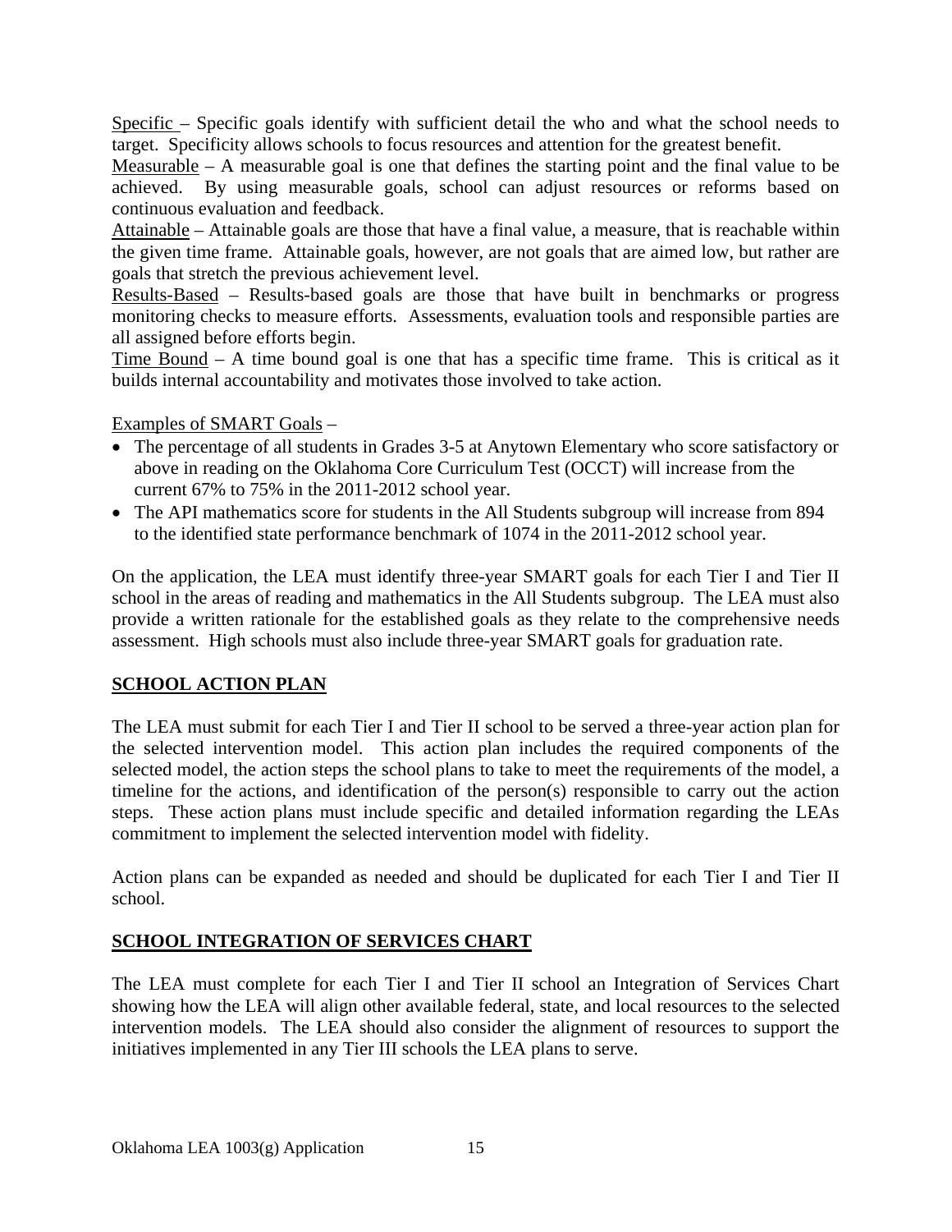Specific – Specific goals identify with sufficient detail the who and what the school needs to target. Specificity allows schools to focus resources and attention for the greatest benefit.
Measurable – A measurable goal is one that defines the starting point and the final value to be achieved. By using measurable goals, school can adjust resources or reforms based on continuous evaluation and feedback.
Attainable – Attainable goals are those that have a final value, a measure, that is reachable within the given time frame. Attainable goals, however, are not goals that are aimed low, but rather are goals that stretch the previous achievement level.
Results-Based – Results-based goals are those that have built in benchmarks or progress monitoring checks to measure efforts. Assessments, evaluation tools and responsible parties are all assigned before efforts begin.
Time Bound – A time bound goal is one that has a specific time frame. This is critical as it builds internal accountability and motivates those involved to take action.

Examples of SMART Goals –

- The percentage of all students in Grades 3-5 at Anytown Elementary who score satisfactory or above in reading on the Oklahoma Core Curriculum Test (OCCT) will increase from the current 67% to 75% in the 2011-2012 school year.
- The API mathematics score for students in the All Students subgroup will increase from 894 to the identified state performance benchmark of 1074 in the 2011-2012 school year.

On the application, the LEA must identify three-year SMART goals for each Tier I and Tier II school in the areas of reading and mathematics in the All Students subgroup. The LEA must also provide a written rationale for the established goals as they relate to the comprehensive needs assessment. High schools must also include three-year SMART goals for graduation rate.

## SCHOOL ACTION PLAN

The LEA must submit for each Tier I and Tier II school to be served a three-year action plan for the selected intervention model. This action plan includes the required components of the selected model, the action steps the school plans to take to meet the requirements of the model, a timeline for the actions, and identification of the person(s) responsible to carry out the action steps. These action plans must include specific and detailed information regarding the LEAs commitment to implement the selected intervention model with fidelity.

Action plans can be expanded as needed and should be duplicated for each Tier I and Tier II school.

## SCHOOL INTEGRATION OF SERVICES CHART

The LEA must complete for each Tier I and Tier II school an Integration of Services Chart showing how the LEA will align other available federal, state, and local resources to the selected intervention models. The LEA should also consider the alignment of resources to support the initiatives implemented in any Tier III schools the LEA plans to serve.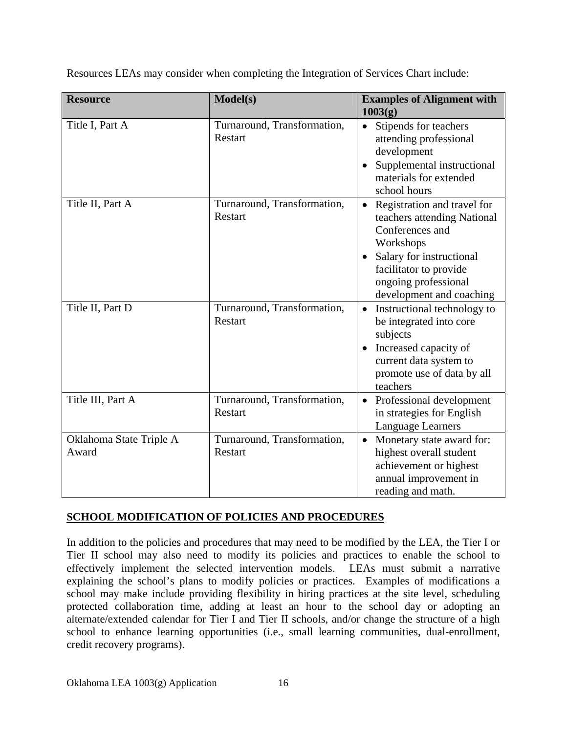Resources LEAs may consider when completing the Integration of Services Chart include:

| Resource | Model(s) | Examples of Alignment with 1003(g) |
| --- | --- | --- |
| Title I, Part A | Turnaround, Transformation, Restart | • Stipends for teachers attending professional development<br>• Supplemental instructional materials for extended school hours |
| Title II, Part A | Turnaround, Transformation, Restart | • Registration and travel for teachers attending National Conferences and Workshops<br>• Salary for instructional facilitator to provide ongoing professional development and coaching |
| Title II, Part D | Turnaround, Transformation, Restart | • Instructional technology to be integrated into core subjects<br>• Increased capacity of current data system to promote use of data by all teachers |
| Title III, Part A | Turnaround, Transformation, Restart | • Professional development in strategies for English Language Learners |
| Oklahoma State Triple A Award | Turnaround, Transformation, Restart | • Monetary state award for: highest overall student achievement or highest annual improvement in reading and math. |

## SCHOOL MODIFICATION OF POLICIES AND PROCEDURES

In addition to the policies and procedures that may need to be modified by the LEA, the Tier I or Tier II school may also need to modify its policies and practices to enable the school to effectively implement the selected intervention models. LEAs must submit a narrative explaining the school's plans to modify policies or practices. Examples of modifications a school may make include providing flexibility in hiring practices at the site level, scheduling protected collaboration time, adding at least an hour to the school day or adopting an alternate/extended calendar for Tier I and Tier II schools, and/or change the structure of a high school to enhance learning opportunities (i.e., small learning communities, dual-enrollment, credit recovery programs).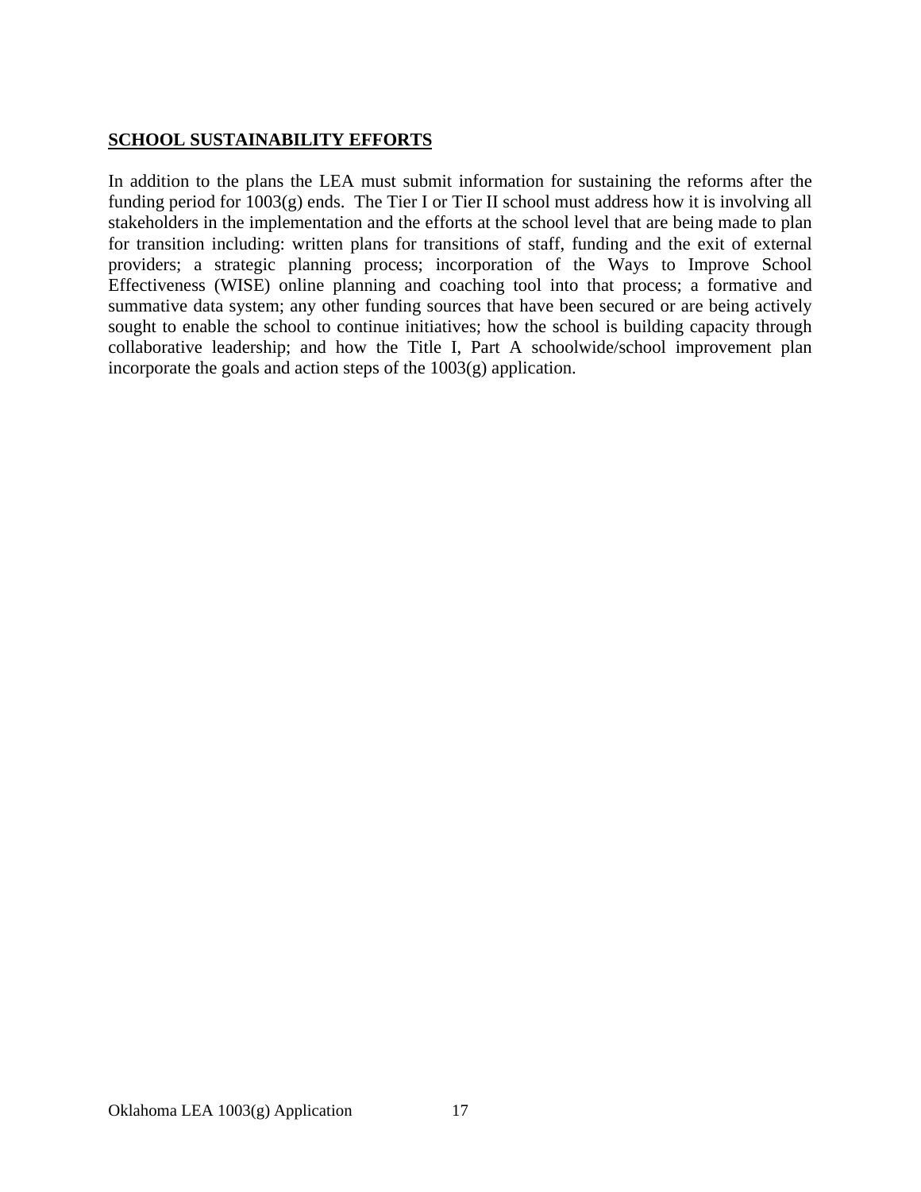## SCHOOL SUSTAINABILITY EFFORTS

In addition to the plans the LEA must submit information for sustaining the reforms after the funding period for 1003(g) ends. The Tier I or Tier II school must address how it is involving all stakeholders in the implementation and the efforts at the school level that are being made to plan for transition including: written plans for transitions of staff, funding and the exit of external providers; a strategic planning process; incorporation of the Ways to Improve School Effectiveness (WISE) online planning and coaching tool into that process; a formative and summative data system; any other funding sources that have been secured or are being actively sought to enable the school to continue initiatives; how the school is building capacity through collaborative leadership; and how the Title I, Part A schoolwide/school improvement plan incorporate the goals and action steps of the 1003(g) application.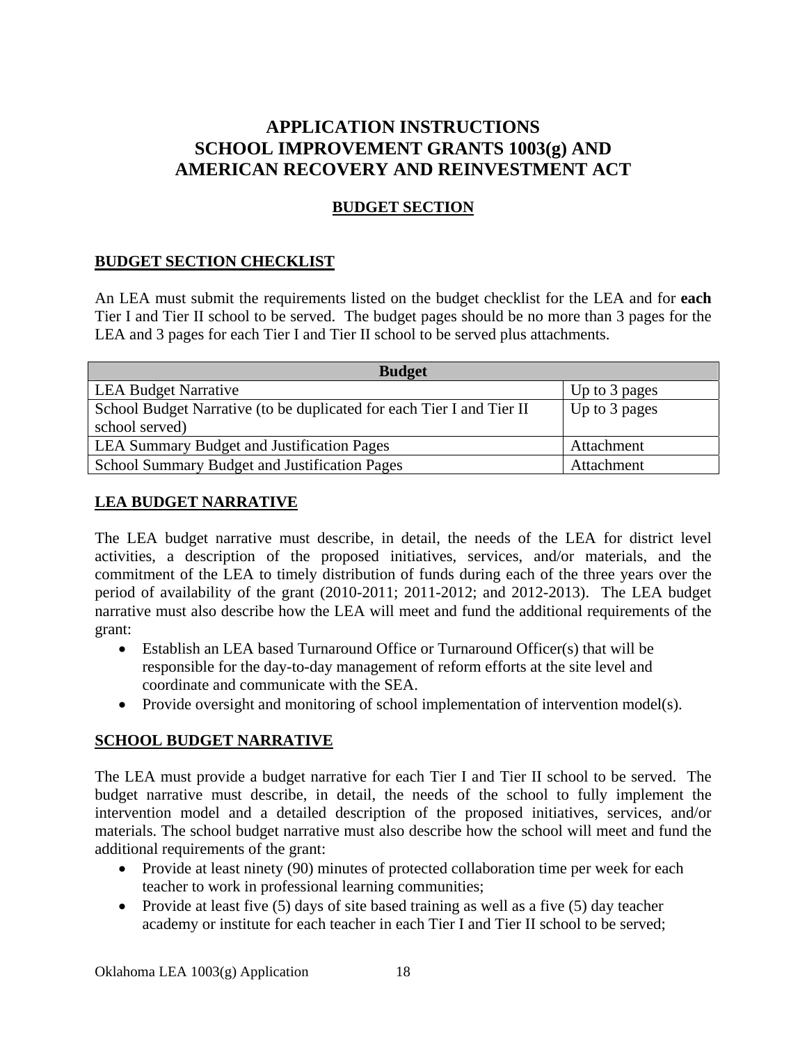# APPLICATION INSTRUCTIONS
# SCHOOL IMPROVEMENT GRANTS 1003(g) AND AMERICAN RECOVERY AND REINVESTMENT ACT

## BUDGET SECTION

### BUDGET SECTION CHECKLIST

An LEA must submit the requirements listed on the budget checklist for the LEA and for **each** Tier I and Tier II school to be served. The budget pages should be no more than 3 pages for the LEA and 3 pages for each Tier I and Tier II school to be served plus attachments.

| Budget | |
|---|---|
| LEA Budget Narrative | Up to 3 pages |
| School Budget Narrative (to be duplicated for each Tier I and Tier II school served) | Up to 3 pages |
| LEA Summary Budget and Justification Pages | Attachment |
| School Summary Budget and Justification Pages | Attachment |

### LEA BUDGET NARRATIVE

The LEA budget narrative must describe, in detail, the needs of the LEA for district level activities, a description of the proposed initiatives, services, and/or materials, and the commitment of the LEA to timely distribution of funds during each of the three years over the period of availability of the grant (2010-2011; 2011-2012; and 2012-2013). The LEA budget narrative must also describe how the LEA will meet and fund the additional requirements of the grant:

- Establish an LEA based Turnaround Office or Turnaround Officer(s) that will be responsible for the day-to-day management of reform efforts at the site level and coordinate and communicate with the SEA.
- Provide oversight and monitoring of school implementation of intervention model(s).

### SCHOOL BUDGET NARRATIVE

The LEA must provide a budget narrative for each Tier I and Tier II school to be served. The budget narrative must describe, in detail, the needs of the school to fully implement the intervention model and a detailed description of the proposed initiatives, services, and/or materials. The school budget narrative must also describe how the school will meet and fund the additional requirements of the grant:

- Provide at least ninety (90) minutes of protected collaboration time per week for each teacher to work in professional learning communities;
- Provide at least five (5) days of site based training as well as a five (5) day teacher academy or institute for each teacher in each Tier I and Tier II school to be served;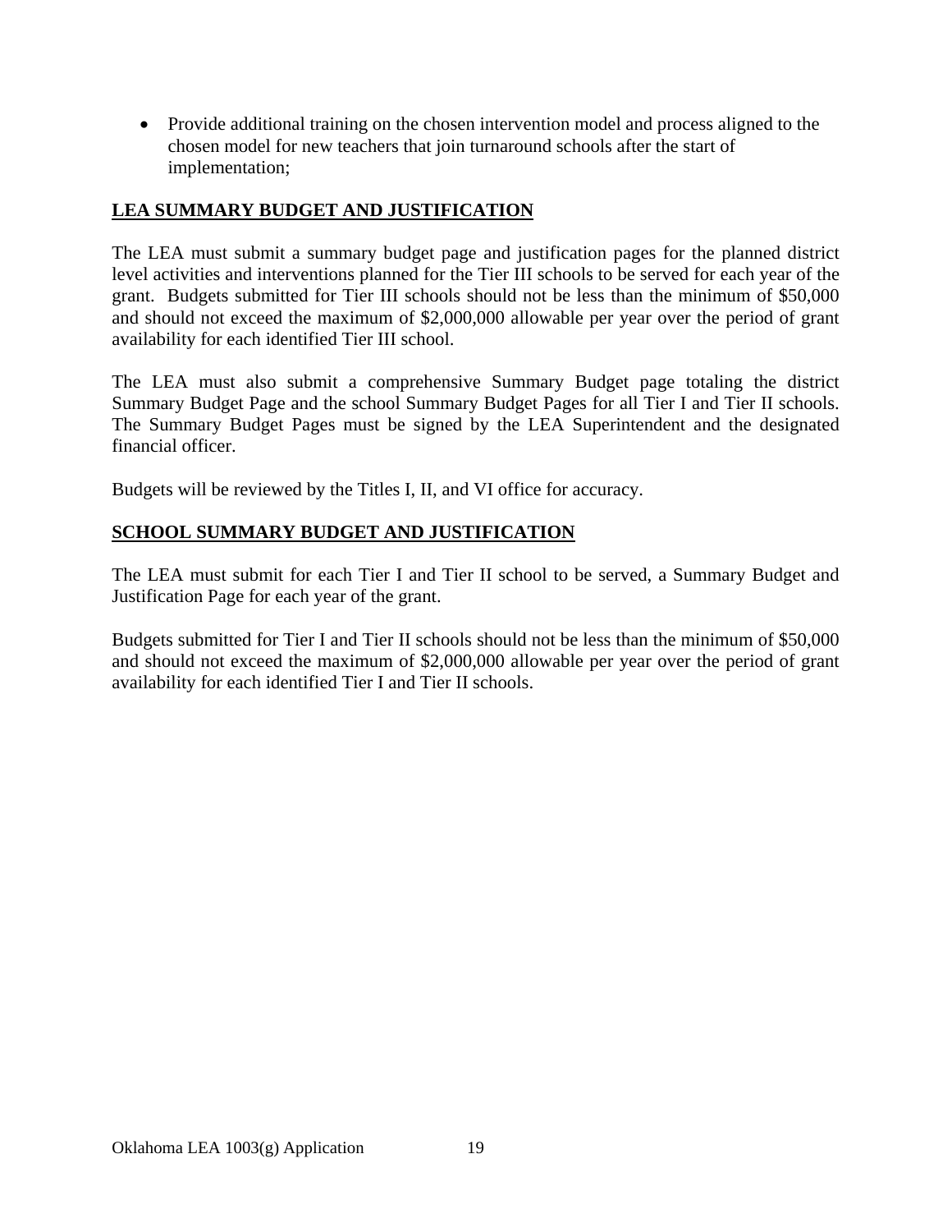- Provide additional training on the chosen intervention model and process aligned to the chosen model for new teachers that join turnaround schools after the start of implementation;

## LEA SUMMARY BUDGET AND JUSTIFICATION

The LEA must submit a summary budget page and justification pages for the planned district level activities and interventions planned for the Tier III schools to be served for each year of the grant. Budgets submitted for Tier III schools should not be less than the minimum of $50,000 and should not exceed the maximum of $2,000,000 allowable per year over the period of grant availability for each identified Tier III school.

The LEA must also submit a comprehensive Summary Budget page totaling the district Summary Budget Page and the school Summary Budget Pages for all Tier I and Tier II schools. The Summary Budget Pages must be signed by the LEA Superintendent and the designated financial officer.

Budgets will be reviewed by the Titles I, II, and VI office for accuracy.

## SCHOOL SUMMARY BUDGET AND JUSTIFICATION

The LEA must submit for each Tier I and Tier II school to be served, a Summary Budget and Justification Page for each year of the grant.

Budgets submitted for Tier I and Tier II schools should not be less than the minimum of $50,000 and should not exceed the maximum of $2,000,000 allowable per year over the period of grant availability for each identified Tier I and Tier II schools.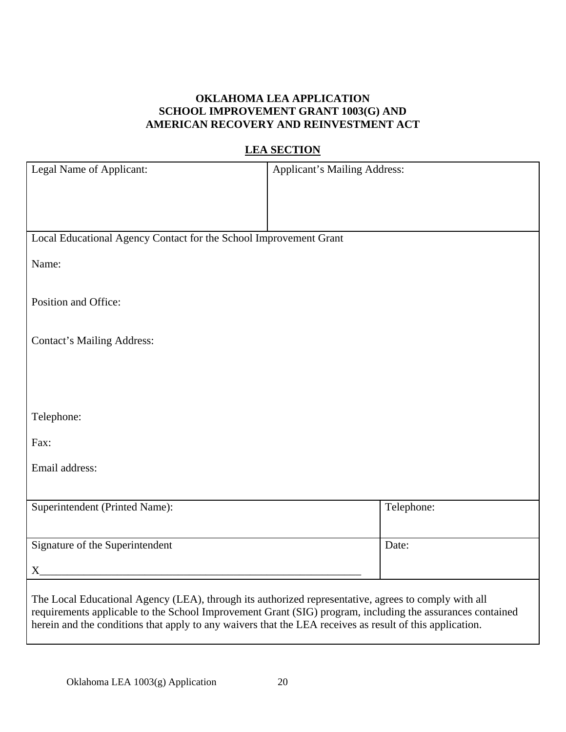**OKLAHOMA LEA APPLICATION**
**SCHOOL IMPROVEMENT GRANT 1003(G) AND**
**AMERICAN RECOVERY AND REINVESTMENT ACT**

**LEA SECTION**

| Legal Name of Applicant: | Applicant's Mailing Address: |
|---|---|
| Local Educational Agency Contact for the School Improvement Grant<br><br>Name:<br><br>Position and Office:<br><br>Contact's Mailing Address:<br><br>Telephone:<br><br>Fax:<br><br>Email address: | |
| Superintendent (Printed Name): | Telephone: |
| Signature of the Superintendent<br><br>X______________________________________________________________ | Date: |
| The Local Educational Agency (LEA), through its authorized representative, agrees to comply with all requirements applicable to the School Improvement Grant (SIG) program, including the assurances contained herein and the conditions that apply to any waivers that the LEA receives as result of this application. | |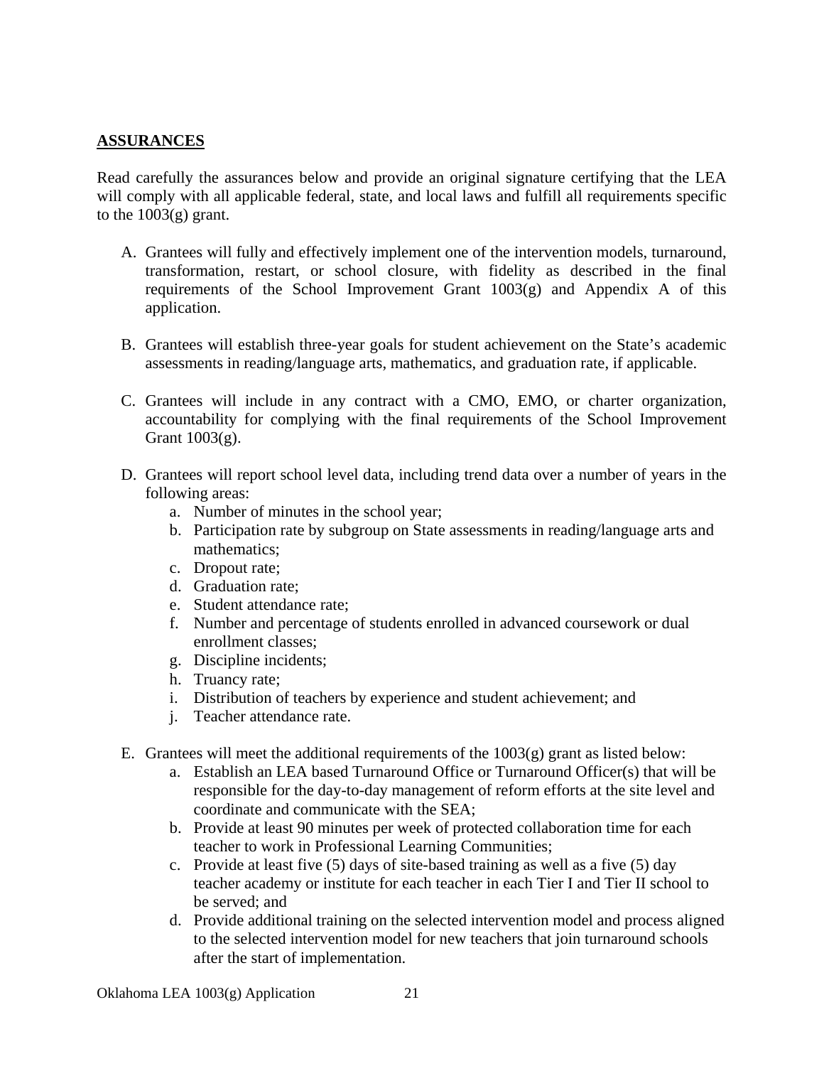## ASSURANCES

Read carefully the assurances below and provide an original signature certifying that the LEA will comply with all applicable federal, state, and local laws and fulfill all requirements specific to the 1003(g) grant.

A. Grantees will fully and effectively implement one of the intervention models, turnaround, transformation, restart, or school closure, with fidelity as described in the final requirements of the School Improvement Grant 1003(g) and Appendix A of this application.

B. Grantees will establish three-year goals for student achievement on the State's academic assessments in reading/language arts, mathematics, and graduation rate, if applicable.

C. Grantees will include in any contract with a CMO, EMO, or charter organization, accountability for complying with the final requirements of the School Improvement Grant 1003(g).

D. Grantees will report school level data, including trend data over a number of years in the following areas:
   a. Number of minutes in the school year;
   b. Participation rate by subgroup on State assessments in reading/language arts and mathematics;
   c. Dropout rate;
   d. Graduation rate;
   e. Student attendance rate;
   f. Number and percentage of students enrolled in advanced coursework or dual enrollment classes;
   g. Discipline incidents;
   h. Truancy rate;
   i. Distribution of teachers by experience and student achievement; and
   j. Teacher attendance rate.

E. Grantees will meet the additional requirements of the 1003(g) grant as listed below:
   a. Establish an LEA based Turnaround Office or Turnaround Officer(s) that will be responsible for the day-to-day management of reform efforts at the site level and coordinate and communicate with the SEA;
   b. Provide at least 90 minutes per week of protected collaboration time for each teacher to work in Professional Learning Communities;
   c. Provide at least five (5) days of site-based training as well as a five (5) day teacher academy or institute for each teacher in each Tier I and Tier II school to be served; and
   d. Provide additional training on the selected intervention model and process aligned to the selected intervention model for new teachers that join turnaround schools after the start of implementation.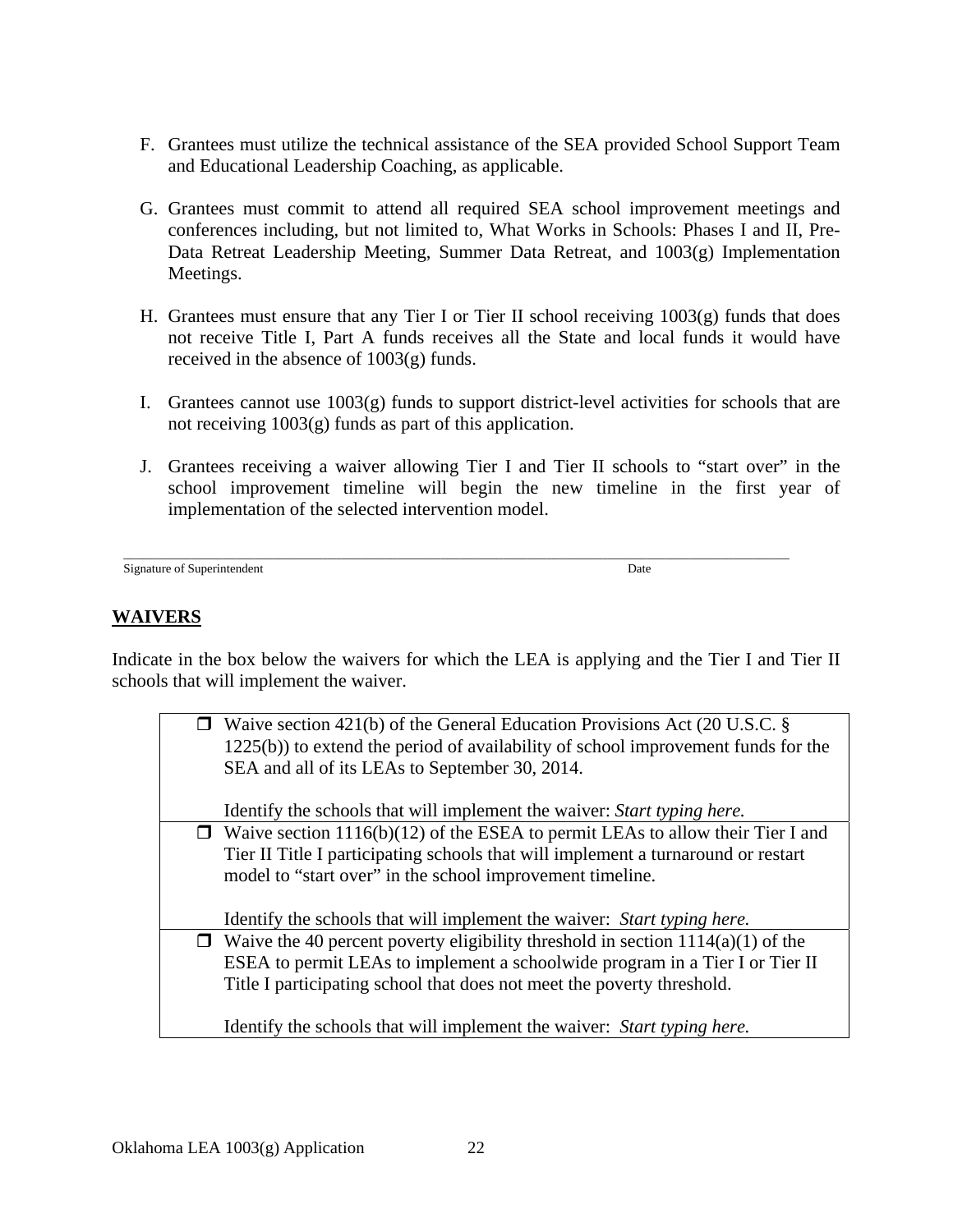F. Grantees must utilize the technical assistance of the SEA provided School Support Team and Educational Leadership Coaching, as applicable.

G. Grantees must commit to attend all required SEA school improvement meetings and conferences including, but not limited to, What Works in Schools: Phases I and II, Pre-Data Retreat Leadership Meeting, Summer Data Retreat, and 1003(g) Implementation Meetings.

H. Grantees must ensure that any Tier I or Tier II school receiving 1003(g) funds that does not receive Title I, Part A funds receives all the State and local funds it would have received in the absence of 1003(g) funds.

I. Grantees cannot use 1003(g) funds to support district-level activities for schools that are not receiving 1003(g) funds as part of this application.

J. Grantees receiving a waiver allowing Tier I and Tier II schools to "start over" in the school improvement timeline will begin the new timeline in the first year of implementation of the selected intervention model.

______________________________________________________________________________

Signature of Superintendent                                                                                                     Date

## WAIVERS

Indicate in the box below the waivers for which the LEA is applying and the Tier I and Tier II schools that will implement the waiver.

| |
|---|
| ❒ Waive section 421(b) of the General Education Provisions Act (20 U.S.C. § 1225(b)) to extend the period of availability of school improvement funds for the SEA and all of its LEAs to September 30, 2014.<br><br>Identify the schools that will implement the waiver: *Start typing here.* |
| ❒ Waive section 1116(b)(12) of the ESEA to permit LEAs to allow their Tier I and Tier II Title I participating schools that will implement a turnaround or restart model to "start over" in the school improvement timeline.<br><br>Identify the schools that will implement the waiver: *Start typing here.* |
| ❒ Waive the 40 percent poverty eligibility threshold in section 1114(a)(1) of the ESEA to permit LEAs to implement a schoolwide program in a Tier I or Tier II Title I participating school that does not meet the poverty threshold.<br><br>Identify the schools that will implement the waiver: *Start typing here.* |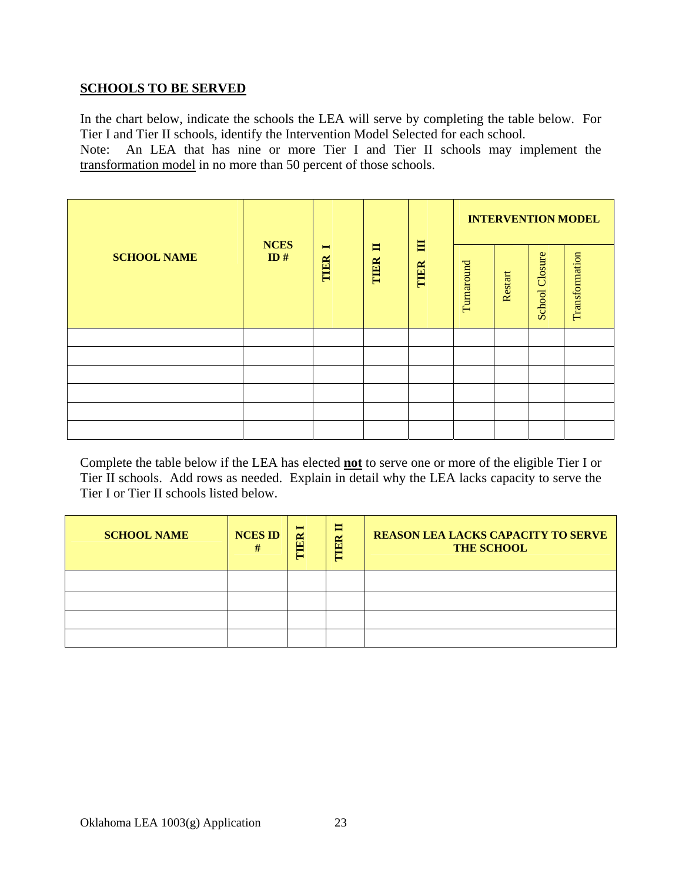**SCHOOLS TO BE SERVED**

In the chart below, indicate the schools the LEA will serve by completing the table below. For Tier I and Tier II schools, identify the Intervention Model Selected for each school.
Note: An LEA that has nine or more Tier I and Tier II schools may implement the transformation model in no more than 50 percent of those schools.

| SCHOOL NAME | NCES ID # | TIER I | TIER II | TIER III | INTERVENTION MODEL | | | |
|---|---|---|---|---|---|---|---|---|
| | | | | | Turnaround | Restart | School Closure | Transformation |
| | | | | | | | | |
| | | | | | | | | |
| | | | | | | | | |
| | | | | | | | | |
| | | | | | | | | |
| | | | | | | | | |

Complete the table below if the LEA has elected **not** to serve one or more of the eligible Tier I or Tier II schools. Add rows as needed. Explain in detail why the LEA lacks capacity to serve the Tier I or Tier II schools listed below.

| SCHOOL NAME | NCES ID # | TIER I | TIER II | REASON LEA LACKS CAPACITY TO SERVE THE SCHOOL |
|---|---|---|---|---|
| | | | | |
| | | | | |
| | | | | |
| | | | | |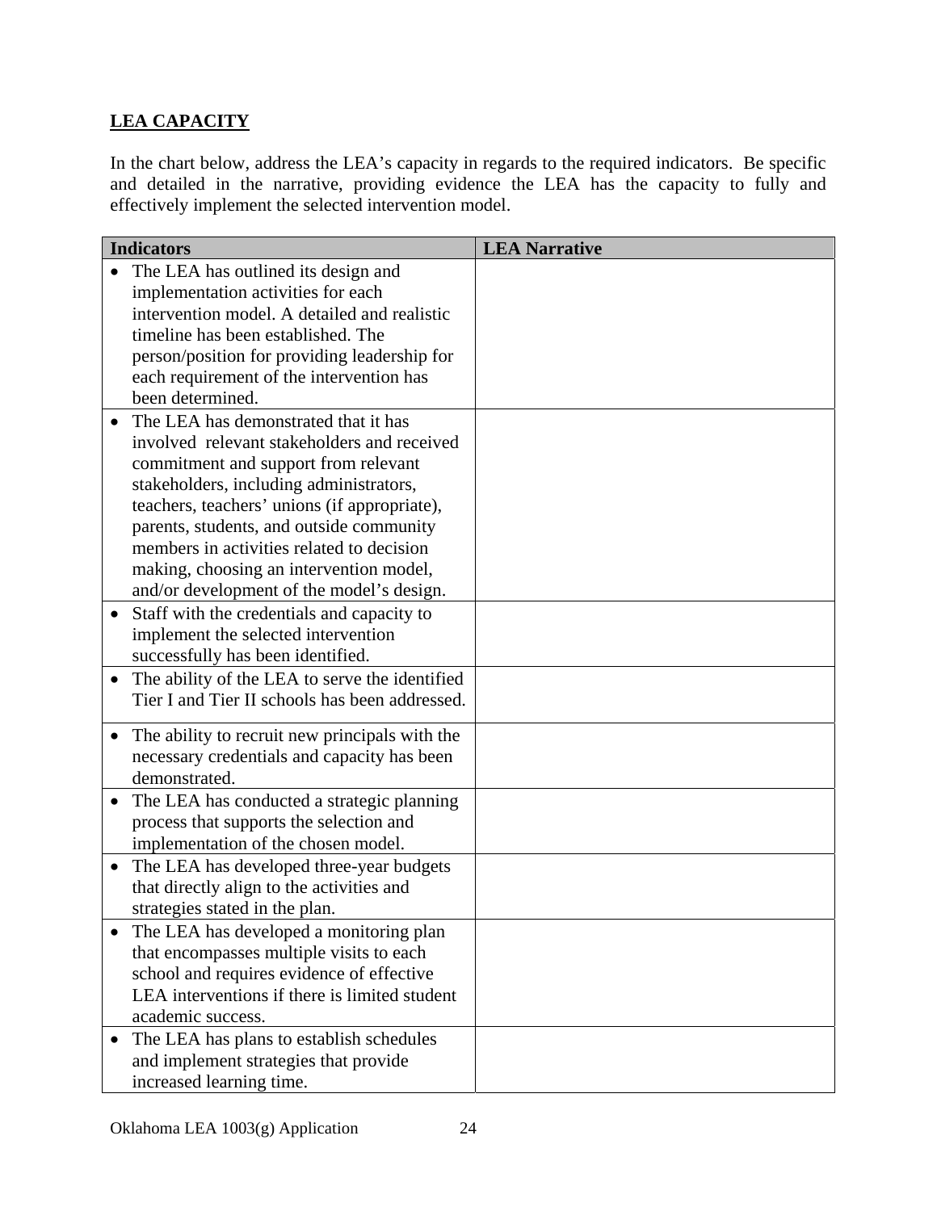## LEA CAPACITY

In the chart below, address the LEA's capacity in regards to the required indicators. Be specific and detailed in the narrative, providing evidence the LEA has the capacity to fully and effectively implement the selected intervention model.

| Indicators | LEA Narrative |
|---|---|
| • The LEA has outlined its design and implementation activities for each intervention model. A detailed and realistic timeline has been established. The person/position for providing leadership for each requirement of the intervention has been determined. | |
| • The LEA has demonstrated that it has involved relevant stakeholders and received commitment and support from relevant stakeholders, including administrators, teachers, teachers' unions (if appropriate), parents, students, and outside community members in activities related to decision making, choosing an intervention model, and/or development of the model's design. | |
| • Staff with the credentials and capacity to implement the selected intervention successfully has been identified. | |
| • The ability of the LEA to serve the identified Tier I and Tier II schools has been addressed. | |
| • The ability to recruit new principals with the necessary credentials and capacity has been demonstrated. | |
| • The LEA has conducted a strategic planning process that supports the selection and implementation of the chosen model. | |
| • The LEA has developed three-year budgets that directly align to the activities and strategies stated in the plan. | |
| • The LEA has developed a monitoring plan that encompasses multiple visits to each school and requires evidence of effective LEA interventions if there is limited student academic success. | |
| • The LEA has plans to establish schedules and implement strategies that provide increased learning time. | |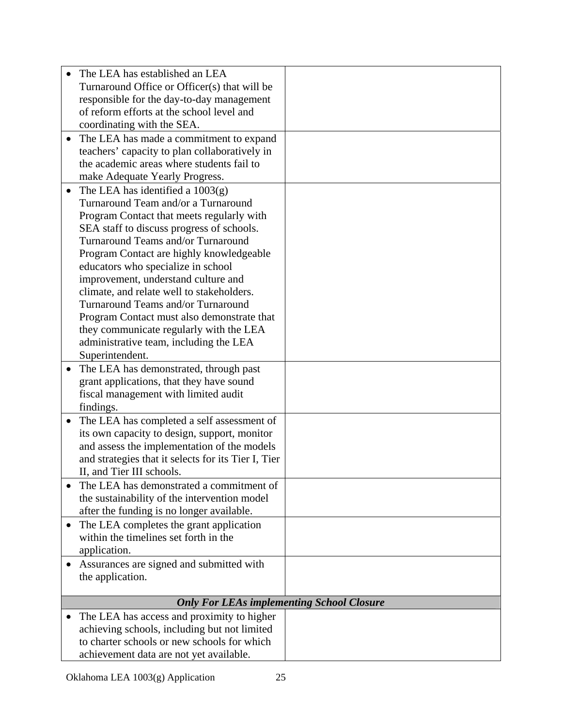| | |
|---|---|
| • The LEA has established an LEA Turnaround Office or Officer(s) that will be responsible for the day-to-day management of reform efforts at the school level and coordinating with the SEA. | |
| • The LEA has made a commitment to expand teachers' capacity to plan collaboratively in the academic areas where students fail to make Adequate Yearly Progress. | |
| • The LEA has identified a 1003(g) Turnaround Team and/or a Turnaround Program Contact that meets regularly with SEA staff to discuss progress of schools. Turnaround Teams and/or Turnaround Program Contact are highly knowledgeable educators who specialize in school improvement, understand culture and climate, and relate well to stakeholders. Turnaround Teams and/or Turnaround Program Contact must also demonstrate that they communicate regularly with the LEA administrative team, including the LEA Superintendent. | |
| • The LEA has demonstrated, through past grant applications, that they have sound fiscal management with limited audit findings. | |
| • The LEA has completed a self assessment of its own capacity to design, support, monitor and assess the implementation of the models and strategies that it selects for its Tier I, Tier II, and Tier III schools. | |
| • The LEA has demonstrated a commitment of the sustainability of the intervention model after the funding is no longer available. | |
| • The LEA completes the grant application within the timelines set forth in the application. | |
| • Assurances are signed and submitted with the application. | |
| ***Only For LEAs implementing School Closure*** | |
| • The LEA has access and proximity to higher achieving schools, including but not limited to charter schools or new schools for which achievement data are not yet available. | |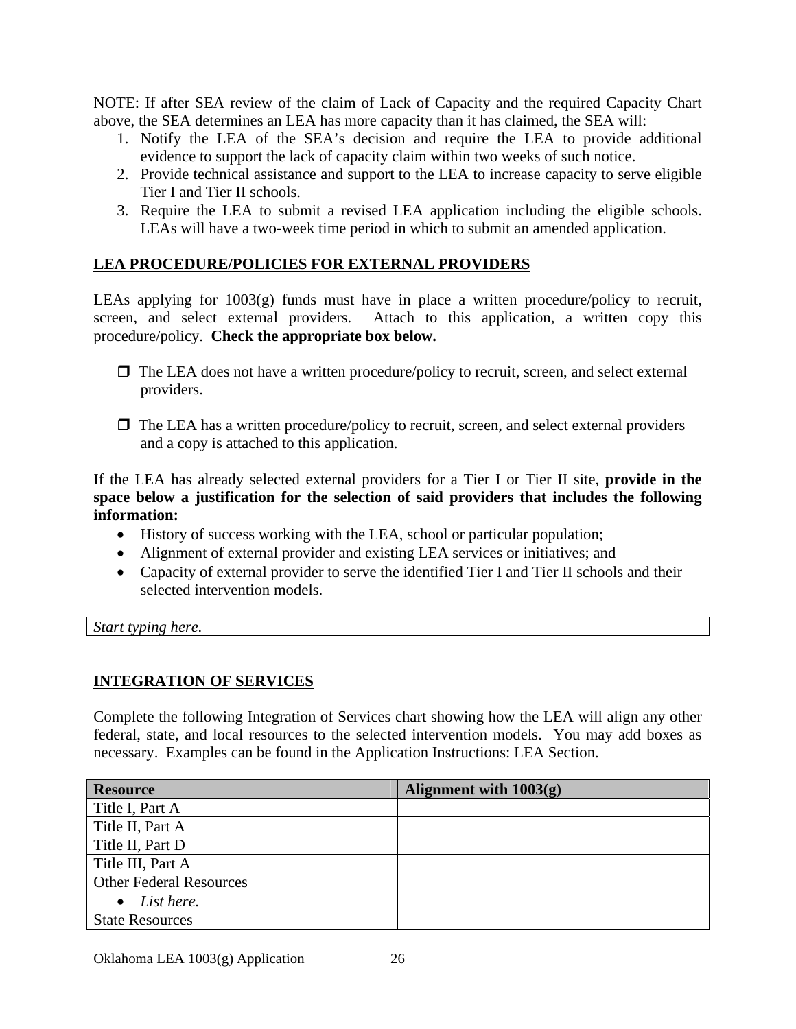NOTE: If after SEA review of the claim of Lack of Capacity and the required Capacity Chart above, the SEA determines an LEA has more capacity than it has claimed, the SEA will:

1. Notify the LEA of the SEA's decision and require the LEA to provide additional evidence to support the lack of capacity claim within two weeks of such notice.
2. Provide technical assistance and support to the LEA to increase capacity to serve eligible Tier I and Tier II schools.
3. Require the LEA to submit a revised LEA application including the eligible schools. LEAs will have a two-week time period in which to submit an amended application.

## LEA PROCEDURE/POLICIES FOR EXTERNAL PROVIDERS

LEAs applying for 1003(g) funds must have in place a written procedure/policy to recruit, screen, and select external providers. Attach to this application, a written copy this procedure/policy. **Check the appropriate box below.**

- ❐ The LEA does not have a written procedure/policy to recruit, screen, and select external providers.
- ❐ The LEA has a written procedure/policy to recruit, screen, and select external providers and a copy is attached to this application.

If the LEA has already selected external providers for a Tier I or Tier II site, **provide in the space below a justification for the selection of said providers that includes the following information:**

- History of success working with the LEA, school or particular population;
- Alignment of external provider and existing LEA services or initiatives; and
- Capacity of external provider to serve the identified Tier I and Tier II schools and their selected intervention models.

| *Start typing here.* |
|---|

## INTEGRATION OF SERVICES

Complete the following Integration of Services chart showing how the LEA will align any other federal, state, and local resources to the selected intervention models. You may add boxes as necessary. Examples can be found in the Application Instructions: LEA Section.

| Resource | Alignment with 1003(g) |
|---|---|
| Title I, Part A | |
| Title II, Part A | |
| Title II, Part D | |
| Title III, Part A | |
| Other Federal Resources<br>• *List here.* | |
| State Resources | |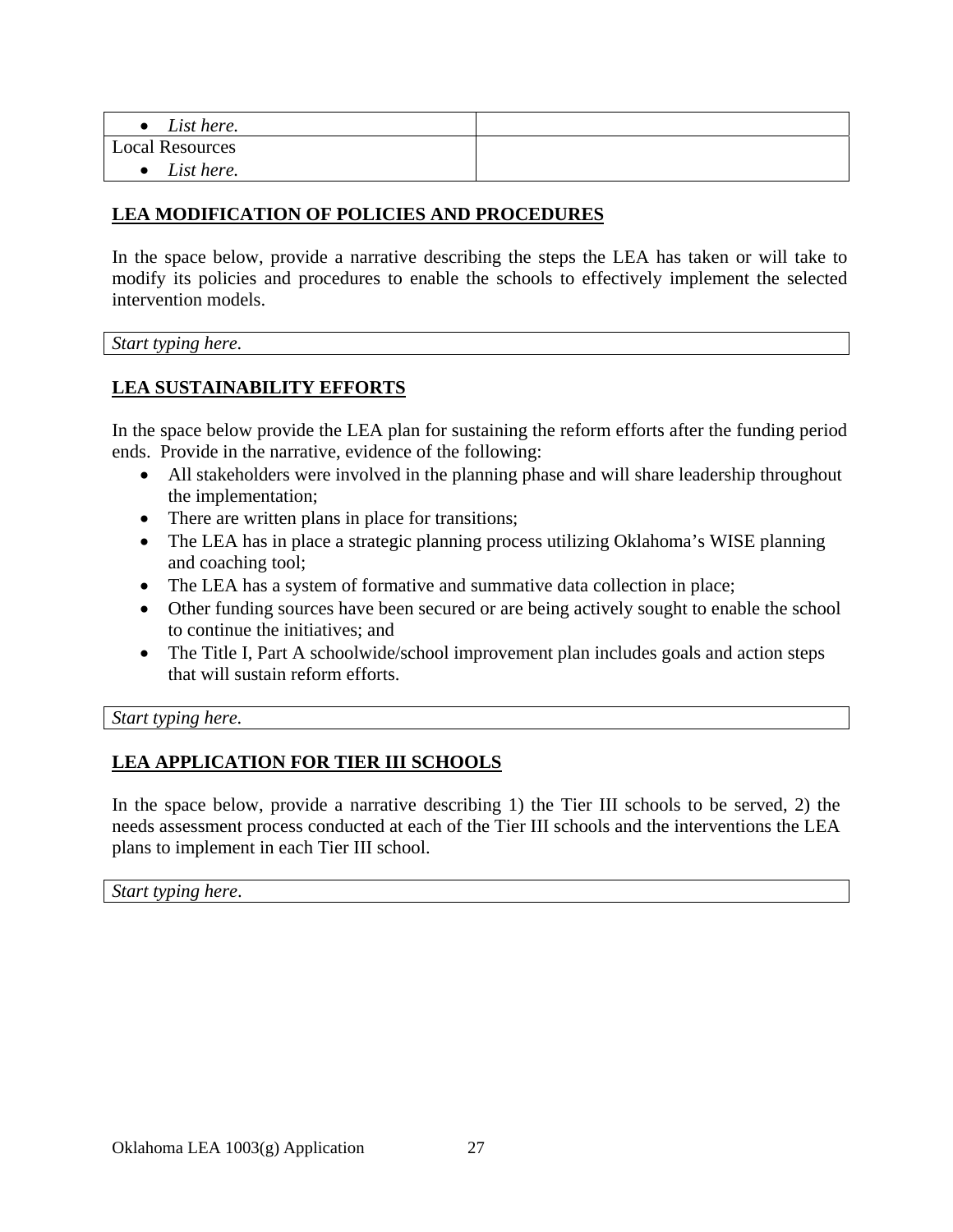| | |
|---|---|
| • *List here.* | |
| Local Resources<br>• *List here.* | |

## LEA MODIFICATION OF POLICIES AND PROCEDURES

In the space below, provide a narrative describing the steps the LEA has taken or will take to modify its policies and procedures to enable the schools to effectively implement the selected intervention models.

| *Start typing here.* |
|---|

## LEA SUSTAINABILITY EFFORTS

In the space below provide the LEA plan for sustaining the reform efforts after the funding period ends. Provide in the narrative, evidence of the following:

- All stakeholders were involved in the planning phase and will share leadership throughout the implementation;
- There are written plans in place for transitions;
- The LEA has in place a strategic planning process utilizing Oklahoma's WISE planning and coaching tool;
- The LEA has a system of formative and summative data collection in place;
- Other funding sources have been secured or are being actively sought to enable the school to continue the initiatives; and
- The Title I, Part A schoolwide/school improvement plan includes goals and action steps that will sustain reform efforts.

| *Start typing here.* |
|---|

## LEA APPLICATION FOR TIER III SCHOOLS

In the space below, provide a narrative describing 1) the Tier III schools to be served, 2) the needs assessment process conducted at each of the Tier III schools and the interventions the LEA plans to implement in each Tier III school.

| *Start typing here*. |
|---|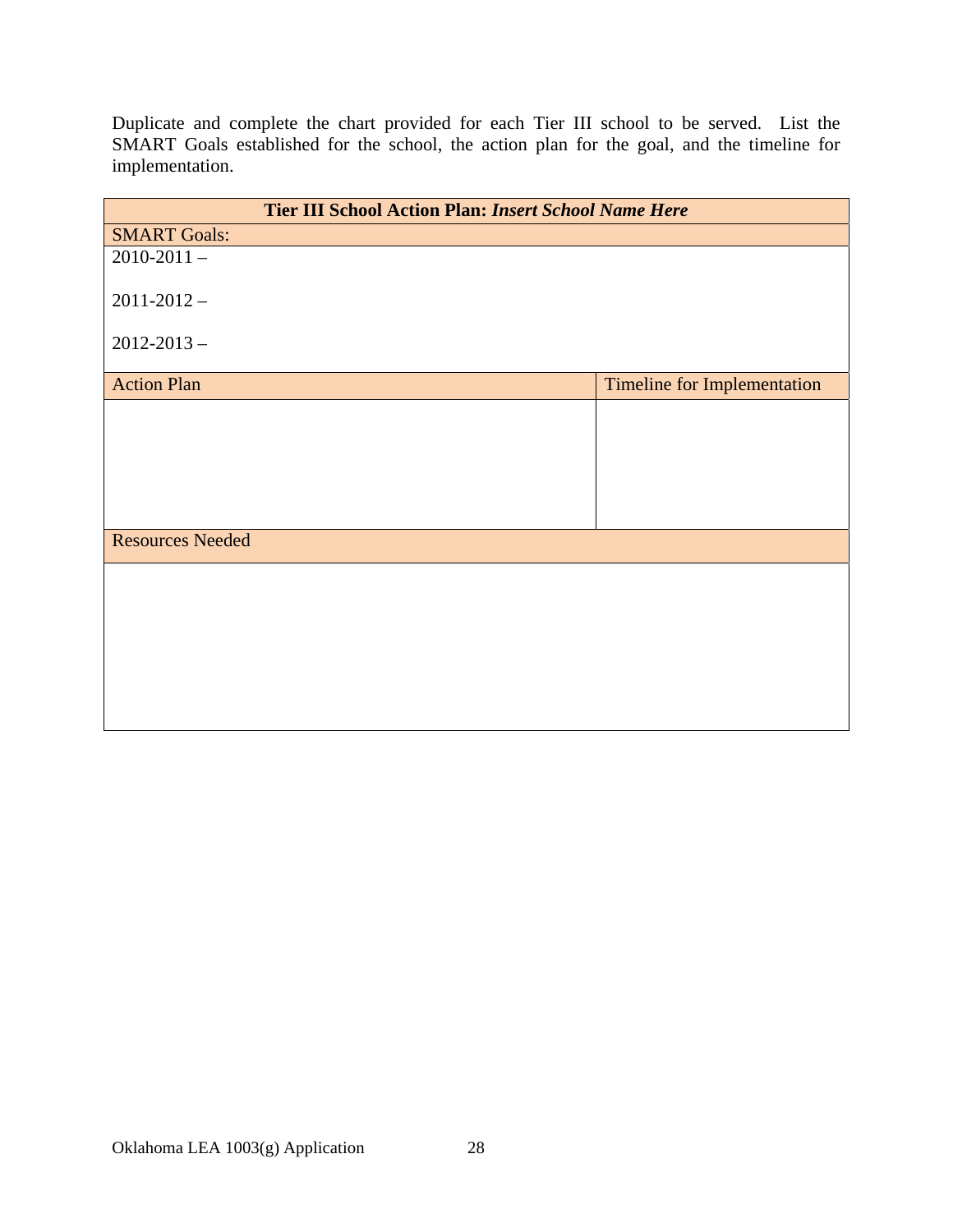Duplicate and complete the chart provided for each Tier III school to be served. List the SMART Goals established for the school, the action plan for the goal, and the timeline for implementation.

| **Tier III School Action Plan:** ***Insert School Name Here*** | |
|---|---|
| SMART Goals: | |
| 2010-2011 –<br><br>2011-2012 –<br><br>2012-2013 – | |
| Action Plan | Timeline for Implementation |
| | |
| Resources Needed | |
| | |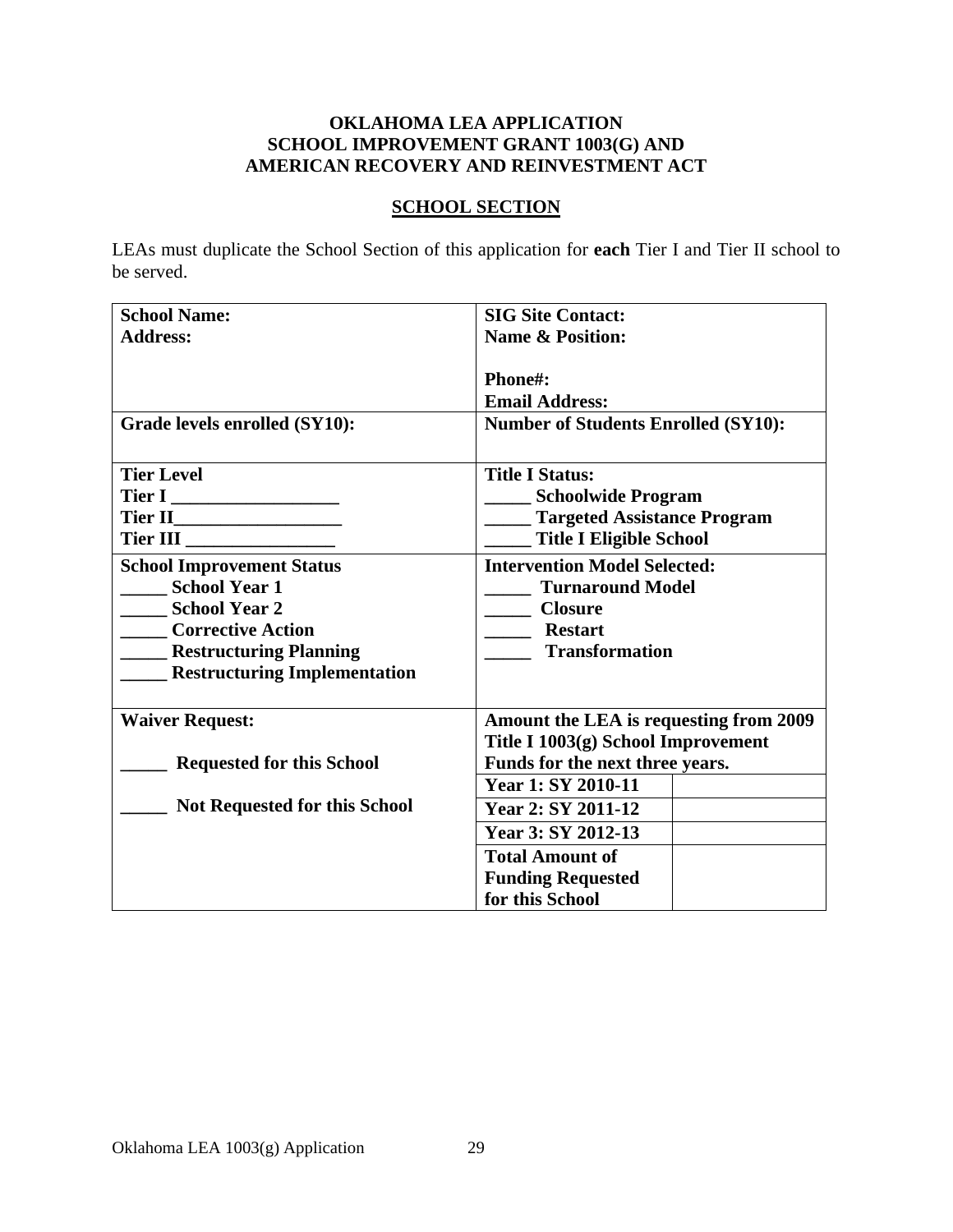**OKLAHOMA LEA APPLICATION**
**SCHOOL IMPROVEMENT GRANT 1003(G) AND**
**AMERICAN RECOVERY AND REINVESTMENT ACT**

## SCHOOL SECTION

LEAs must duplicate the School Section of this application for **each** Tier I and Tier II school to be served.

| | | |
|---|---|---|
| **School Name:**<br>**Address:** | **SIG Site Contact:**<br>**Name & Position:**<br><br>**Phone#:**<br>**Email Address:** | |
| **Grade levels enrolled (SY10):** | **Number of Students Enrolled (SY10):** | |
| **Tier Level**<br>**Tier I ____________________**<br>**Tier II____________________**<br>**Tier III __________________** | **Title I Status:**<br>**_____ Schoolwide Program**<br>**_____ Targeted Assistance Program**<br>**_____ Title I Eligible School** | |
| **School Improvement Status**<br>**_____ School Year 1**<br>**_____ School Year 2**<br>**_____ Corrective Action**<br>**_____ Restructuring Planning**<br>**_____ Restructuring Implementation** | **Intervention Model Selected:**<br>**_____ Turnaround Model**<br>**_____ Closure**<br>**_____ Restart**<br>**_____ Transformation** | |
| **Waiver Request:**<br><br>**_____ Requested for this School**<br><br>**_____ Not Requested for this School** | **Amount the LEA is requesting from 2009 Title I 1003(g) School Improvement Funds for the next three years.** | |
| | **Year 1: SY 2010-11** | |
| | **Year 2: SY 2011-12** | |
| | **Year 3: SY 2012-13** | |
| | **Total Amount of Funding Requested for this School** | |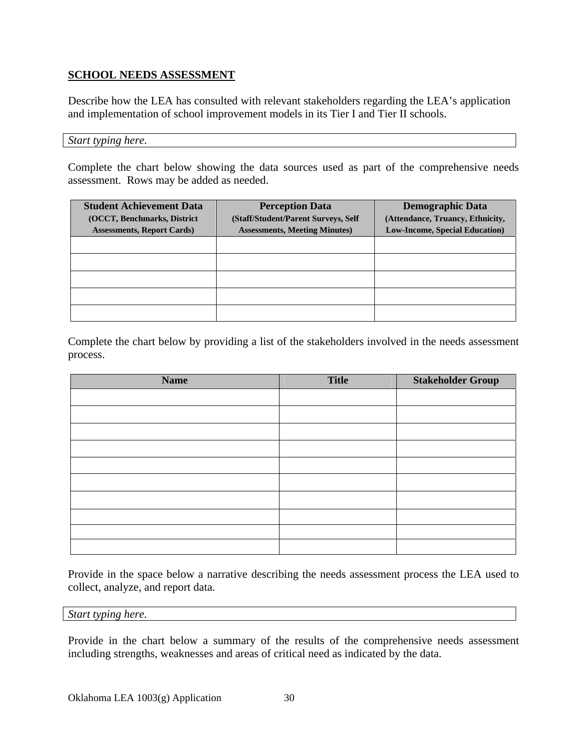**SCHOOL NEEDS ASSESSMENT**

Describe how the LEA has consulted with relevant stakeholders regarding the LEA's application and implementation of school improvement models in its Tier I and Tier II schools.

| *Start typing here.* |
|---|

Complete the chart below showing the data sources used as part of the comprehensive needs assessment. Rows may be added as needed.

| **Student Achievement Data** (OCCT, Benchmarks, District Assessments, Report Cards) | **Perception Data** (Staff/Student/Parent Surveys, Self Assessments, Meeting Minutes) | **Demographic Data** (Attendance, Truancy, Ethnicity, Low-Income, Special Education) |
|---|---|---|
| | | |
| | | |
| | | |
| | | |
| | | |

Complete the chart below by providing a list of the stakeholders involved in the needs assessment process.

| Name | Title | Stakeholder Group |
|---|---|---|
| | | |
| | | |
| | | |
| | | |
| | | |
| | | |
| | | |
| | | |
| | | |
| | | |

Provide in the space below a narrative describing the needs assessment process the LEA used to collect, analyze, and report data.

| *Start typing here.* |
|---|

Provide in the chart below a summary of the results of the comprehensive needs assessment including strengths, weaknesses and areas of critical need as indicated by the data.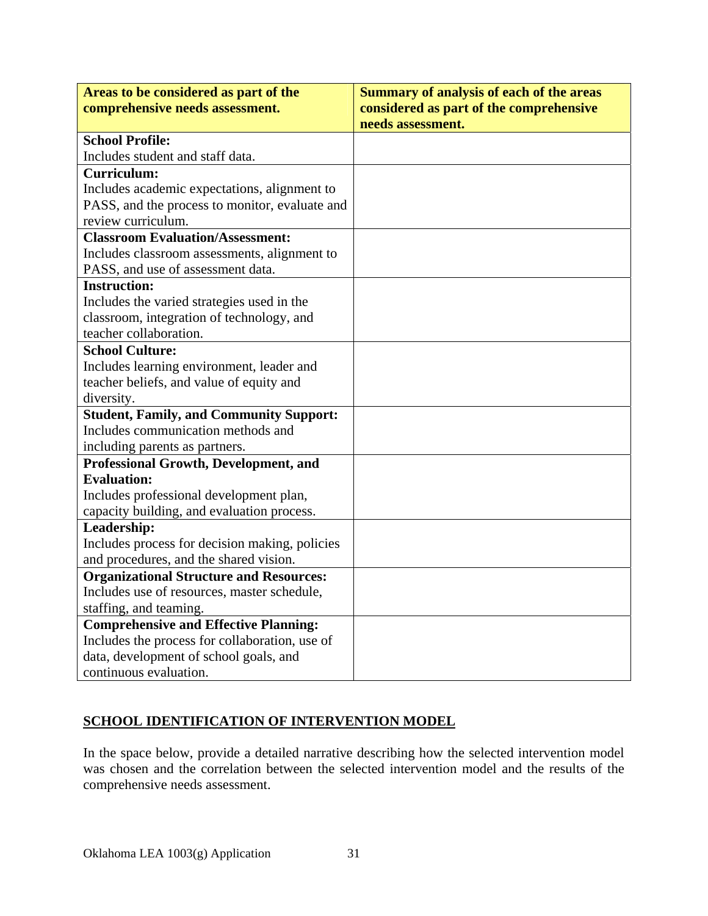| Areas to be considered as part of the comprehensive needs assessment. | Summary of analysis of each of the areas considered as part of the comprehensive needs assessment. |
|---|---|
| **School Profile:** Includes student and staff data. | |
| **Curriculum:** Includes academic expectations, alignment to PASS, and the process to monitor, evaluate and review curriculum. | |
| **Classroom Evaluation/Assessment:** Includes classroom assessments, alignment to PASS, and use of assessment data. | |
| **Instruction:** Includes the varied strategies used in the classroom, integration of technology, and teacher collaboration. | |
| **School Culture:** Includes learning environment, leader and teacher beliefs, and value of equity and diversity. | |
| **Student, Family, and Community Support:** Includes communication methods and including parents as partners. | |
| **Professional Growth, Development, and Evaluation:** Includes professional development plan, capacity building, and evaluation process. | |
| **Leadership:** Includes process for decision making, policies and procedures, and the shared vision. | |
| **Organizational Structure and Resources:** Includes use of resources, master schedule, staffing, and teaming. | |
| **Comprehensive and Effective Planning:** Includes the process for collaboration, use of data, development of school goals, and continuous evaluation. | |

## SCHOOL IDENTIFICATION OF INTERVENTION MODEL

In the space below, provide a detailed narrative describing how the selected intervention model was chosen and the correlation between the selected intervention model and the results of the comprehensive needs assessment.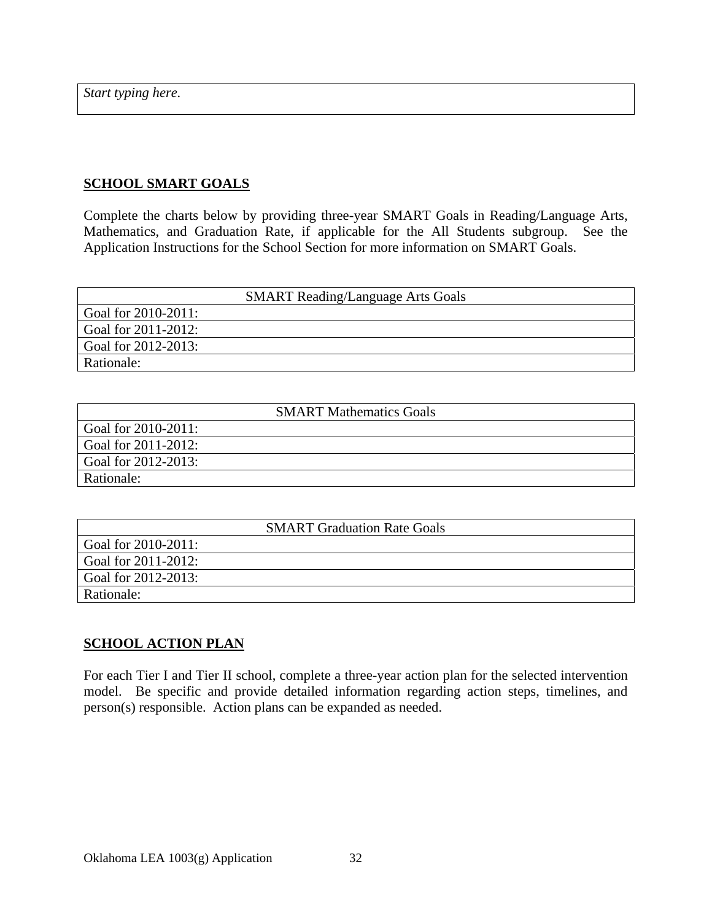| *Start typing here.* |
| --- |

**SCHOOL SMART GOALS**

Complete the charts below by providing three-year SMART Goals in Reading/Language Arts, Mathematics, and Graduation Rate, if applicable for the All Students subgroup. See the Application Instructions for the School Section for more information on SMART Goals.

| SMART Reading/Language Arts Goals |
| --- |
| Goal for 2010-2011: |
| Goal for 2011-2012: |
| Goal for 2012-2013: |
| Rationale: |

| SMART Mathematics Goals |
| --- |
| Goal for 2010-2011: |
| Goal for 2011-2012: |
| Goal for 2012-2013: |
| Rationale: |

| SMART Graduation Rate Goals |
| --- |
| Goal for 2010-2011: |
| Goal for 2011-2012: |
| Goal for 2012-2013: |
| Rationale: |

**SCHOOL ACTION PLAN**

For each Tier I and Tier II school, complete a three-year action plan for the selected intervention model. Be specific and provide detailed information regarding action steps, timelines, and person(s) responsible. Action plans can be expanded as needed.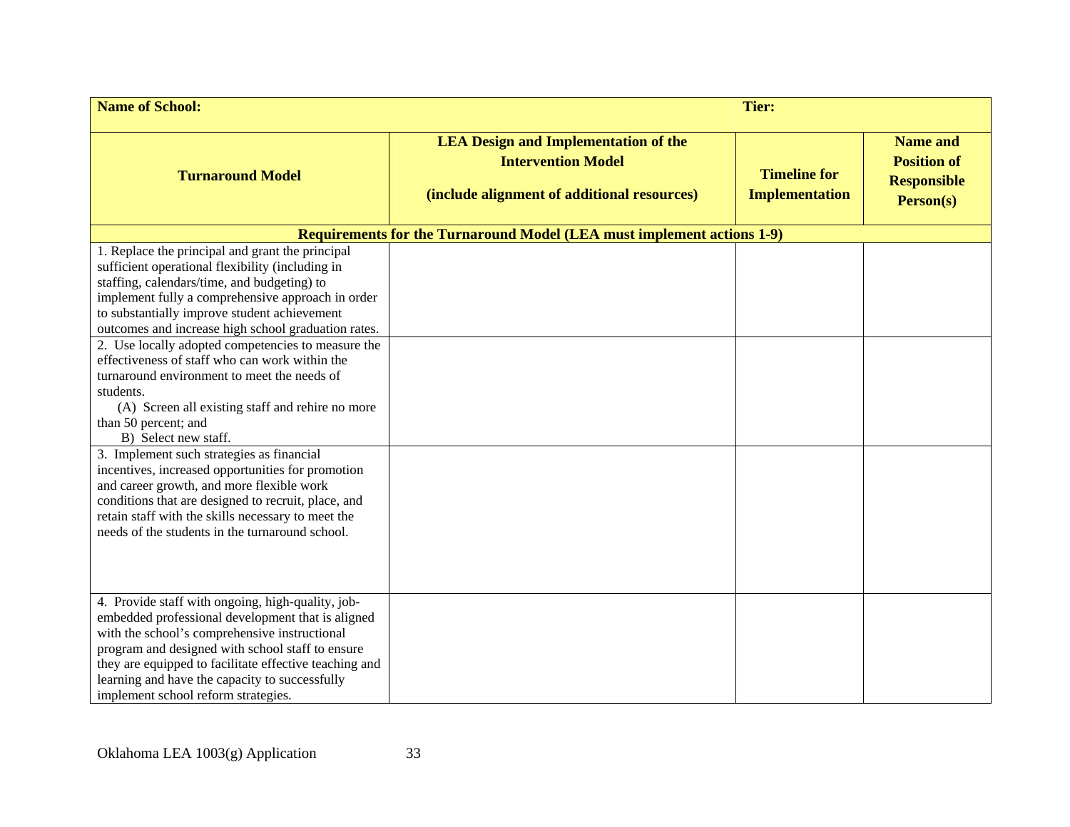| **Name of School:** | | **Tier:** | |
|---|---|---|---|
| **Turnaround Model** | **LEA Design and Implementation of the Intervention Model**<br><br>**(include alignment of additional resources)** | **Timeline for Implementation** | **Name and Position of Responsible Person(s)** |
| **Requirements for the Turnaround Model (LEA must implement actions 1-9)** | | | |
| 1. Replace the principal and grant the principal sufficient operational flexibility (including in staffing, calendars/time, and budgeting) to implement fully a comprehensive approach in order to substantially improve student achievement outcomes and increase high school graduation rates. | | | |
| 2. Use locally adopted competencies to measure the effectiveness of staff who can work within the turnaround environment to meet the needs of students.<br>(A) Screen all existing staff and rehire no more than 50 percent; and<br>B) Select new staff. | | | |
| 3. Implement such strategies as financial incentives, increased opportunities for promotion and career growth, and more flexible work conditions that are designed to recruit, place, and retain staff with the skills necessary to meet the needs of the students in the turnaround school. | | | |
| 4. Provide staff with ongoing, high-quality, job-embedded professional development that is aligned with the school's comprehensive instructional program and designed with school staff to ensure they are equipped to facilitate effective teaching and learning and have the capacity to successfully implement school reform strategies. | | | |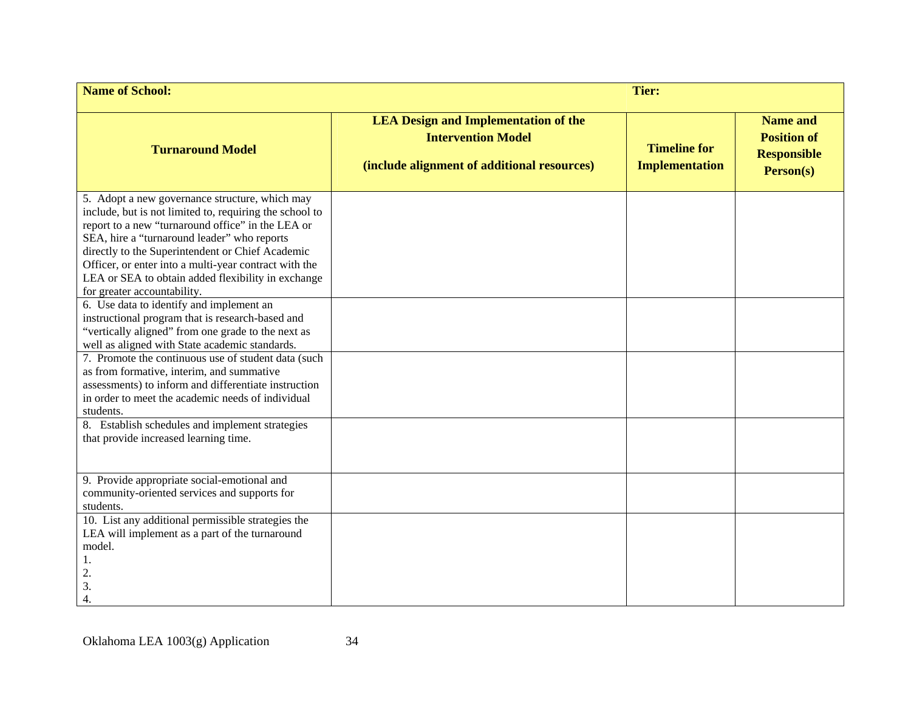| **Name of School:** | | **Tier:** | |
|---|---|---|---|
| **Turnaround Model** | **LEA Design and Implementation of the Intervention Model (include alignment of additional resources)** | **Timeline for Implementation** | **Name and Position of Responsible Person(s)** |
| 5. Adopt a new governance structure, which may include, but is not limited to, requiring the school to report to a new "turnaround office" in the LEA or SEA, hire a "turnaround leader" who reports directly to the Superintendent or Chief Academic Officer, or enter into a multi-year contract with the LEA or SEA to obtain added flexibility in exchange for greater accountability. | | | |
| 6. Use data to identify and implement an instructional program that is research-based and "vertically aligned" from one grade to the next as well as aligned with State academic standards. | | | |
| 7. Promote the continuous use of student data (such as from formative, interim, and summative assessments) to inform and differentiate instruction in order to meet the academic needs of individual students. | | | |
| 8. Establish schedules and implement strategies that provide increased learning time. | | | |
| 9. Provide appropriate social-emotional and community-oriented services and supports for students. | | | |
| 10. List any additional permissible strategies the LEA will implement as a part of the turnaround model.<br>1.<br>2.<br>3.<br>4. | | | |

Oklahoma LEA 1003(g) Application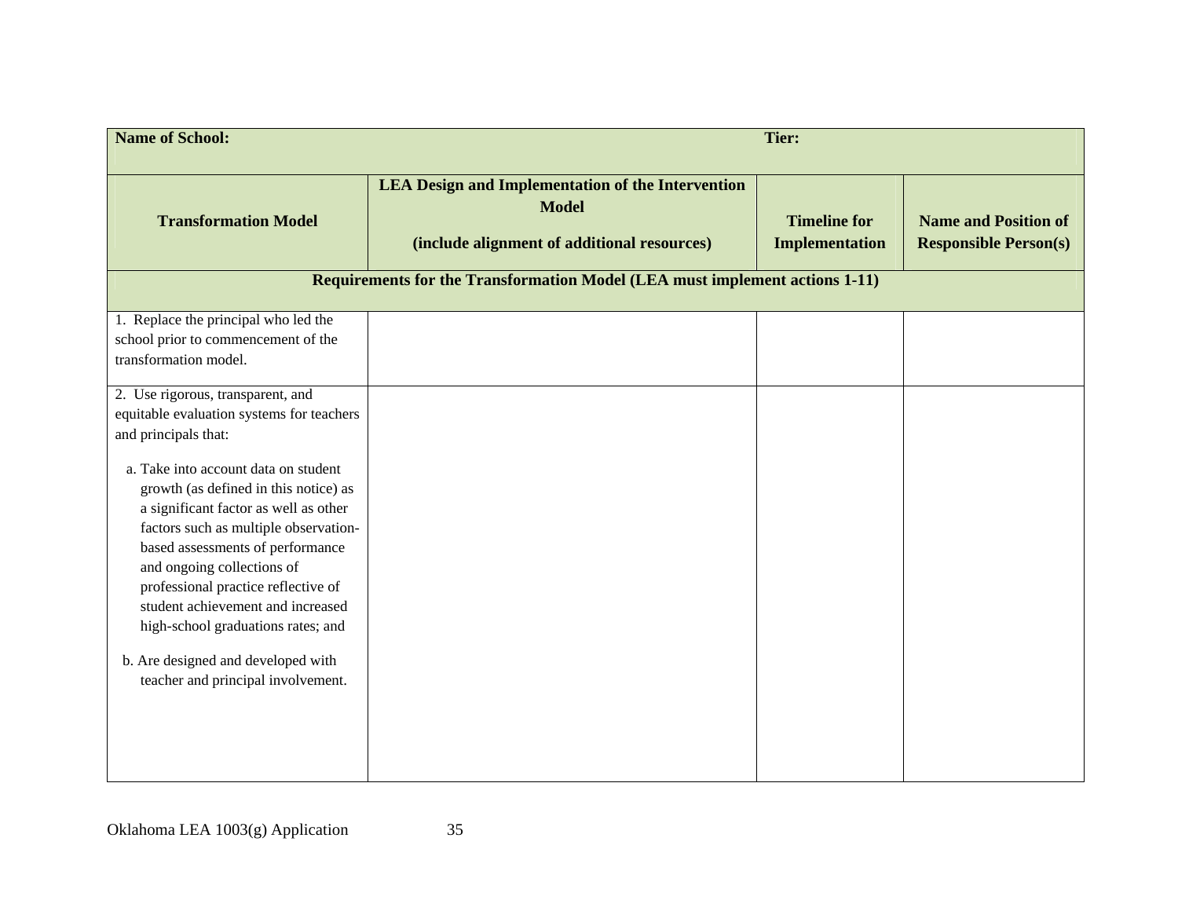| Name of School: | | Tier: | |
|---|---|---|---|
| **Transformation Model** | **LEA Design and Implementation of the Intervention Model**<br><br>**(include alignment of additional resources)** | **Timeline for Implementation** | **Name and Position of Responsible Person(s)** |
| **Requirements for the Transformation Model (LEA must implement actions 1-11)** | | | |
| 1. Replace the principal who led the school prior to commencement of the transformation model. | | | |
| 2. Use rigorous, transparent, and equitable evaluation systems for teachers and principals that:<br><br>a. Take into account data on student growth (as defined in this notice) as a significant factor as well as other factors such as multiple observation-based assessments of performance and ongoing collections of professional practice reflective of student achievement and increased high-school graduations rates; and<br><br>b. Are designed and developed with teacher and principal involvement. | | | |

Oklahoma LEA 1003(g) Application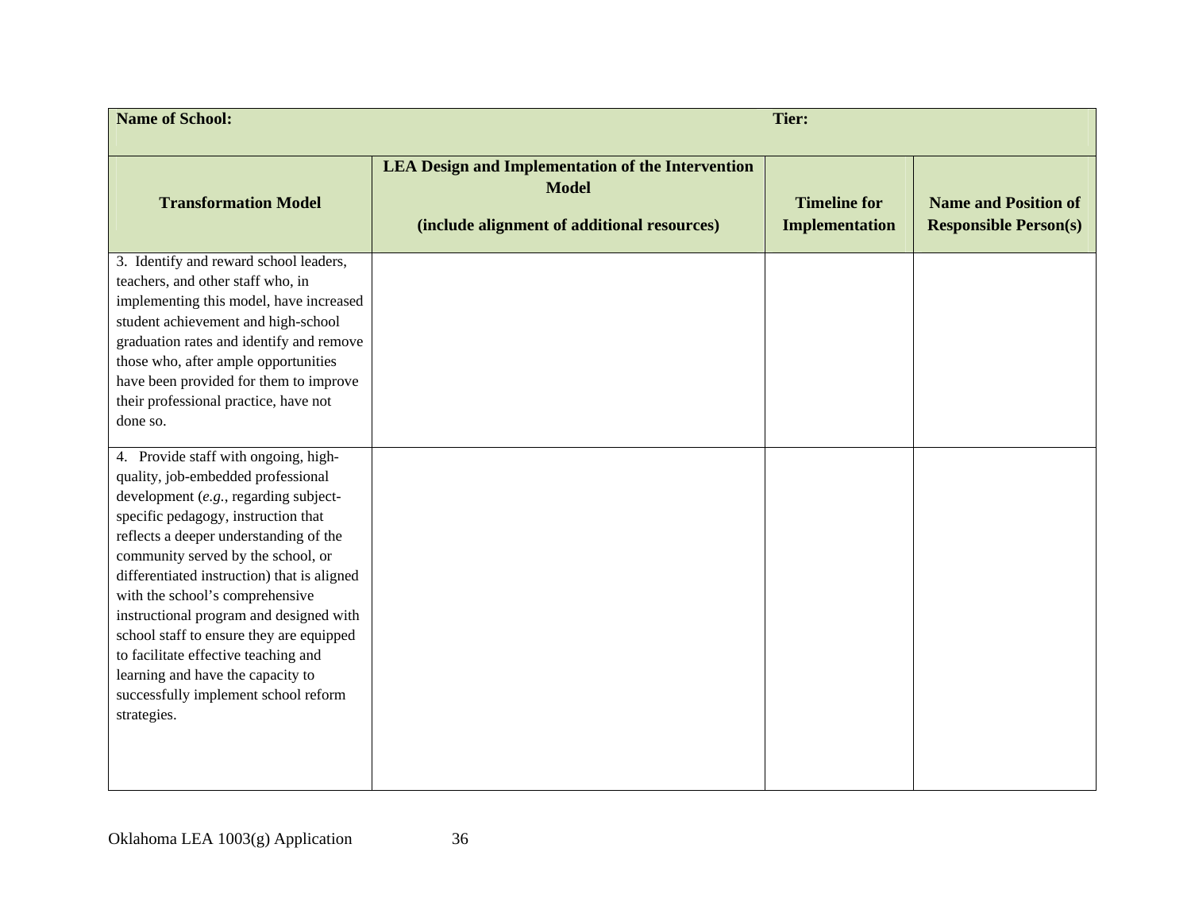| **Name of School:** | | **Tier:** | |
|---|---|---|---|
| **Transformation Model** | **LEA Design and Implementation of the Intervention Model**<br><br>**(include alignment of additional resources)** | **Timeline for Implementation** | **Name and Position of Responsible Person(s)** |
| 3. Identify and reward school leaders, teachers, and other staff who, in implementing this model, have increased student achievement and high-school graduation rates and identify and remove those who, after ample opportunities have been provided for them to improve their professional practice, have not done so. | | | |
| 4. Provide staff with ongoing, high-quality, job-embedded professional development (*e.g.*, regarding subject-specific pedagogy, instruction that reflects a deeper understanding of the community served by the school, or differentiated instruction) that is aligned with the school's comprehensive instructional program and designed with school staff to ensure they are equipped to facilitate effective teaching and learning and have the capacity to successfully implement school reform strategies. | | | |

Oklahoma LEA 1003(g) Application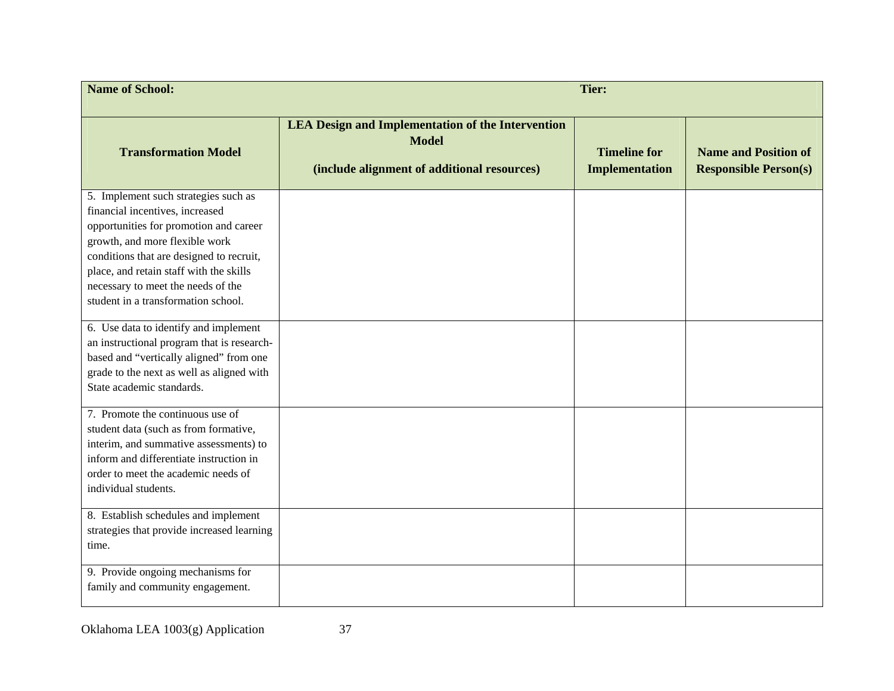| **Name of School:** | | **Tier:** | |
|---|---|---|---|
| **Transformation Model** | **LEA Design and Implementation of the Intervention Model**<br><br>**(include alignment of additional resources)** | **Timeline for Implementation** | **Name and Position of Responsible Person(s)** |
| 5. Implement such strategies such as financial incentives, increased opportunities for promotion and career growth, and more flexible work conditions that are designed to recruit, place, and retain staff with the skills necessary to meet the needs of the student in a transformation school. | | | |
| 6. Use data to identify and implement an instructional program that is research-based and "vertically aligned" from one grade to the next as well as aligned with State academic standards. | | | |
| 7. Promote the continuous use of student data (such as from formative, interim, and summative assessments) to inform and differentiate instruction in order to meet the academic needs of individual students. | | | |
| 8. Establish schedules and implement strategies that provide increased learning time. | | | |
| 9. Provide ongoing mechanisms for family and community engagement. | | | |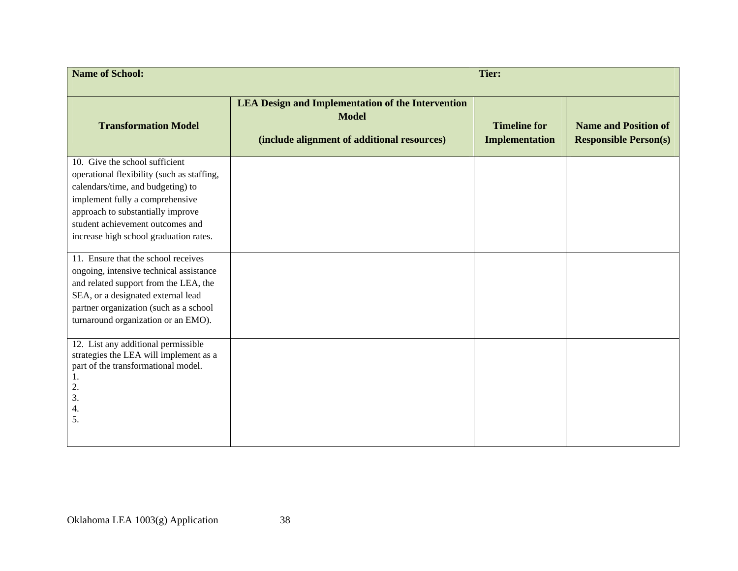| **Name of School:** | | **Tier:** | |
|---|---|---|---|
| **Transformation Model** | **LEA Design and Implementation of the Intervention Model**<br><br>**(include alignment of additional resources)** | **Timeline for Implementation** | **Name and Position of Responsible Person(s)** |
| 10. Give the school sufficient operational flexibility (such as staffing, calendars/time, and budgeting) to implement fully a comprehensive approach to substantially improve student achievement outcomes and increase high school graduation rates. | | | |
| 11. Ensure that the school receives ongoing, intensive technical assistance and related support from the LEA, the SEA, or a designated external lead partner organization (such as a school turnaround organization or an EMO). | | | |
| 12. List any additional permissible strategies the LEA will implement as a part of the transformational model.<br>1.<br>2.<br>3.<br>4.<br>5. | | | |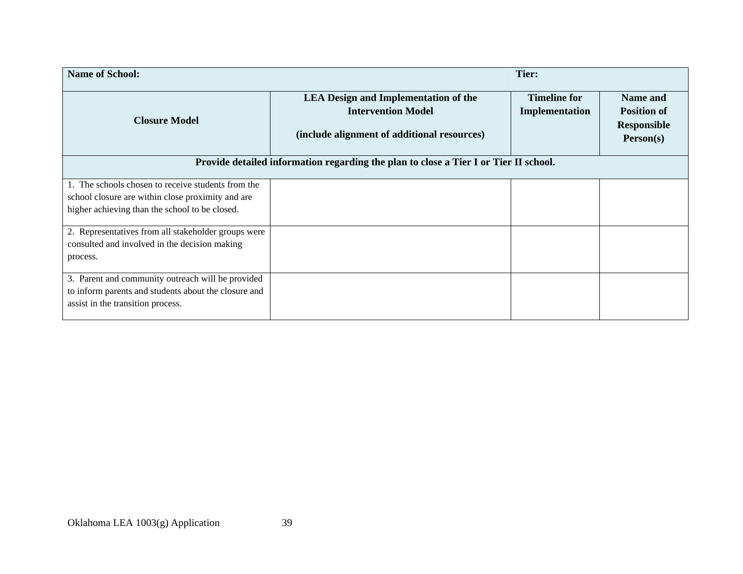| **Name of School:** | | **Tier:** | |
|---|---|---|---|
| **Closure Model** | **LEA Design and Implementation of the Intervention Model**<br><br>**(include alignment of additional resources)** | **Timeline for Implementation** | **Name and Position of Responsible Person(s)** |
| **Provide detailed information regarding the plan to close a Tier I or Tier II school.** | | | |
| 1. The schools chosen to receive students from the school closure are within close proximity and are higher achieving than the school to be closed. | | | |
| 2. Representatives from all stakeholder groups were consulted and involved in the decision making process. | | | |
| 3. Parent and community outreach will be provided to inform parents and students about the closure and assist in the transition process. | | | |

Oklahoma LEA 1003(g) Application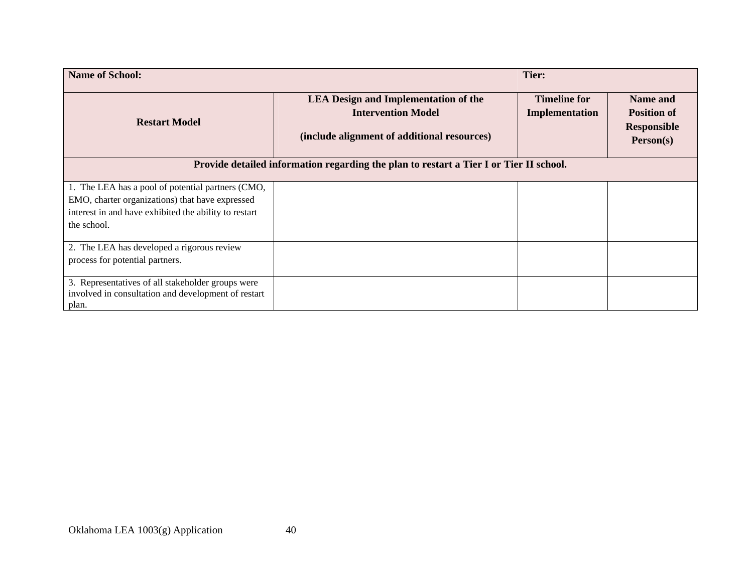| **Name of School:** | | **Tier:** | |
|---|---|---|---|
| **Restart Model** | **LEA Design and Implementation of the Intervention Model**<br><br>**(include alignment of additional resources)** | **Timeline for Implementation** | **Name and Position of Responsible Person(s)** |
| **Provide detailed information regarding the plan to restart a Tier I or Tier II school.** | | | |
| 1. The LEA has a pool of potential partners (CMO, EMO, charter organizations) that have expressed interest in and have exhibited the ability to restart the school. | | | |
| 2. The LEA has developed a rigorous review process for potential partners. | | | |
| 3. Representatives of all stakeholder groups were involved in consultation and development of restart plan. | | | |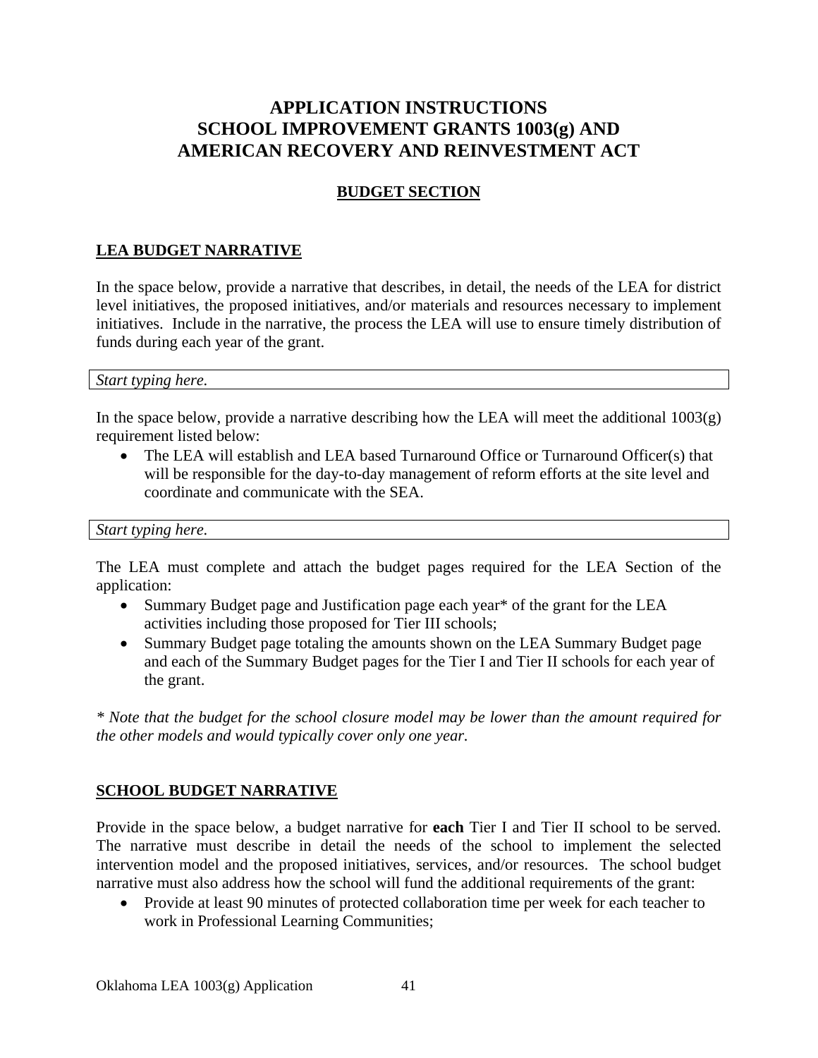# APPLICATION INSTRUCTIONS SCHOOL IMPROVEMENT GRANTS 1003(g) AND AMERICAN RECOVERY AND REINVESTMENT ACT

## BUDGET SECTION

### LEA BUDGET NARRATIVE

In the space below, provide a narrative that describes, in detail, the needs of the LEA for district level initiatives, the proposed initiatives, and/or materials and resources necessary to implement initiatives. Include in the narrative, the process the LEA will use to ensure timely distribution of funds during each year of the grant.

| *Start typing here.* |
|---|

In the space below, provide a narrative describing how the LEA will meet the additional 1003(g) requirement listed below:

- The LEA will establish and LEA based Turnaround Office or Turnaround Officer(s) that will be responsible for the day-to-day management of reform efforts at the site level and coordinate and communicate with the SEA.

| *Start typing here.* |
|---|

The LEA must complete and attach the budget pages required for the LEA Section of the application:

- Summary Budget page and Justification page each year* of the grant for the LEA activities including those proposed for Tier III schools;
- Summary Budget page totaling the amounts shown on the LEA Summary Budget page and each of the Summary Budget pages for the Tier I and Tier II schools for each year of the grant.

*\* Note that the budget for the school closure model may be lower than the amount required for the other models and would typically cover only one year.*

### SCHOOL BUDGET NARRATIVE

Provide in the space below, a budget narrative for **each** Tier I and Tier II school to be served. The narrative must describe in detail the needs of the school to implement the selected intervention model and the proposed initiatives, services, and/or resources. The school budget narrative must also address how the school will fund the additional requirements of the grant:

- Provide at least 90 minutes of protected collaboration time per week for each teacher to work in Professional Learning Communities;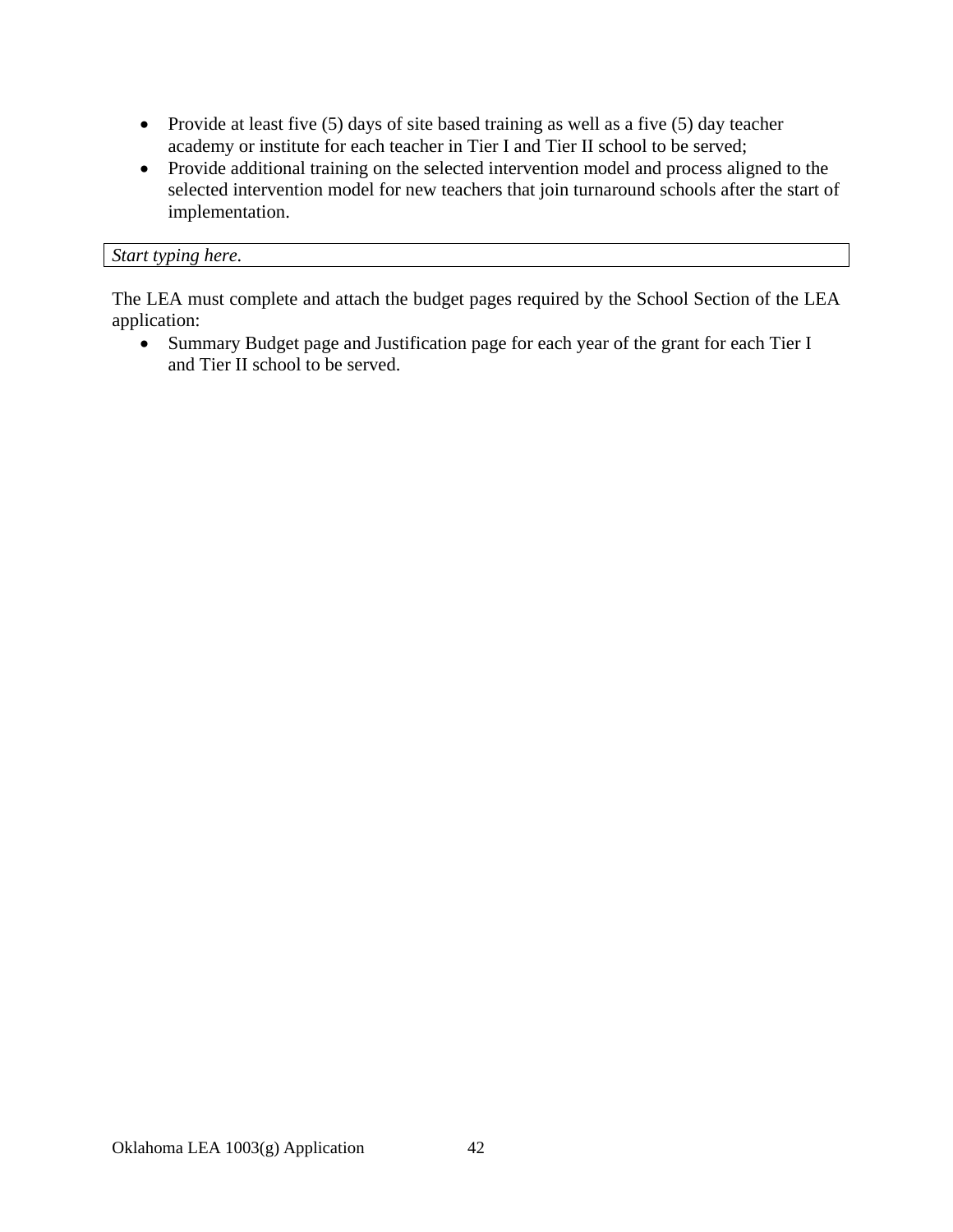- Provide at least five (5) days of site based training as well as a five (5) day teacher academy or institute for each teacher in Tier I and Tier II school to be served;
- Provide additional training on the selected intervention model and process aligned to the selected intervention model for new teachers that join turnaround schools after the start of implementation.

| *Start typing here.* |
|---|

The LEA must complete and attach the budget pages required by the School Section of the LEA application:

- Summary Budget page and Justification page for each year of the grant for each Tier I and Tier II school to be served.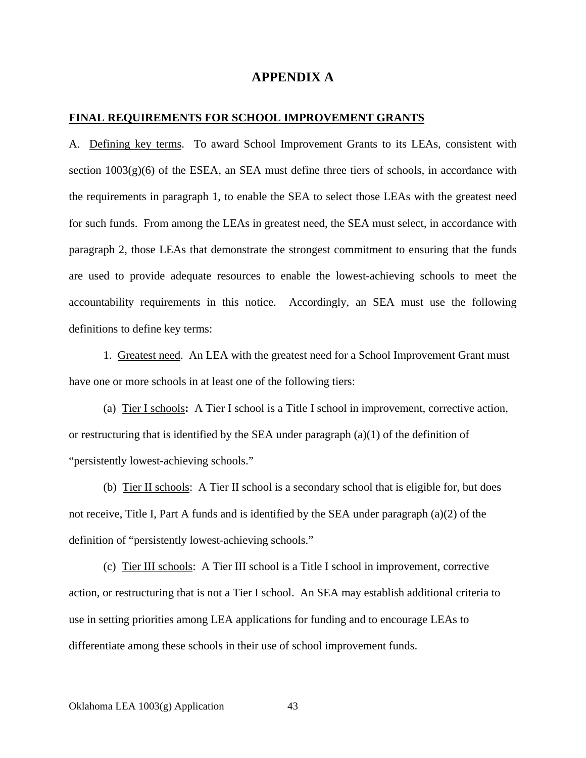# APPENDIX A

## FINAL REQUIREMENTS FOR SCHOOL IMPROVEMENT GRANTS

A. Defining key terms. To award School Improvement Grants to its LEAs, consistent with section 1003(g)(6) of the ESEA, an SEA must define three tiers of schools, in accordance with the requirements in paragraph 1, to enable the SEA to select those LEAs with the greatest need for such funds. From among the LEAs in greatest need, the SEA must select, in accordance with paragraph 2, those LEAs that demonstrate the strongest commitment to ensuring that the funds are used to provide adequate resources to enable the lowest-achieving schools to meet the accountability requirements in this notice. Accordingly, an SEA must use the following definitions to define key terms:

1. Greatest need. An LEA with the greatest need for a School Improvement Grant must have one or more schools in at least one of the following tiers:

(a) Tier I schools**:** A Tier I school is a Title I school in improvement, corrective action, or restructuring that is identified by the SEA under paragraph (a)(1) of the definition of "persistently lowest-achieving schools."

(b) Tier II schools: A Tier II school is a secondary school that is eligible for, but does not receive, Title I, Part A funds and is identified by the SEA under paragraph (a)(2) of the definition of "persistently lowest-achieving schools."

(c) Tier III schools: A Tier III school is a Title I school in improvement, corrective action, or restructuring that is not a Tier I school. An SEA may establish additional criteria to use in setting priorities among LEA applications for funding and to encourage LEAs to differentiate among these schools in their use of school improvement funds.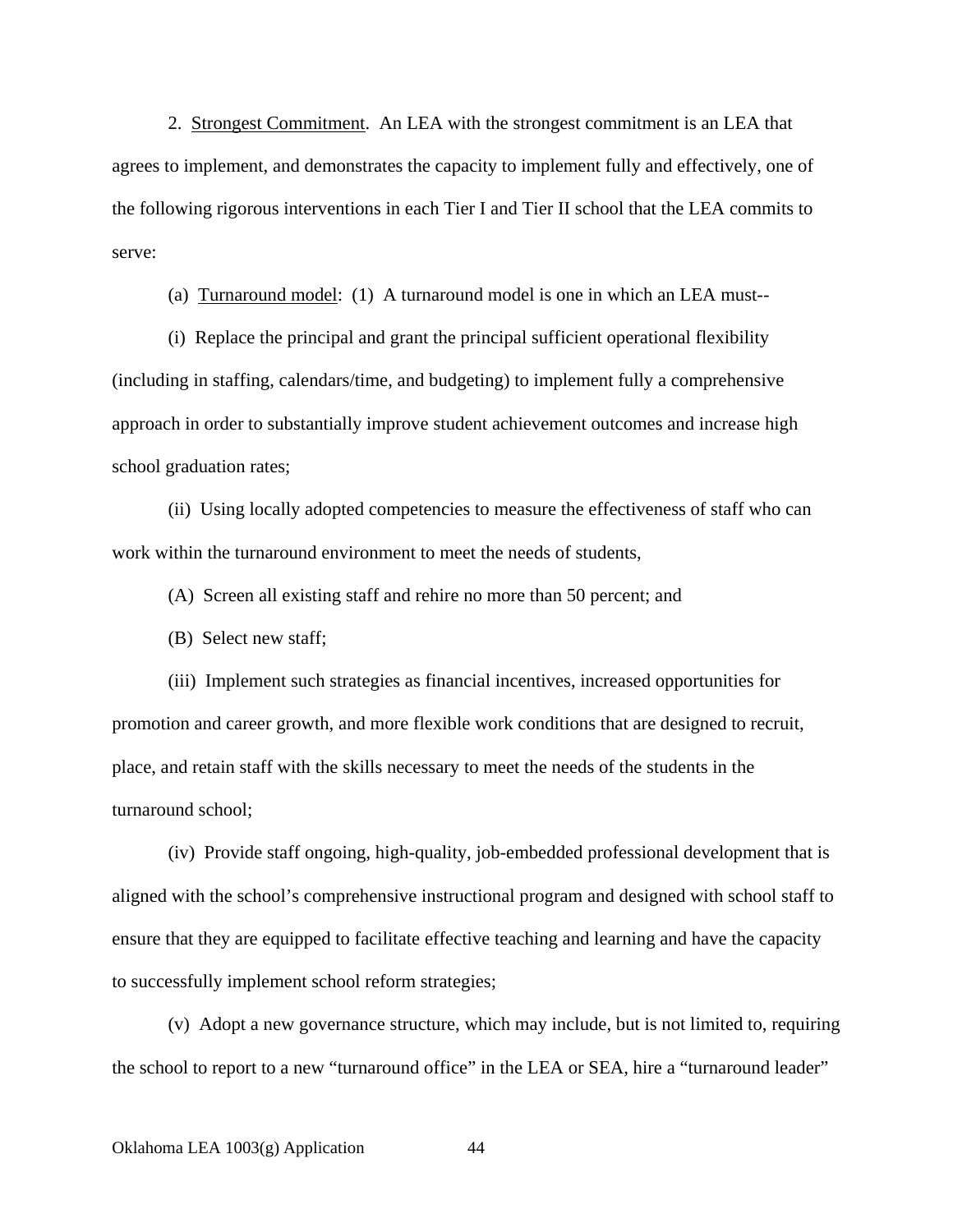2. Strongest Commitment. An LEA with the strongest commitment is an LEA that agrees to implement, and demonstrates the capacity to implement fully and effectively, one of the following rigorous interventions in each Tier I and Tier II school that the LEA commits to serve:

(a) Turnaround model: (1) A turnaround model is one in which an LEA must--

(i) Replace the principal and grant the principal sufficient operational flexibility (including in staffing, calendars/time, and budgeting) to implement fully a comprehensive approach in order to substantially improve student achievement outcomes and increase high school graduation rates;

(ii) Using locally adopted competencies to measure the effectiveness of staff who can work within the turnaround environment to meet the needs of students,

(A) Screen all existing staff and rehire no more than 50 percent; and

(B) Select new staff;

(iii) Implement such strategies as financial incentives, increased opportunities for promotion and career growth, and more flexible work conditions that are designed to recruit, place, and retain staff with the skills necessary to meet the needs of the students in the turnaround school;

(iv) Provide staff ongoing, high-quality, job-embedded professional development that is aligned with the school's comprehensive instructional program and designed with school staff to ensure that they are equipped to facilitate effective teaching and learning and have the capacity to successfully implement school reform strategies;

(v) Adopt a new governance structure, which may include, but is not limited to, requiring the school to report to a new "turnaround office" in the LEA or SEA, hire a "turnaround leader"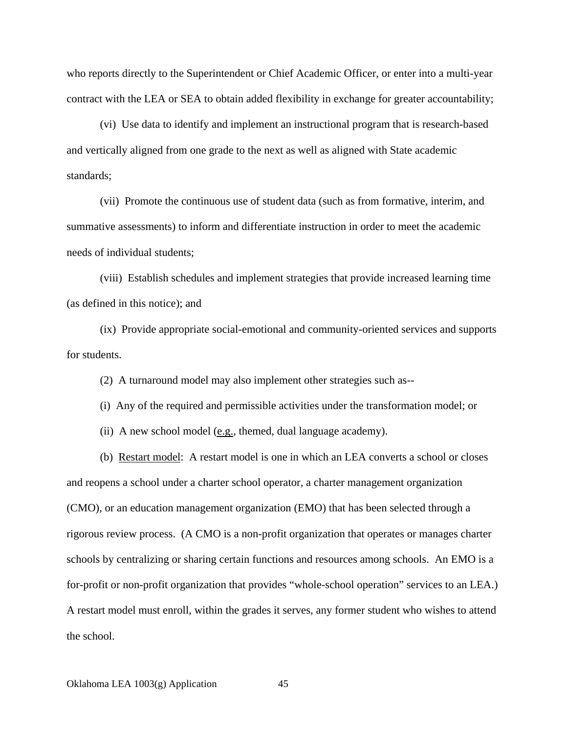who reports directly to the Superintendent or Chief Academic Officer, or enter into a multi-year contract with the LEA or SEA to obtain added flexibility in exchange for greater accountability;

(vi) Use data to identify and implement an instructional program that is research-based and vertically aligned from one grade to the next as well as aligned with State academic standards;

(vii) Promote the continuous use of student data (such as from formative, interim, and summative assessments) to inform and differentiate instruction in order to meet the academic needs of individual students;

(viii) Establish schedules and implement strategies that provide increased learning time (as defined in this notice); and

(ix) Provide appropriate social-emotional and community-oriented services and supports for students.

(2) A turnaround model may also implement other strategies such as--

(i) Any of the required and permissible activities under the transformation model; or

(ii) A new school model (e.g., themed, dual language academy).

(b) Restart model: A restart model is one in which an LEA converts a school or closes and reopens a school under a charter school operator, a charter management organization (CMO), or an education management organization (EMO) that has been selected through a rigorous review process. (A CMO is a non-profit organization that operates or manages charter schools by centralizing or sharing certain functions and resources among schools. An EMO is a for-profit or non-profit organization that provides "whole-school operation" services to an LEA.) A restart model must enroll, within the grades it serves, any former student who wishes to attend the school.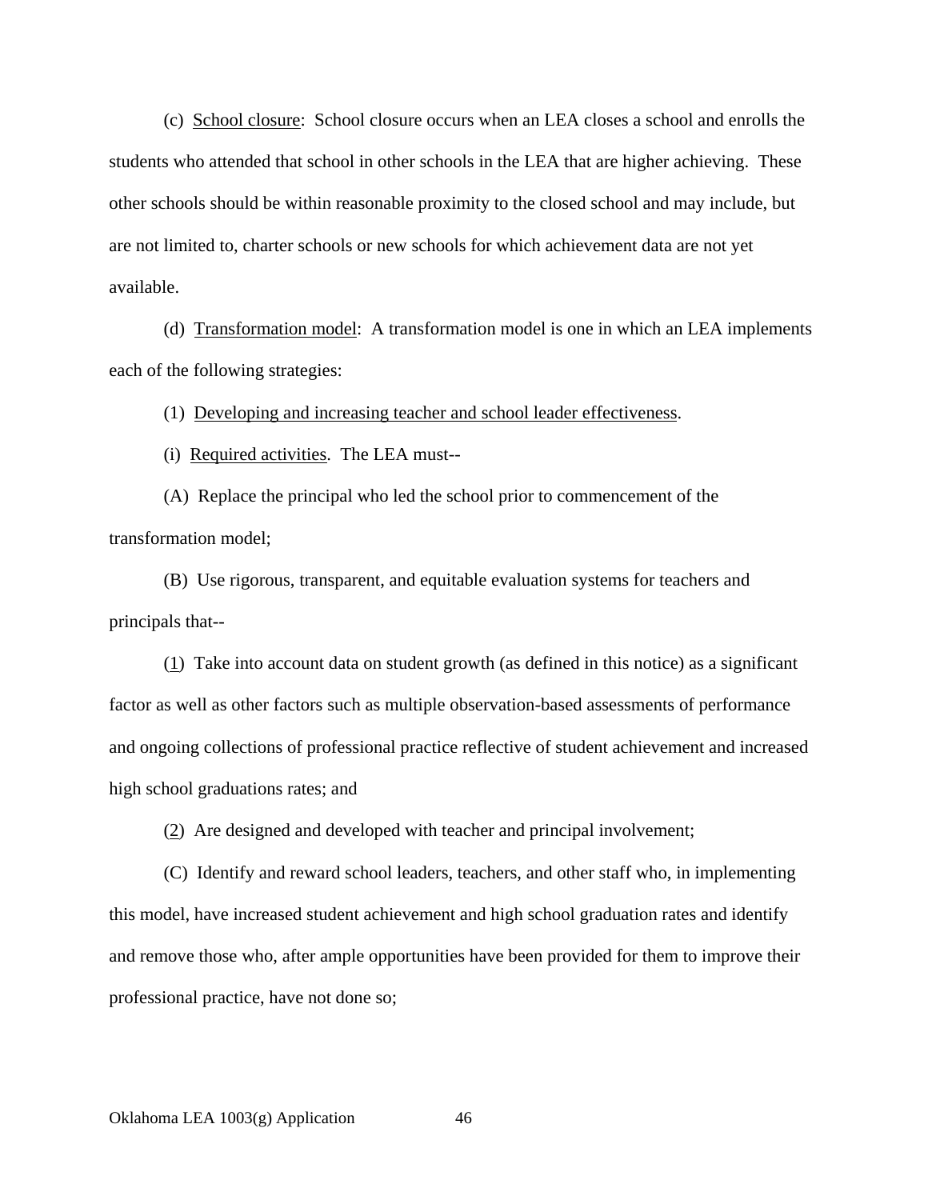(c) School closure: School closure occurs when an LEA closes a school and enrolls the students who attended that school in other schools in the LEA that are higher achieving. These other schools should be within reasonable proximity to the closed school and may include, but are not limited to, charter schools or new schools for which achievement data are not yet available.

(d) Transformation model: A transformation model is one in which an LEA implements each of the following strategies:

(1) Developing and increasing teacher and school leader effectiveness.

(i) Required activities. The LEA must--

(A) Replace the principal who led the school prior to commencement of the transformation model;

(B) Use rigorous, transparent, and equitable evaluation systems for teachers and principals that--

(1) Take into account data on student growth (as defined in this notice) as a significant factor as well as other factors such as multiple observation-based assessments of performance and ongoing collections of professional practice reflective of student achievement and increased high school graduations rates; and

(2) Are designed and developed with teacher and principal involvement;

(C) Identify and reward school leaders, teachers, and other staff who, in implementing this model, have increased student achievement and high school graduation rates and identify and remove those who, after ample opportunities have been provided for them to improve their professional practice, have not done so;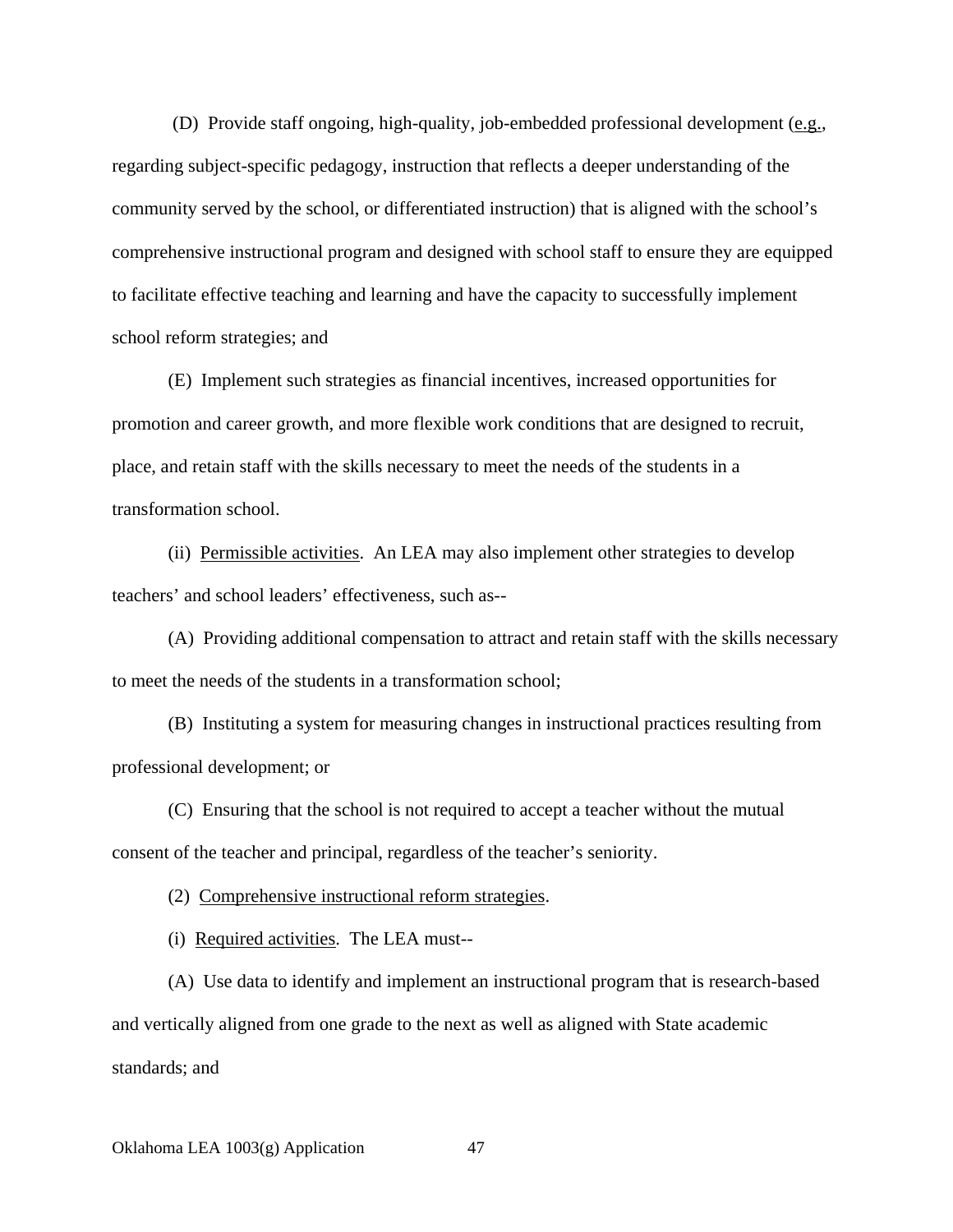(D) Provide staff ongoing, high-quality, job-embedded professional development (e.g., regarding subject-specific pedagogy, instruction that reflects a deeper understanding of the community served by the school, or differentiated instruction) that is aligned with the school's comprehensive instructional program and designed with school staff to ensure they are equipped to facilitate effective teaching and learning and have the capacity to successfully implement school reform strategies; and

(E) Implement such strategies as financial incentives, increased opportunities for promotion and career growth, and more flexible work conditions that are designed to recruit, place, and retain staff with the skills necessary to meet the needs of the students in a transformation school.

(ii) Permissible activities. An LEA may also implement other strategies to develop teachers' and school leaders' effectiveness, such as--

(A) Providing additional compensation to attract and retain staff with the skills necessary to meet the needs of the students in a transformation school;

(B) Instituting a system for measuring changes in instructional practices resulting from professional development; or

(C) Ensuring that the school is not required to accept a teacher without the mutual consent of the teacher and principal, regardless of the teacher's seniority.

(2) Comprehensive instructional reform strategies.

(i) Required activities. The LEA must--

(A) Use data to identify and implement an instructional program that is research-based and vertically aligned from one grade to the next as well as aligned with State academic standards; and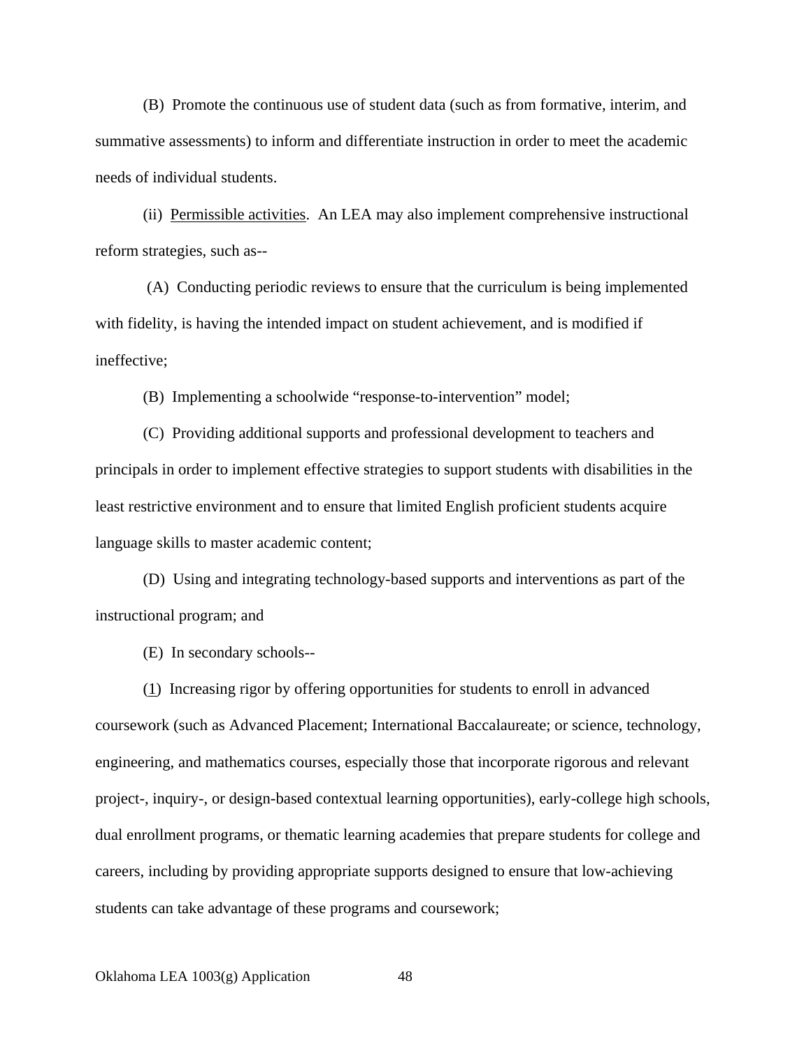(B) Promote the continuous use of student data (such as from formative, interim, and summative assessments) to inform and differentiate instruction in order to meet the academic needs of individual students.

(ii) Permissible activities. An LEA may also implement comprehensive instructional reform strategies, such as--

(A) Conducting periodic reviews to ensure that the curriculum is being implemented with fidelity, is having the intended impact on student achievement, and is modified if ineffective;

(B) Implementing a schoolwide "response-to-intervention" model;

(C) Providing additional supports and professional development to teachers and principals in order to implement effective strategies to support students with disabilities in the least restrictive environment and to ensure that limited English proficient students acquire language skills to master academic content;

(D) Using and integrating technology-based supports and interventions as part of the instructional program; and

(E) In secondary schools--

(1) Increasing rigor by offering opportunities for students to enroll in advanced coursework (such as Advanced Placement; International Baccalaureate; or science, technology, engineering, and mathematics courses, especially those that incorporate rigorous and relevant project-, inquiry-, or design-based contextual learning opportunities), early-college high schools, dual enrollment programs, or thematic learning academies that prepare students for college and careers, including by providing appropriate supports designed to ensure that low-achieving students can take advantage of these programs and coursework;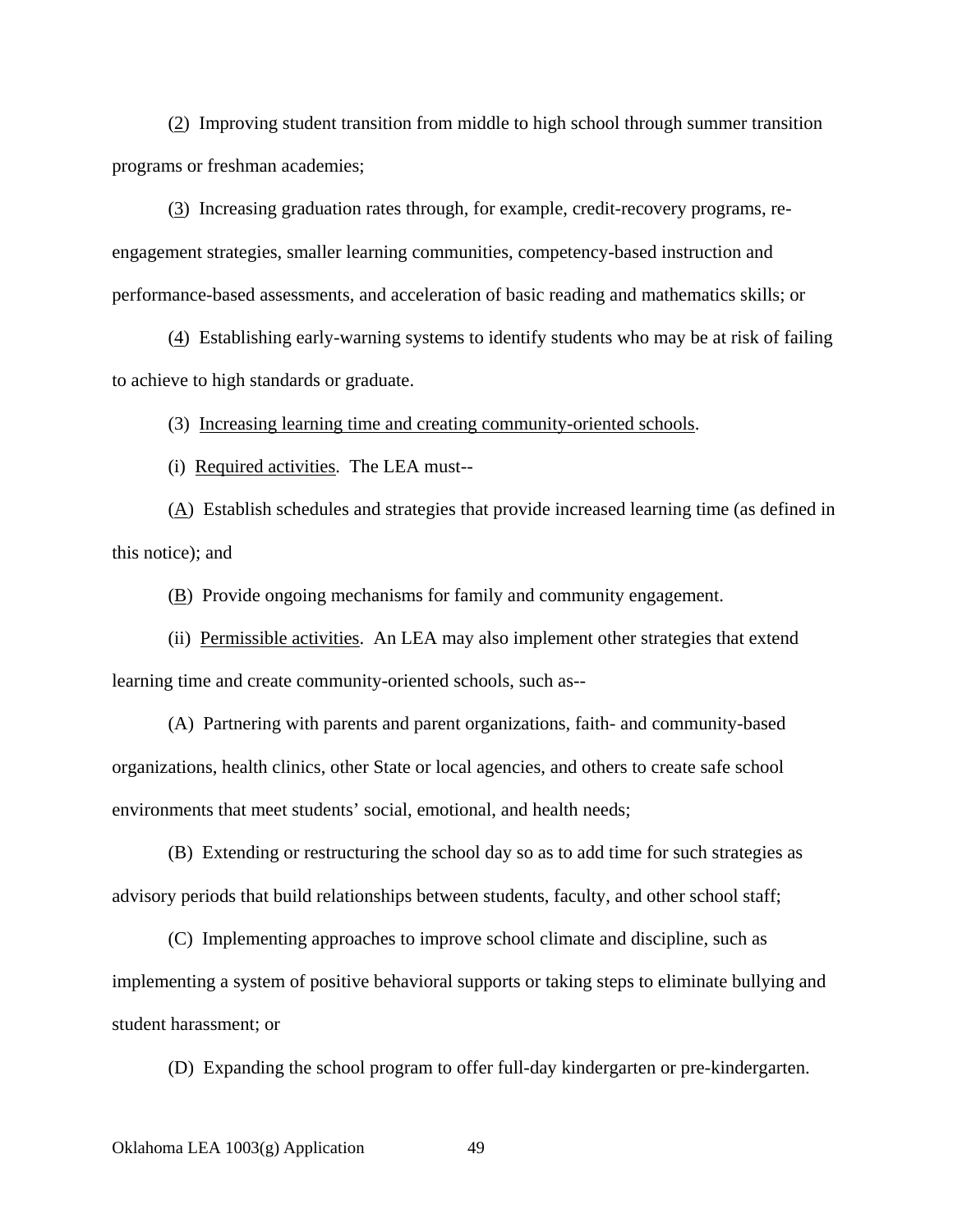(2)  Improving student transition from middle to high school through summer transition programs or freshman academies;

(3)  Increasing graduation rates through, for example, credit-recovery programs, re-engagement strategies, smaller learning communities, competency-based instruction and performance-based assessments, and acceleration of basic reading and mathematics skills; or

(4)  Establishing early-warning systems to identify students who may be at risk of failing to achieve to high standards or graduate.

(3)  Increasing learning time and creating community-oriented schools.

(i)  Required activities.  The LEA must--

(A)  Establish schedules and strategies that provide increased learning time (as defined in this notice); and

(B)  Provide ongoing mechanisms for family and community engagement.

(ii)  Permissible activities.  An LEA may also implement other strategies that extend learning time and create community-oriented schools, such as--

(A)  Partnering with parents and parent organizations, faith- and community-based organizations, health clinics, other State or local agencies, and others to create safe school environments that meet students' social, emotional, and health needs;

(B)  Extending or restructuring the school day so as to add time for such strategies as advisory periods that build relationships between students, faculty, and other school staff;

(C)  Implementing approaches to improve school climate and discipline, such as implementing a system of positive behavioral supports or taking steps to eliminate bullying and student harassment; or

(D)  Expanding the school program to offer full-day kindergarten or pre-kindergarten.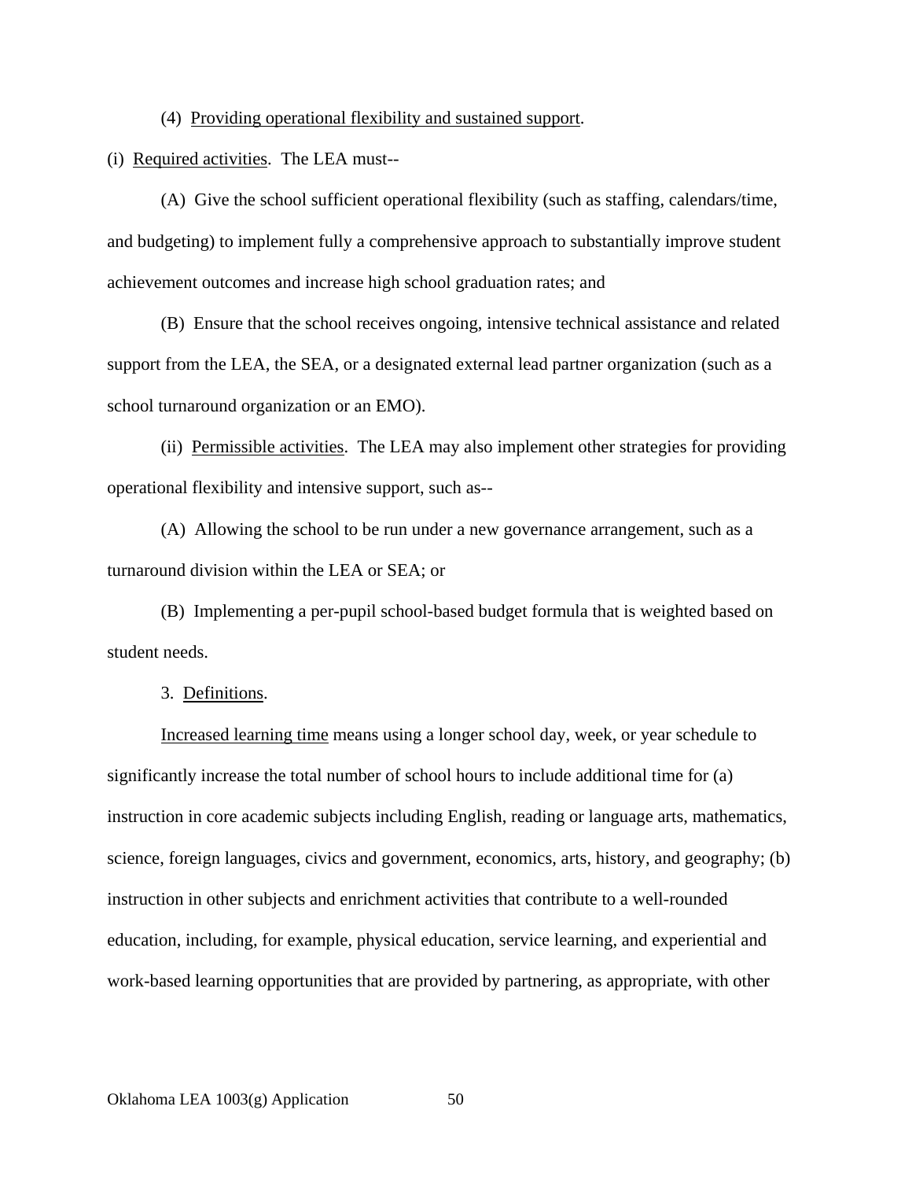(4) Providing operational flexibility and sustained support.

(i) Required activities. The LEA must--

(A) Give the school sufficient operational flexibility (such as staffing, calendars/time, and budgeting) to implement fully a comprehensive approach to substantially improve student achievement outcomes and increase high school graduation rates; and

(B) Ensure that the school receives ongoing, intensive technical assistance and related support from the LEA, the SEA, or a designated external lead partner organization (such as a school turnaround organization or an EMO).

(ii) Permissible activities. The LEA may also implement other strategies for providing operational flexibility and intensive support, such as--

(A) Allowing the school to be run under a new governance arrangement, such as a turnaround division within the LEA or SEA; or

(B) Implementing a per-pupil school-based budget formula that is weighted based on student needs.

3. Definitions.

Increased learning time means using a longer school day, week, or year schedule to significantly increase the total number of school hours to include additional time for (a) instruction in core academic subjects including English, reading or language arts, mathematics, science, foreign languages, civics and government, economics, arts, history, and geography; (b) instruction in other subjects and enrichment activities that contribute to a well-rounded education, including, for example, physical education, service learning, and experiential and work-based learning opportunities that are provided by partnering, as appropriate, with other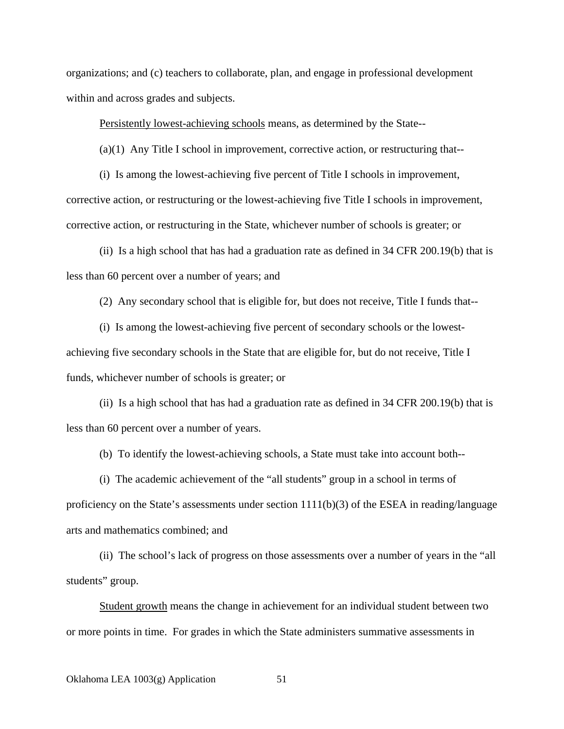organizations; and (c) teachers to collaborate, plan, and engage in professional development within and across grades and subjects.

Persistently lowest-achieving schools means, as determined by the State--

(a)(1) Any Title I school in improvement, corrective action, or restructuring that--

(i) Is among the lowest-achieving five percent of Title I schools in improvement, corrective action, or restructuring or the lowest-achieving five Title I schools in improvement, corrective action, or restructuring in the State, whichever number of schools is greater; or

(ii) Is a high school that has had a graduation rate as defined in 34 CFR 200.19(b) that is less than 60 percent over a number of years; and

(2) Any secondary school that is eligible for, but does not receive, Title I funds that--

(i) Is among the lowest-achieving five percent of secondary schools or the lowest-achieving five secondary schools in the State that are eligible for, but do not receive, Title I funds, whichever number of schools is greater; or

(ii) Is a high school that has had a graduation rate as defined in 34 CFR 200.19(b) that is less than 60 percent over a number of years.

(b) To identify the lowest-achieving schools, a State must take into account both--

(i) The academic achievement of the "all students" group in a school in terms of proficiency on the State's assessments under section 1111(b)(3) of the ESEA in reading/language arts and mathematics combined; and

(ii) The school's lack of progress on those assessments over a number of years in the "all students" group.

Student growth means the change in achievement for an individual student between two or more points in time. For grades in which the State administers summative assessments in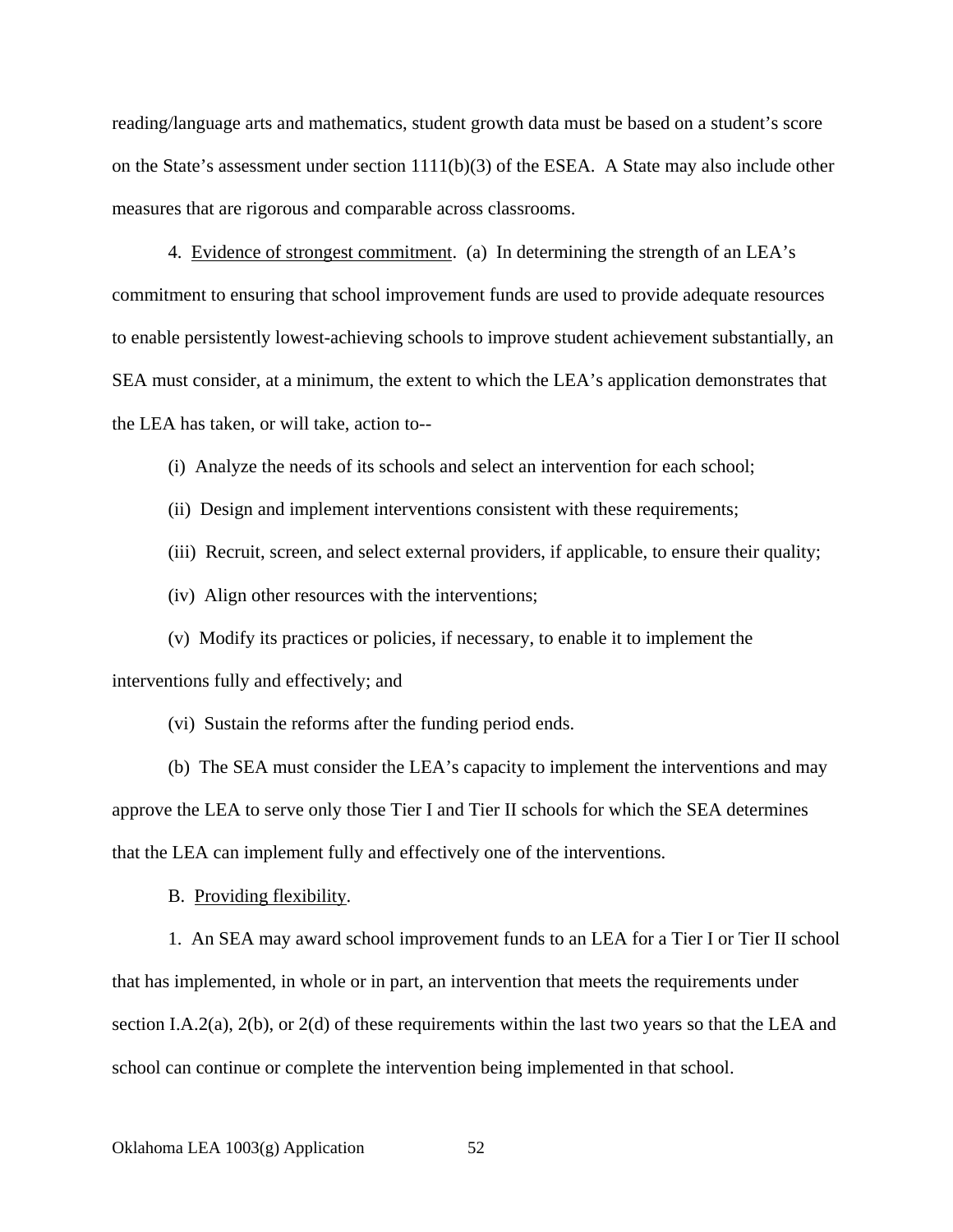reading/language arts and mathematics, student growth data must be based on a student's score on the State's assessment under section 1111(b)(3) of the ESEA. A State may also include other measures that are rigorous and comparable across classrooms.

4. Evidence of strongest commitment. (a) In determining the strength of an LEA's commitment to ensuring that school improvement funds are used to provide adequate resources to enable persistently lowest-achieving schools to improve student achievement substantially, an SEA must consider, at a minimum, the extent to which the LEA's application demonstrates that the LEA has taken, or will take, action to--

(i) Analyze the needs of its schools and select an intervention for each school;

(ii) Design and implement interventions consistent with these requirements;

(iii) Recruit, screen, and select external providers, if applicable, to ensure their quality;

(iv) Align other resources with the interventions;

(v) Modify its practices or policies, if necessary, to enable it to implement the interventions fully and effectively; and

(vi) Sustain the reforms after the funding period ends.

(b) The SEA must consider the LEA's capacity to implement the interventions and may approve the LEA to serve only those Tier I and Tier II schools for which the SEA determines that the LEA can implement fully and effectively one of the interventions.

B. Providing flexibility.

1. An SEA may award school improvement funds to an LEA for a Tier I or Tier II school that has implemented, in whole or in part, an intervention that meets the requirements under section I.A.2(a), 2(b), or 2(d) of these requirements within the last two years so that the LEA and school can continue or complete the intervention being implemented in that school.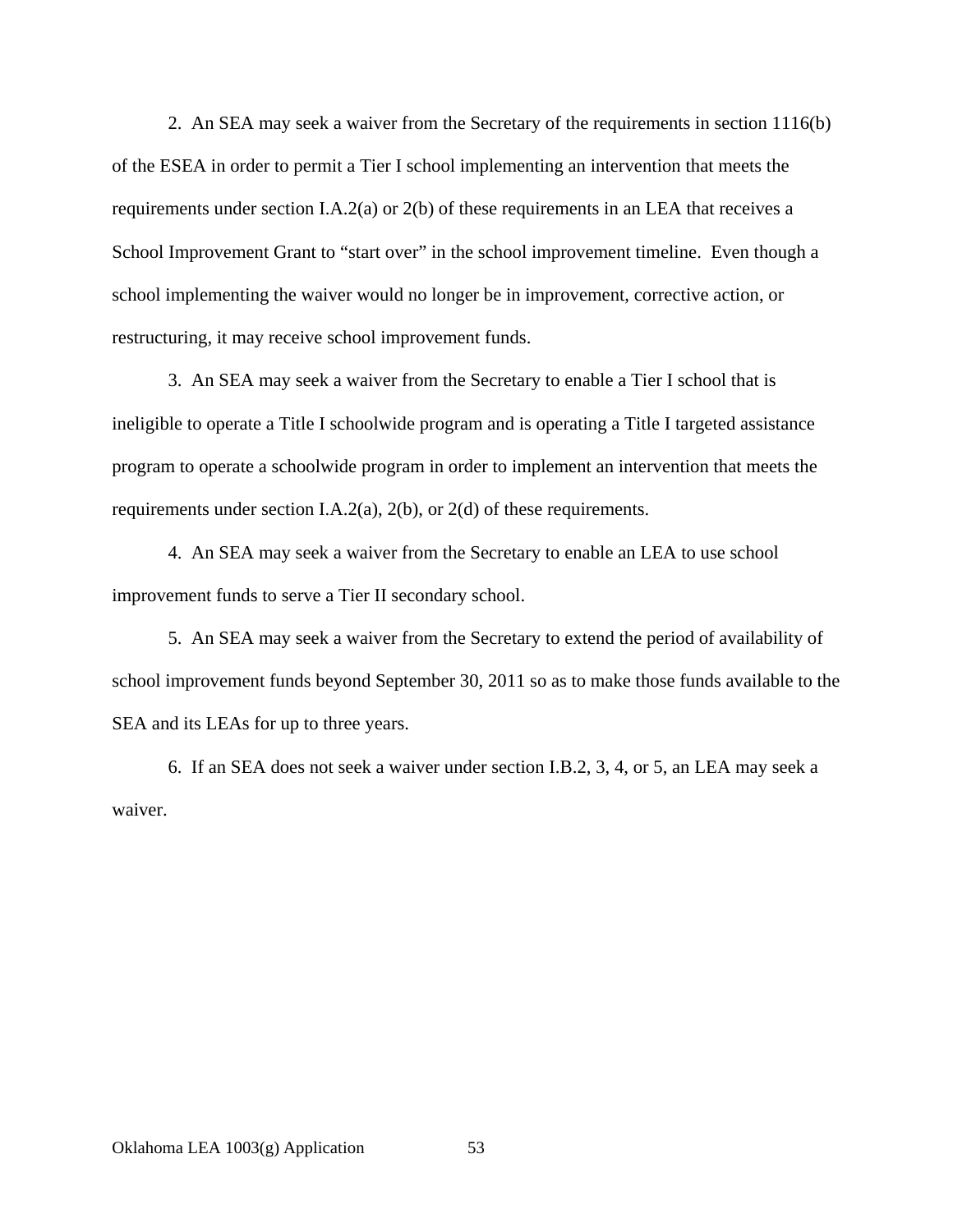2. An SEA may seek a waiver from the Secretary of the requirements in section 1116(b) of the ESEA in order to permit a Tier I school implementing an intervention that meets the requirements under section I.A.2(a) or 2(b) of these requirements in an LEA that receives a School Improvement Grant to “start over” in the school improvement timeline. Even though a school implementing the waiver would no longer be in improvement, corrective action, or restructuring, it may receive school improvement funds.

3. An SEA may seek a waiver from the Secretary to enable a Tier I school that is ineligible to operate a Title I schoolwide program and is operating a Title I targeted assistance program to operate a schoolwide program in order to implement an intervention that meets the requirements under section I.A.2(a), 2(b), or 2(d) of these requirements.

4. An SEA may seek a waiver from the Secretary to enable an LEA to use school improvement funds to serve a Tier II secondary school.

5. An SEA may seek a waiver from the Secretary to extend the period of availability of school improvement funds beyond September 30, 2011 so as to make those funds available to the SEA and its LEAs for up to three years.

6. If an SEA does not seek a waiver under section I.B.2, 3, 4, or 5, an LEA may seek a waiver.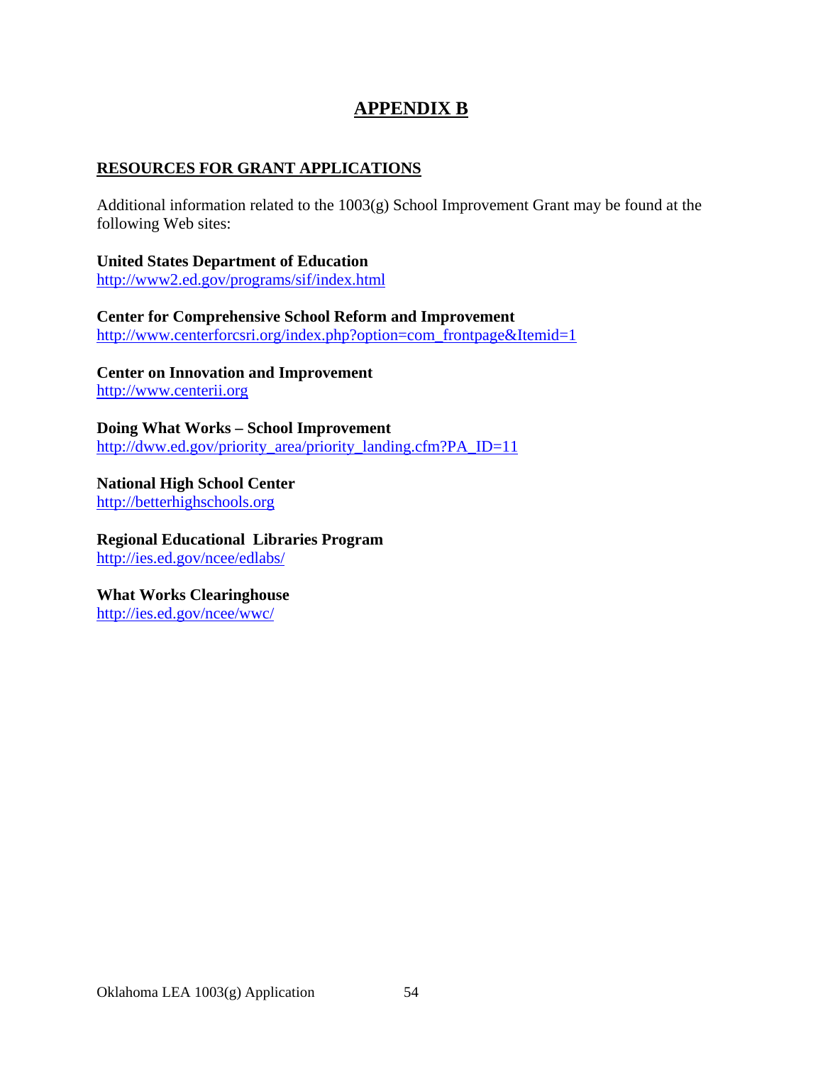# APPENDIX B

## RESOURCES FOR GRANT APPLICATIONS

Additional information related to the 1003(g) School Improvement Grant may be found at the following Web sites:

**United States Department of Education**
http://www2.ed.gov/programs/sif/index.html

**Center for Comprehensive School Reform and Improvement**
http://www.centerforcsri.org/index.php?option=com_frontpage&Itemid=1

**Center on Innovation and Improvement**
http://www.centerii.org

**Doing What Works – School Improvement**
http://dww.ed.gov/priority_area/priority_landing.cfm?PA_ID=11

**National High School Center**
http://betterhighschools.org

**Regional Educational Libraries Program**
http://ies.ed.gov/ncee/edlabs/

**What Works Clearinghouse**
http://ies.ed.gov/ncee/wwc/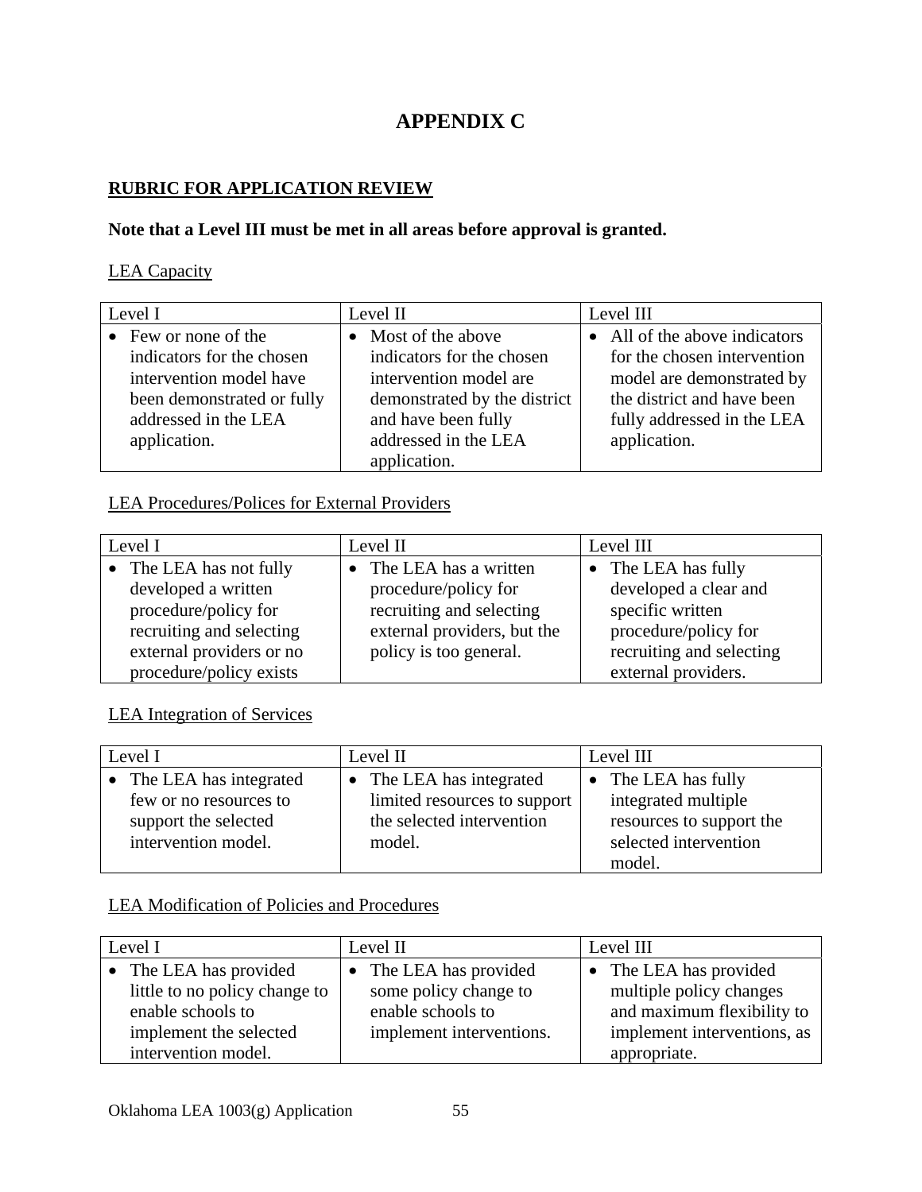# APPENDIX C

## RUBRIC FOR APPLICATION REVIEW

**Note that a Level III must be met in all areas before approval is granted.**

LEA Capacity

| Level I | Level II | Level III |
|---|---|---|
| • Few or none of the indicators for the chosen intervention model have been demonstrated or fully addressed in the LEA application. | • Most of the above indicators for the chosen intervention model are demonstrated by the district and have been fully addressed in the LEA application. | • All of the above indicators for the chosen intervention model are demonstrated by the district and have been fully addressed in the LEA application. |

LEA Procedures/Polices for External Providers

| Level I | Level II | Level III |
|---|---|---|
| • The LEA has not fully developed a written procedure/policy for recruiting and selecting external providers or no procedure/policy exists | • The LEA has a written procedure/policy for recruiting and selecting external providers, but the policy is too general. | • The LEA has fully developed a clear and specific written procedure/policy for recruiting and selecting external providers. |

LEA Integration of Services

| Level I | Level II | Level III |
|---|---|---|
| • The LEA has integrated few or no resources to support the selected intervention model. | • The LEA has integrated limited resources to support the selected intervention model. | • The LEA has fully integrated multiple resources to support the selected intervention model. |

LEA Modification of Policies and Procedures

| Level I | Level II | Level III |
|---|---|---|
| • The LEA has provided little to no policy change to enable schools to implement the selected intervention model. | • The LEA has provided some policy change to enable schools to implement interventions. | • The LEA has provided multiple policy changes and maximum flexibility to implement interventions, as appropriate. |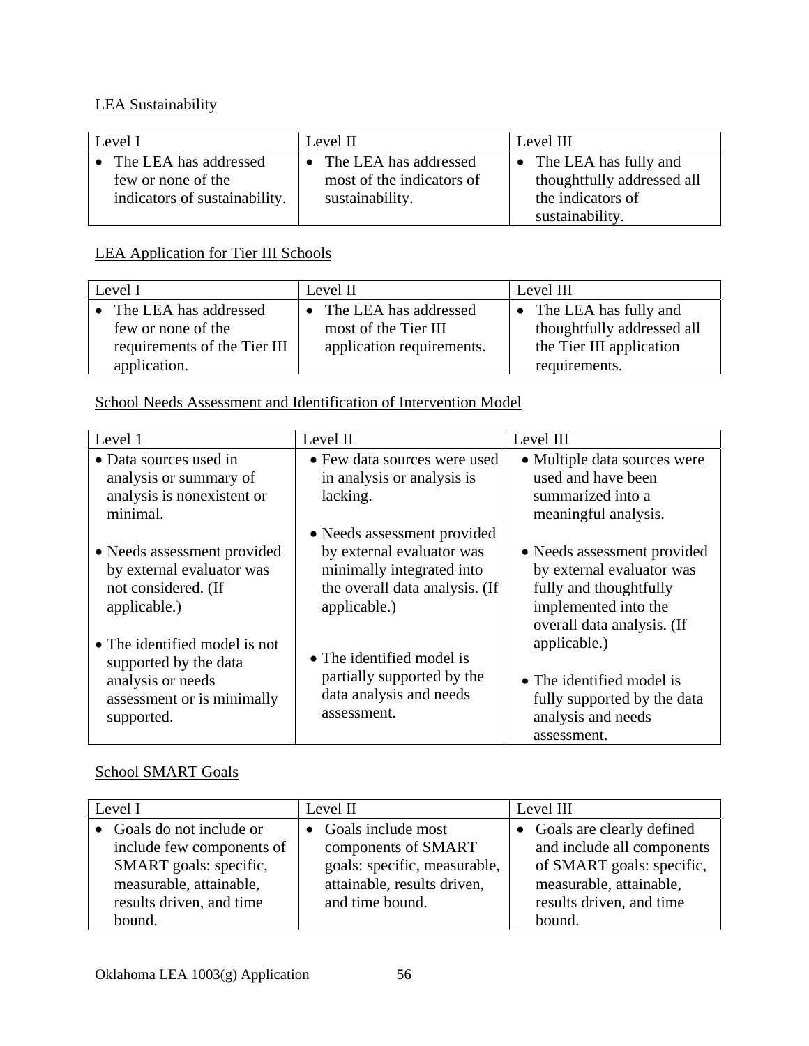LEA Sustainability

| Level I | Level II | Level III |
|---|---|---|
| • The LEA has addressed few or none of the indicators of sustainability. | • The LEA has addressed most of the indicators of sustainability. | • The LEA has fully and thoughtfully addressed all the indicators of sustainability. |

LEA Application for Tier III Schools

| Level I | Level II | Level III |
|---|---|---|
| • The LEA has addressed few or none of the requirements of the Tier III application. | • The LEA has addressed most of the Tier III application requirements. | • The LEA has fully and thoughtfully addressed all the Tier III application requirements. |

School Needs Assessment and Identification of Intervention Model

| Level 1 | Level II | Level III |
|---|---|---|
| • Data sources used in analysis or summary of analysis is nonexistent or minimal.<br><br>• Needs assessment provided by external evaluator was not considered. (If applicable.)<br><br>• The identified model is not supported by the data analysis or needs assessment or is minimally supported. | • Few data sources were used in analysis or analysis is lacking.<br><br>• Needs assessment provided by external evaluator was minimally integrated into the overall data analysis. (If applicable.)<br><br>• The identified model is partially supported by the data analysis and needs assessment. | • Multiple data sources were used and have been summarized into a meaningful analysis.<br><br>• Needs assessment provided by external evaluator was fully and thoughtfully implemented into the overall data analysis. (If applicable.)<br><br>• The identified model is fully supported by the data analysis and needs assessment. |

School SMART Goals

| Level I | Level II | Level III |
|---|---|---|
| • Goals do not include or include few components of SMART goals: specific, measurable, attainable, results driven, and time bound. | • Goals include most components of SMART goals: specific, measurable, attainable, results driven, and time bound. | • Goals are clearly defined and include all components of SMART goals: specific, measurable, attainable, results driven, and time bound. |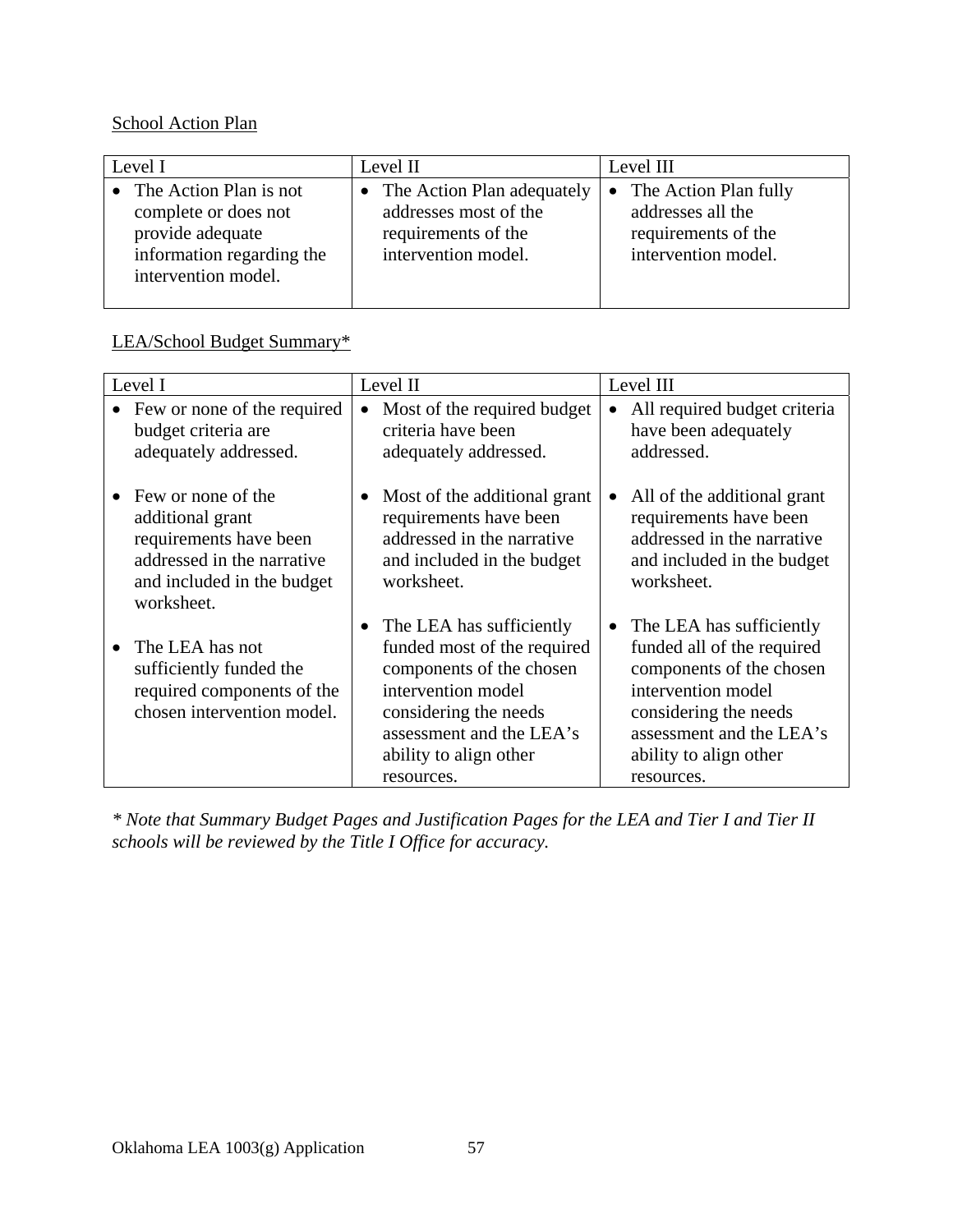School Action Plan

| Level I | Level II | Level III |
| --- | --- | --- |
| • The Action Plan is not complete or does not provide adequate information regarding the intervention model. | • The Action Plan adequately addresses most of the requirements of the intervention model. | • The Action Plan fully addresses all the requirements of the intervention model. |

LEA/School Budget Summary*

| Level I | Level II | Level III |
| --- | --- | --- |
| • Few or none of the required budget criteria are adequately addressed.<br><br>• Few or none of the additional grant requirements have been addressed in the narrative and included in the budget worksheet.<br><br>• The LEA has not sufficiently funded the required components of the chosen intervention model. | • Most of the required budget criteria have been adequately addressed.<br><br>• Most of the additional grant requirements have been addressed in the narrative and included in the budget worksheet.<br><br>• The LEA has sufficiently funded most of the required components of the chosen intervention model considering the needs assessment and the LEA's ability to align other resources. | • All required budget criteria have been adequately addressed.<br><br>• All of the additional grant requirements have been addressed in the narrative and included in the budget worksheet.<br><br>• The LEA has sufficiently funded all of the required components of the chosen intervention model considering the needs assessment and the LEA's ability to align other resources. |

*\* Note that Summary Budget Pages and Justification Pages for the LEA and Tier I and Tier II schools will be reviewed by the Title I Office for accuracy.*